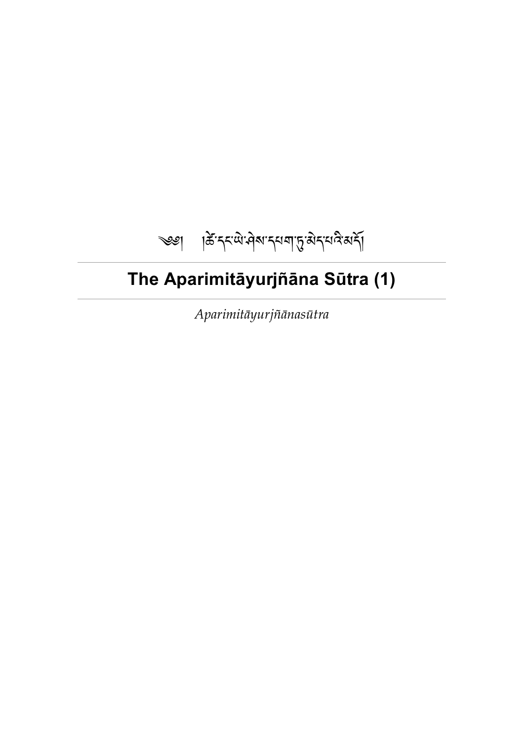༄། །ཚེ་དང་ཡེ་ཤེས་དཔག་ཏུ་མེད་པའི་མདོ།

# The Aparimitāyurjñāna Sūtra (1)

*Aparimitāyurjñānasūtra*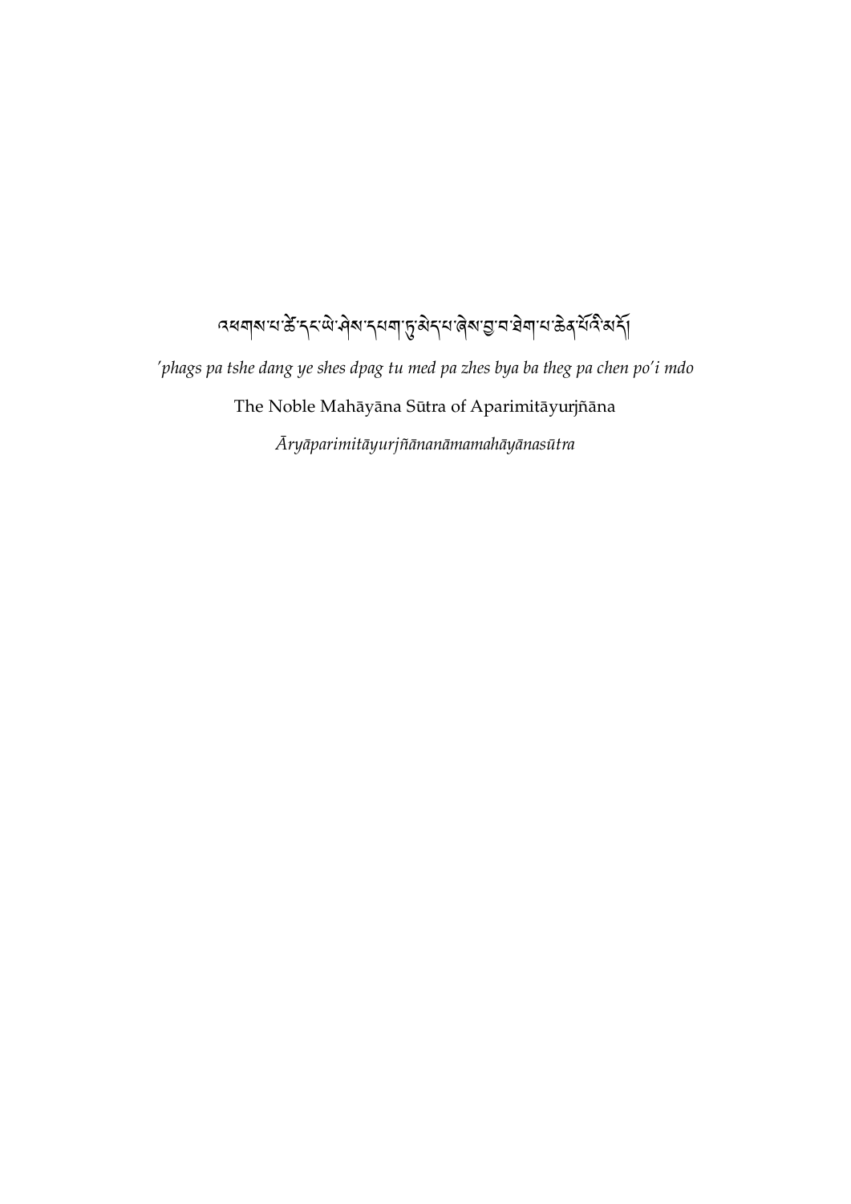འཕགས་པ་ཚེ་དང་ཡེ་ཤེས་དཔག་ཏུ་མེད་པ་ཞེས་བྱ་བ་ཐེག་པ་ཆེན་པོའི་མདོ།

*'phags pa tshe dang ye shes dpag tu med pa zhes bya ba theg pa chen po'i mdo*

The Noble Mahāyāna Sūtra of Aparimitāyurjñāna

*Āryāparimitāyurjñānanāmamahāyānasūtra*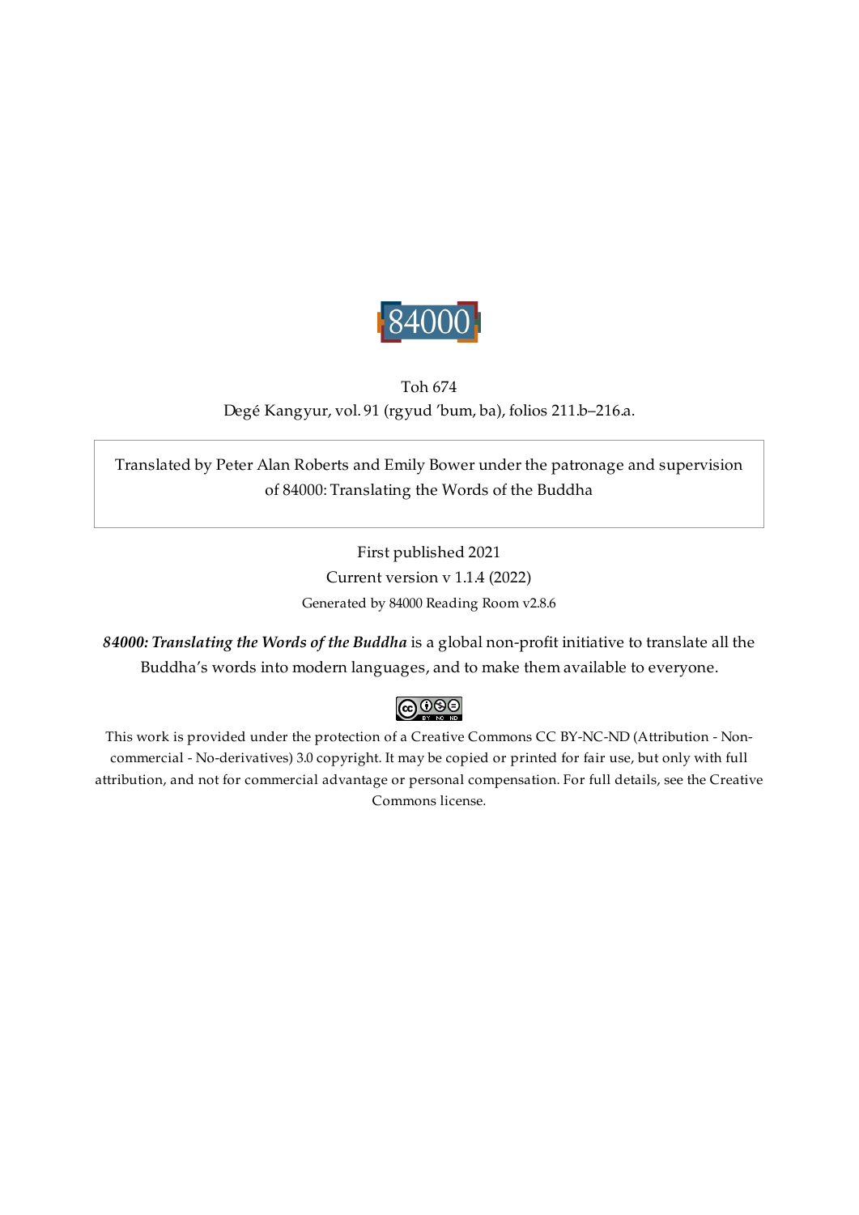84000

Toh 674

Degé Kangyur, vol. 91 (rgyud ’bum, ba), folios 211.b–216.a.

Translated by Peter Alan Roberts and Emily Bower under the patronage and supervision of 84000: Translating the Words of the Buddha

First published 2021

Current version v 1.1.4 (2022)

Generated by 84000 Reading Room v2.8.6

***84000: Translating the Words of the Buddha*** is a global non-profit initiative to translate all the Buddha’s words into modern languages, and to make them available to everyone.

This work is provided under the protection of a Creative Commons CC BY-NC-ND (Attribution - Non-commercial - No-derivatives) 3.0 copyright. It may be copied or printed for fair use, but only with full attribution, and not for commercial advantage or personal compensation. For full details, see the Creative Commons license.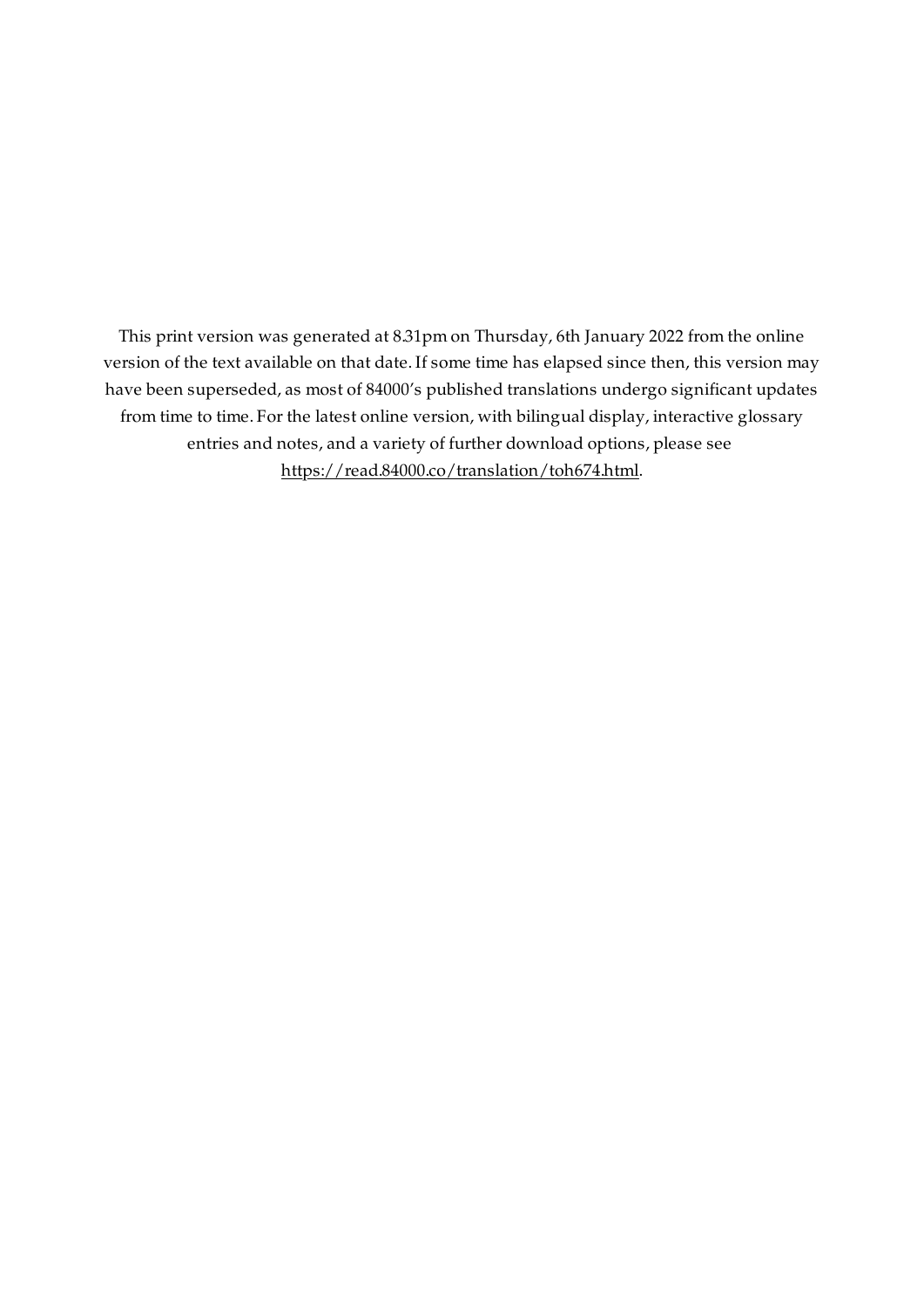This print version was generated at 8.31pm on Thursday, 6th January 2022 from the online version of the text available on that date. If some time has elapsed since then, this version may have been superseded, as most of 84000's published translations undergo significant updates from time to time. For the latest online version, with bilingual display, interactive glossary entries and notes, and a variety of further download options, please see [https://read.84000.co/translation/toh674.html](https://read.84000.co/translation/toh674.html).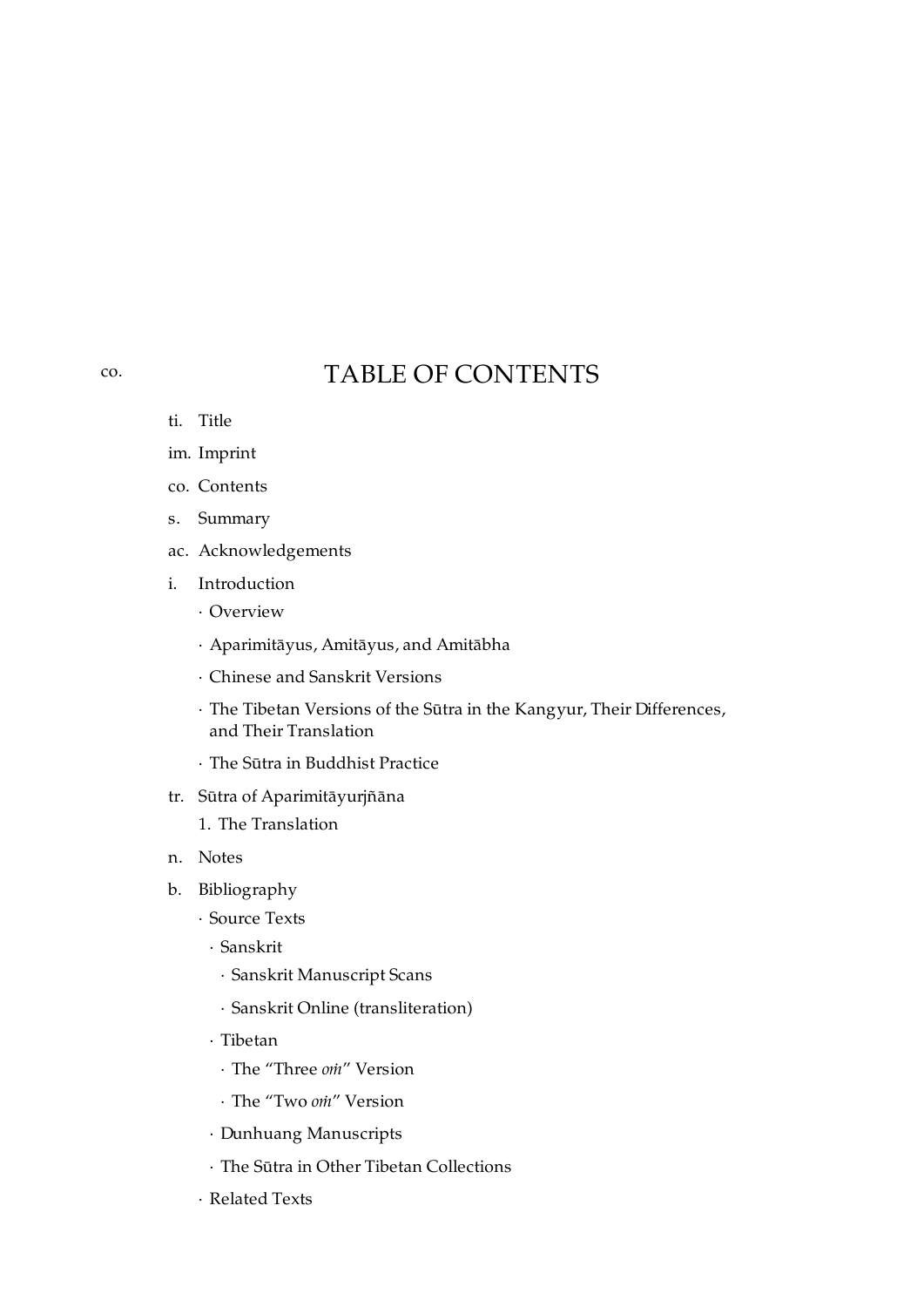co.

# TABLE OF CONTENTS

- ti. Title
- im. Imprint
- co. Contents
- s. Summary
- ac. Acknowledgements
- i. Introduction
  - · Overview
  - · Aparimitāyus, Amitāyus, and Amitābha
  - · Chinese and Sanskrit Versions
  - · The Tibetan Versions of the Sūtra in the Kangyur, Their Differences, and Their Translation
  - · The Sūtra in Buddhist Practice
- tr. Sūtra of Aparimitāyurjñāna
  - 1. The Translation
- n. Notes
- b. Bibliography
  - · Source Texts
    - · Sanskrit
      - · Sanskrit Manuscript Scans
      - · Sanskrit Online (transliteration)
    - · Tibetan
      - · The “Three *oṁ*” Version
      - · The “Two *oṁ*” Version
    - · Dunhuang Manuscripts
    - · The Sūtra in Other Tibetan Collections
  - · Related Texts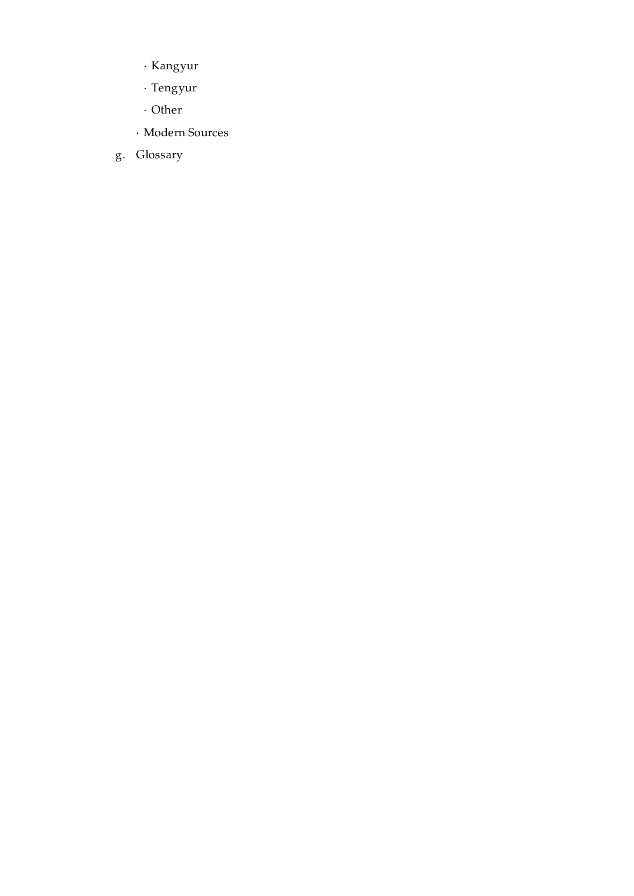- · Kangyur
- · Tengyur
- · Other

· Modern Sources

g. Glossary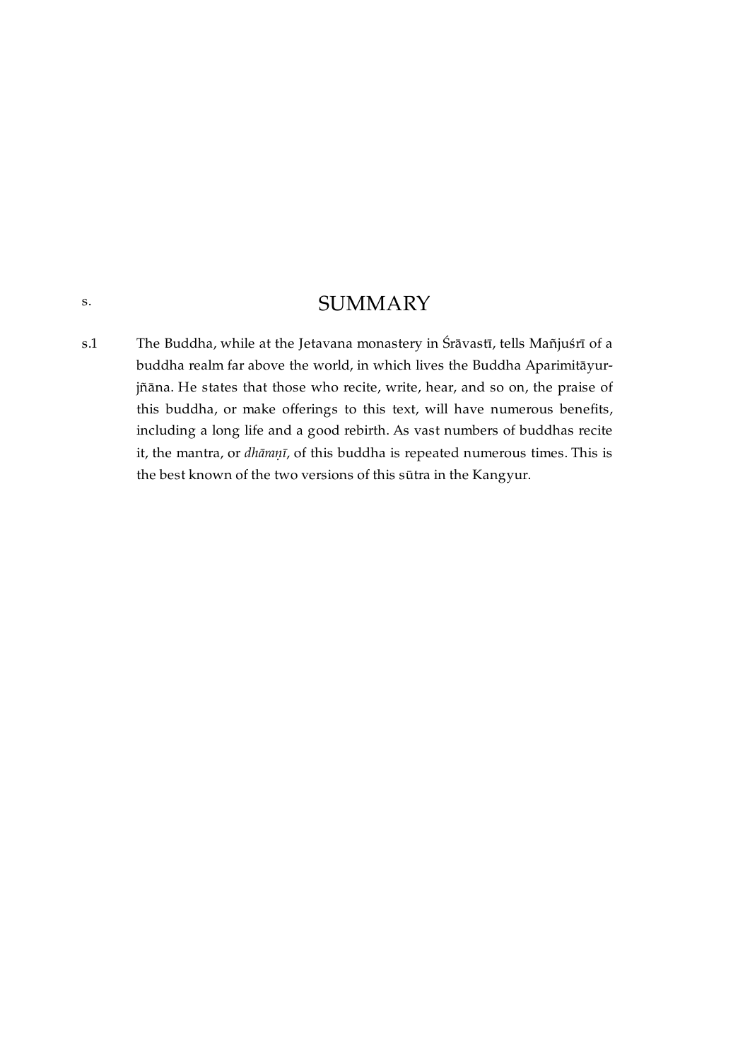s.

# SUMMARY

s.1 The Buddha, while at the Jetavana monastery in Śrāvastī, tells Mañjuśrī of a buddha realm far above the world, in which lives the Buddha Aparimitāyurjñāna. He states that those who recite, write, hear, and so on, the praise of this buddha, or make offerings to this text, will have numerous benefits, including a long life and a good rebirth. As vast numbers of buddhas recite it, the mantra, or *dhāraṇī*, of this buddha is repeated numerous times. This is the best known of the two versions of this sūtra in the Kangyur.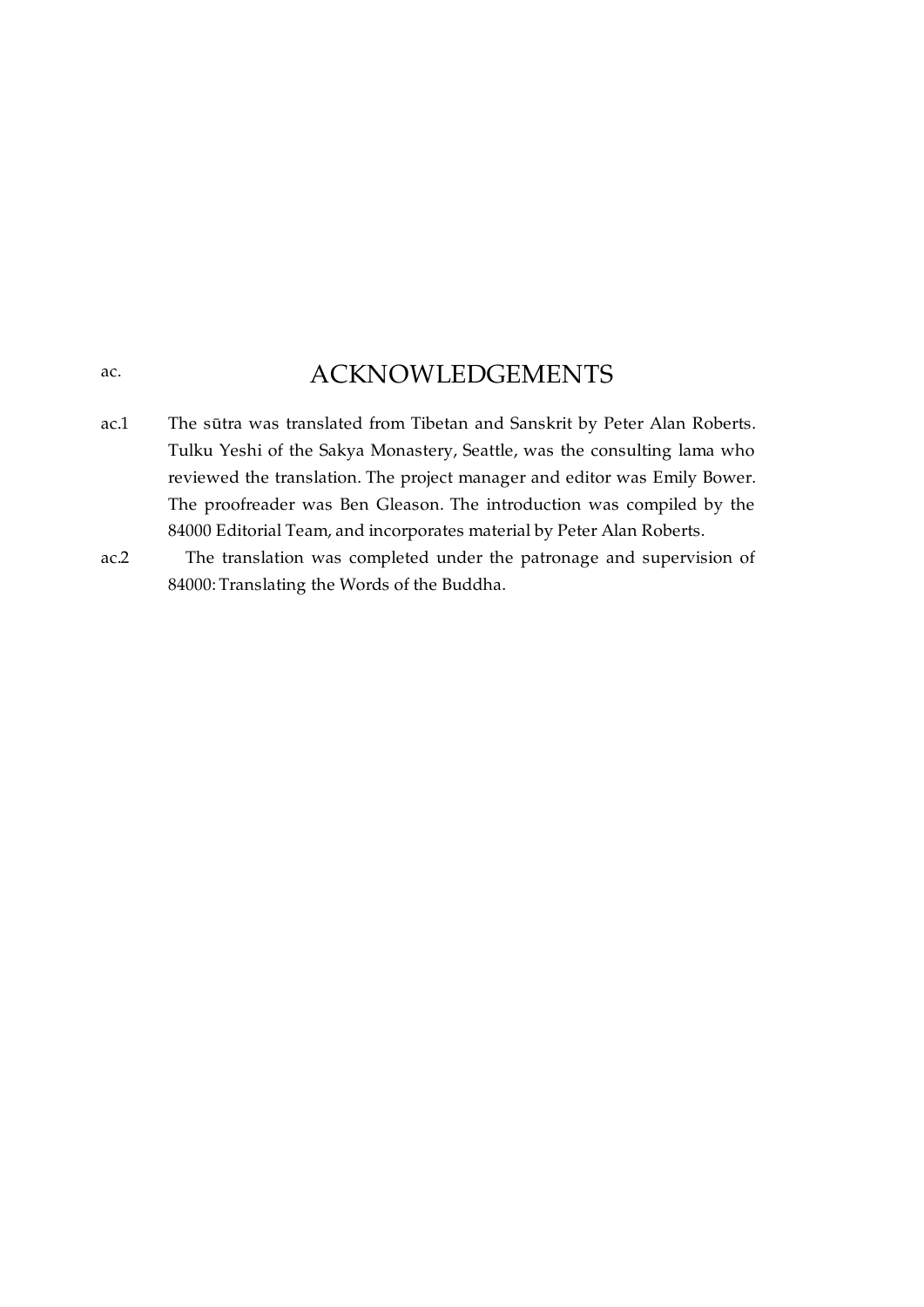# ac. ACKNOWLEDGEMENTS

ac.1 The sūtra was translated from Tibetan and Sanskrit by Peter Alan Roberts. Tulku Yeshi of the Sakya Monastery, Seattle, was the consulting lama who reviewed the translation. The project manager and editor was Emily Bower. The proofreader was Ben Gleason. The introduction was compiled by the 84000 Editorial Team, and incorporates material by Peter Alan Roberts.

ac.2 The translation was completed under the patronage and supervision of 84000: Translating the Words of the Buddha.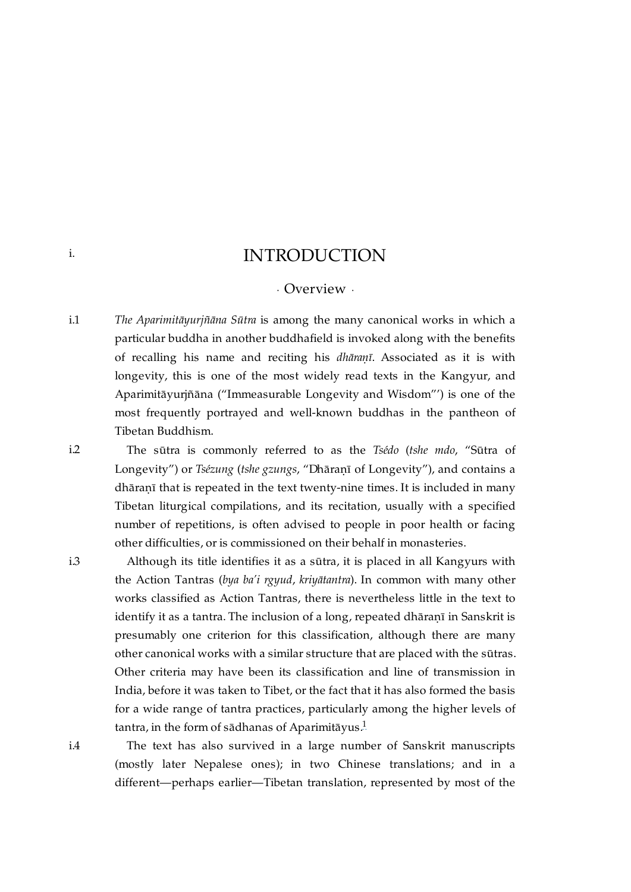# i. INTRODUCTION

## · Overview ·

i.1 *The Aparimitāyurjñāna Sūtra* is among the many canonical works in which a particular buddha in another buddhafield is invoked along with the benefits of recalling his name and reciting his *dhāraṇī*. Associated as it is with longevity, this is one of the most widely read texts in the Kangyur, and Aparimitāyurjñāna ("Immeasurable Longevity and Wisdom") is one of the most frequently portrayed and well-known buddhas in the pantheon of Tibetan Buddhism.

i.2 The sūtra is commonly referred to as the *Tsédo* (*tshe mdo*, "Sūtra of Longevity") or *Tsézung* (*tshe gzungs*, "Dhāraṇī of Longevity"), and contains a dhāraṇī that is repeated in the text twenty-nine times. It is included in many Tibetan liturgical compilations, and its recitation, usually with a specified number of repetitions, is often advised to people in poor health or facing other difficulties, or is commissioned on their behalf in monasteries.

i.3 Although its title identifies it as a sūtra, it is placed in all Kangyurs with the Action Tantras (*bya ba'i rgyud*, *kriyātantra*). In common with many other works classified as Action Tantras, there is nevertheless little in the text to identify it as a tantra. The inclusion of a long, repeated dhāraṇī in Sanskrit is presumably one criterion for this classification, although there are many other canonical works with a similar structure that are placed with the sūtras. Other criteria may have been its classification and line of transmission in India, before it was taken to Tibet, or the fact that it has also formed the basis for a wide range of tantra practices, particularly among the higher levels of tantra, in the form of sādhanas of Aparimitāyus.[1]

i.4 The text has also survived in a large number of Sanskrit manuscripts (mostly later Nepalese ones); in two Chinese translations; and in a different—perhaps earlier—Tibetan translation, represented by most of the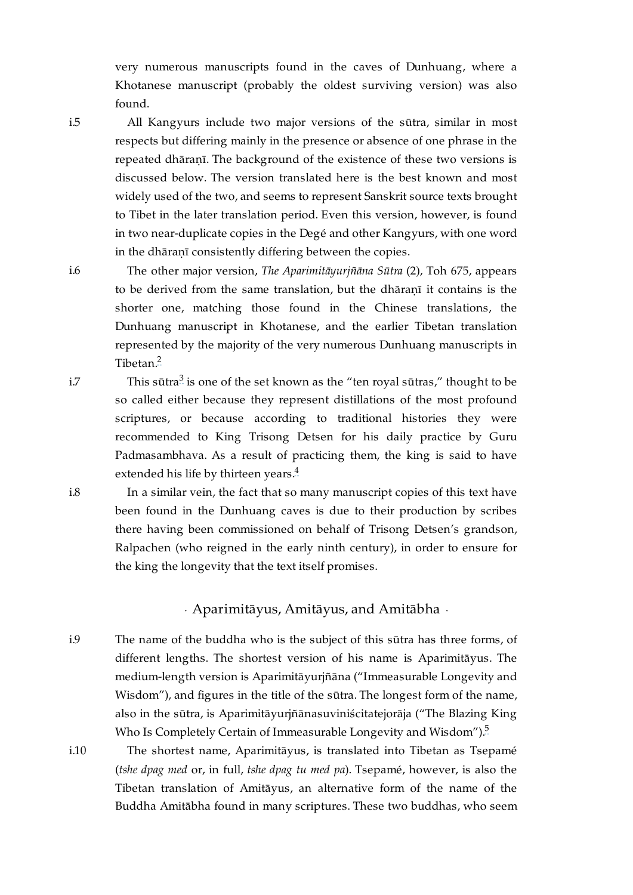very numerous manuscripts found in the caves of Dunhuang, where a Khotanese manuscript (probably the oldest surviving version) was also found.

i.5 All Kangyurs include two major versions of the sūtra, similar in most respects but differing mainly in the presence or absence of one phrase in the repeated dhāraṇī. The background of the existence of these two versions is discussed below. The version translated here is the best known and most widely used of the two, and seems to represent Sanskrit source texts brought to Tibet in the later translation period. Even this version, however, is found in two near-duplicate copies in the Degé and other Kangyurs, with one word in the dhāraṇī consistently differing between the copies.

i.6 The other major version, *The Aparimitāyurjñāna Sūtra* (2), Toh 675, appears to be derived from the same translation, but the dhāraṇī it contains is the shorter one, matching those found in the Chinese translations, the Dunhuang manuscript in Khotanese, and the earlier Tibetan translation represented by the majority of the very numerous Dunhuang manuscripts in Tibetan.[2]

i.7 This sūtra[3] is one of the set known as the "ten royal sūtras," thought to be so called either because they represent distillations of the most profound scriptures, or because according to traditional histories they were recommended to King Trisong Detsen for his daily practice by Guru Padmasambhava. As a result of practicing them, the king is said to have extended his life by thirteen years.[4]

i.8 In a similar vein, the fact that so many manuscript copies of this text have been found in the Dunhuang caves is due to their production by scribes there having been commissioned on behalf of Trisong Detsen's grandson, Ralpachen (who reigned in the early ninth century), in order to ensure for the king the longevity that the text itself promises.

## · Aparimitāyus, Amitāyus, and Amitābha ·

i.9 The name of the buddha who is the subject of this sūtra has three forms, of different lengths. The shortest version of his name is Aparimitāyus. The medium-length version is Aparimitāyurjñāna ("Immeasurable Longevity and Wisdom"), and figures in the title of the sūtra. The longest form of the name, also in the sūtra, is Aparimitāyurjñānasuviniścitatejorāja ("The Blazing King Who Is Completely Certain of Immeasurable Longevity and Wisdom").[5]

i.10 The shortest name, Aparimitāyus, is translated into Tibetan as Tsepamé (*tshe dpag med* or, in full, *tshe dpag tu med pa*). Tsepamé, however, is also the Tibetan translation of Amitāyus, an alternative form of the name of the Buddha Amitābha found in many scriptures. These two buddhas, who seem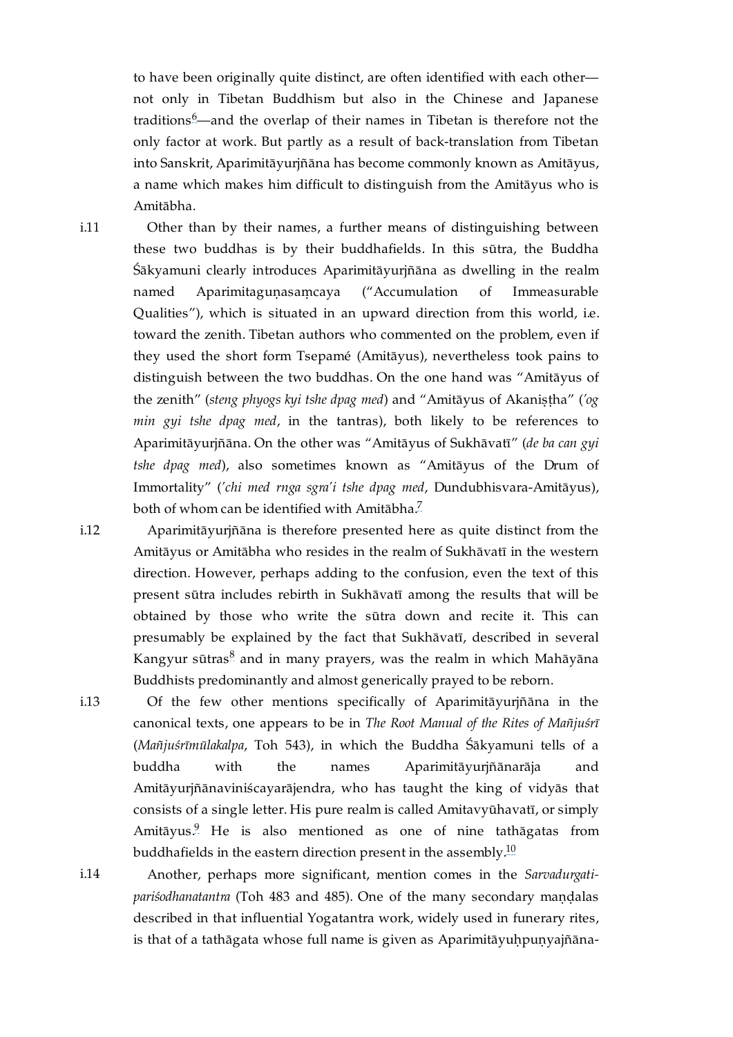to have been originally quite distinct, are often identified with each other—not only in Tibetan Buddhism but also in the Chinese and Japanese traditions[6]—and the overlap of their names in Tibetan is therefore not the only factor at work. But partly as a result of back-translation from Tibetan into Sanskrit, Aparimitāyurjñāna has become commonly known as Amitāyus, a name which makes him difficult to distinguish from the Amitāyus who is Amitābha.

i.11 Other than by their names, a further means of distinguishing between these two buddhas is by their buddhafields. In this sūtra, the Buddha Śākyamuni clearly introduces Aparimitāyurjñāna as dwelling in the realm named Aparimitaguṇasaṃcaya ("Accumulation of Immeasurable Qualities"), which is situated in an upward direction from this world, i.e. toward the zenith. Tibetan authors who commented on the problem, even if they used the short form Tsepamé (Amitāyus), nevertheless took pains to distinguish between the two buddhas. On the one hand was "Amitāyus of the zenith" (*steng phyogs kyi tshe dpag med*) and "Amitāyus of Akaniṣṭha" (*'og min gyi tshe dpag med*, in the tantras), both likely to be references to Aparimitāyurjñāna. On the other was "Amitāyus of Sukhāvatī" (*de ba can gyi tshe dpag med*), also sometimes known as "Amitāyus of the Drum of Immortality" (*'chi med rnga sgra'i tshe dpag med*, Dundubhisvara-Amitāyus), both of whom can be identified with Amitābha.[7]

i.12 Aparimitāyurjñāna is therefore presented here as quite distinct from the Amitāyus or Amitābha who resides in the realm of Sukhāvatī in the western direction. However, perhaps adding to the confusion, even the text of this present sūtra includes rebirth in Sukhāvatī among the results that will be obtained by those who write the sūtra down and recite it. This can presumably be explained by the fact that Sukhāvatī, described in several Kangyur sūtras[8] and in many prayers, was the realm in which Mahāyāna Buddhists predominantly and almost generically prayed to be reborn.

i.13 Of the few other mentions specifically of Aparimitāyurjñāna in the canonical texts, one appears to be in *The Root Manual of the Rites of Mañjuśrī* (*Mañjuśrīmūlakalpa*, Toh 543), in which the Buddha Śākyamuni tells of a buddha with the names Aparimitāyurjñānarāja and Amitāyurjñānaviniścayarājendra, who has taught the king of vidyās that consists of a single letter. His pure realm is called Amitavyūhavatī, or simply Amitāyus.[9] He is also mentioned as one of nine tathāgatas from buddhafields in the eastern direction present in the assembly.[10]

i.14 Another, perhaps more significant, mention comes in the *Sarvadurgatipariśodhanatantra* (Toh 483 and 485). One of the many secondary maṇḍalas described in that influential Yogatantra work, widely used in funerary rites, is that of a tathāgata whose full name is given as Aparimitāyuḥpuṇyajñāna-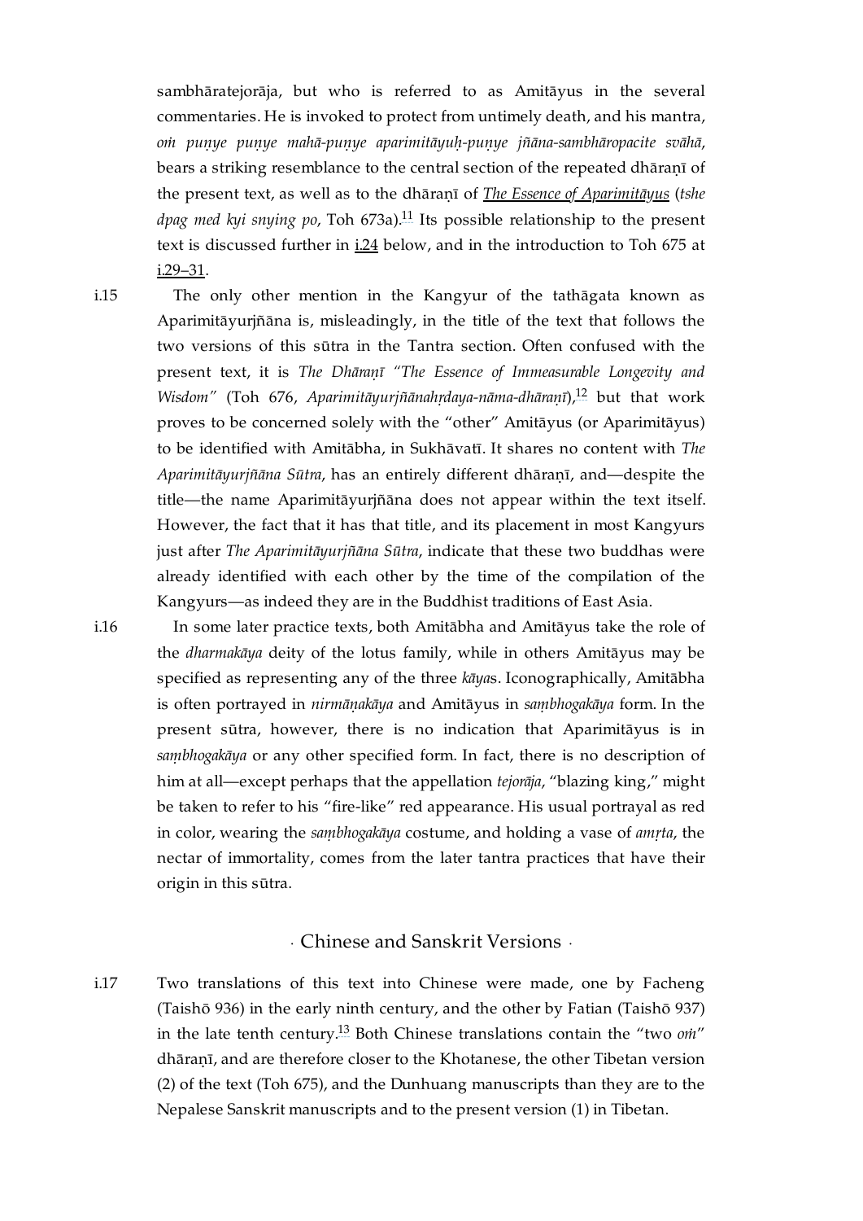sambhāratejorāja, but who is referred to as Amitāyus in the several commentaries. He is invoked to protect from untimely death, and his mantra, *oṁ puṇye puṇye mahā-puṇye aparimitāyuḥ-puṇye jñāna-sambhāropacite svāhā*, bears a striking resemblance to the central section of the repeated dhāraṇī of the present text, as well as to the dhāraṇī of *The Essence of Aparimitāyus* (*tshe dpag med kyi snying po*, Toh 673a).[11] Its possible relationship to the present text is discussed further in i.24 below, and in the introduction to Toh 675 at i.29–31.

i.15 The only other mention in the Kangyur of the tathāgata known as Aparimitāyurjñāna is, misleadingly, in the title of the text that follows the two versions of this sūtra in the Tantra section. Often confused with the present text, it is *The Dhāraṇī "The Essence of Immeasurable Longevity and Wisdom"* (Toh 676, *Aparimitāyurjñānahṛdaya-nāma-dhāraṇī*),[12] but that work proves to be concerned solely with the "other" Amitāyus (or Aparimitāyus) to be identified with Amitābha, in Sukhāvatī. It shares no content with *The Aparimitāyurjñāna Sūtra*, has an entirely different dhāraṇī, and—despite the title—the name Aparimitāyurjñāna does not appear within the text itself. However, the fact that it has that title, and its placement in most Kangyurs just after *The Aparimitāyurjñāna Sūtra*, indicate that these two buddhas were already identified with each other by the time of the compilation of the Kangyurs—as indeed they are in the Buddhist traditions of East Asia.

i.16 In some later practice texts, both Amitābha and Amitāyus take the role of the *dharmakāya* deity of the lotus family, while in others Amitāyus may be specified as representing any of the three *kāya*s. Iconographically, Amitābha is often portrayed in *nirmāṇakāya* and Amitāyus in *saṃbhogakāya* form. In the present sūtra, however, there is no indication that Aparimitāyus is in *saṃbhogakāya* or any other specified form. In fact, there is no description of him at all—except perhaps that the appellation *tejorāja*, "blazing king," might be taken to refer to his "fire-like" red appearance. His usual portrayal as red in color, wearing the *saṃbhogakāya* costume, and holding a vase of *amṛta*, the nectar of immortality, comes from the later tantra practices that have their origin in this sūtra.

## · Chinese and Sanskrit Versions ·

i.17 Two translations of this text into Chinese were made, one by Facheng (Taishō 936) in the early ninth century, and the other by Fatian (Taishō 937) in the late tenth century.[13] Both Chinese translations contain the "two *oṁ*" dhāraṇī, and are therefore closer to the Khotanese, the other Tibetan version (2) of the text (Toh 675), and the Dunhuang manuscripts than they are to the Nepalese Sanskrit manuscripts and to the present version (1) in Tibetan.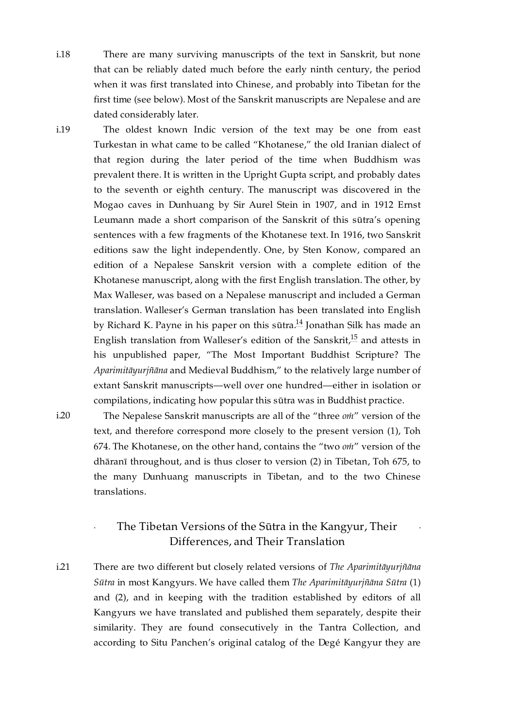i.18 There are many surviving manuscripts of the text in Sanskrit, but none that can be reliably dated much before the early ninth century, the period when it was first translated into Chinese, and probably into Tibetan for the first time (see below). Most of the Sanskrit manuscripts are Nepalese and are dated considerably later.

i.19 The oldest known Indic version of the text may be one from east Turkestan in what came to be called "Khotanese," the old Iranian dialect of that region during the later period of the time when Buddhism was prevalent there. It is written in the Upright Gupta script, and probably dates to the seventh or eighth century. The manuscript was discovered in the Mogao caves in Dunhuang by Sir Aurel Stein in 1907, and in 1912 Ernst Leumann made a short comparison of the Sanskrit of this sūtra's opening sentences with a few fragments of the Khotanese text. In 1916, two Sanskrit editions saw the light independently. One, by Sten Konow, compared an edition of a Nepalese Sanskrit version with a complete edition of the Khotanese manuscript, along with the first English translation. The other, by Max Walleser, was based on a Nepalese manuscript and included a German translation. Walleser's German translation has been translated into English by Richard K. Payne in his paper on this sūtra.[14] Jonathan Silk has made an English translation from Walleser's edition of the Sanskrit,[15] and attests in his unpublished paper, "The Most Important Buddhist Scripture? The *Aparimitāyurjñāna* and Medieval Buddhism," to the relatively large number of extant Sanskrit manuscripts—well over one hundred—either in isolation or compilations, indicating how popular this sūtra was in Buddhist practice.

i.20 The Nepalese Sanskrit manuscripts are all of the "three *oṁ*" version of the text, and therefore correspond more closely to the present version (1), Toh 674. The Khotanese, on the other hand, contains the "two *oṁ*" version of the dhāraṇī throughout, and is thus closer to version (2) in Tibetan, Toh 675, to the many Dunhuang manuscripts in Tibetan, and to the two Chinese translations.

## The Tibetan Versions of the Sūtra in the Kangyur, Their Differences, and Their Translation

i.21 There are two different but closely related versions of *The Aparimitāyurjñāna Sūtra* in most Kangyurs. We have called them *The Aparimitāyurjñāna Sūtra* (1) and (2), and in keeping with the tradition established by editors of all Kangyurs we have translated and published them separately, despite their similarity. They are found consecutively in the Tantra Collection, and according to Situ Panchen's original catalog of the Degé Kangyur they are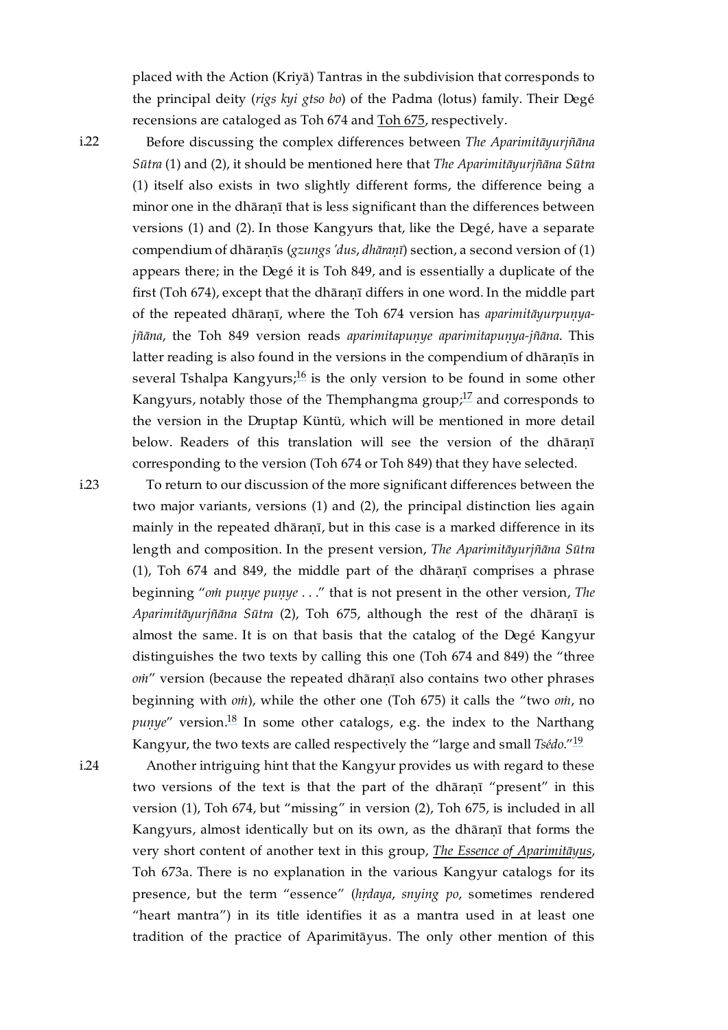placed with the Action (Kriyā) Tantras in the subdivision that corresponds to the principal deity (*rigs kyi gtso bo*) of the Padma (lotus) family. Their Degé recensions are cataloged as Toh 674 and Toh 675, respectively.

i.22 Before discussing the complex differences between *The Aparimitāyurjñāna Sūtra* (1) and (2), it should be mentioned here that *The Aparimitāyurjñāna Sūtra* (1) itself also exists in two slightly different forms, the difference being a minor one in the dhāraṇī that is less significant than the differences between versions (1) and (2). In those Kangyurs that, like the Degé, have a separate compendium of dhāraṇīs (*gzungs 'dus*, *dhāraṇī*) section, a second version of (1) appears there; in the Degé it is Toh 849, and is essentially a duplicate of the first (Toh 674), except that the dhāraṇī differs in one word. In the middle part of the repeated dhāraṇī, where the Toh 674 version has *aparimitāyurpuṇya-jñāna*, the Toh 849 version reads *aparimitapuṇye aparimitapuṇya-jñāna*. This latter reading is also found in the versions in the compendium of dhāraṇīs in several Tshalpa Kangyurs;[16] is the only version to be found in some other Kangyurs, notably those of the Themphangma group;[17] and corresponds to the version in the Druptap Küntü, which will be mentioned in more detail below. Readers of this translation will see the version of the dhāraṇī corresponding to the version (Toh 674 or Toh 849) that they have selected.

i.23 To return to our discussion of the more significant differences between the two major variants, versions (1) and (2), the principal distinction lies again mainly in the repeated dhāraṇī, but in this case is a marked difference in its length and composition. In the present version, *The Aparimitāyurjñāna Sūtra* (1), Toh 674 and 849, the middle part of the dhāraṇī comprises a phrase beginning "*oṁ puṇye puṇye* . . ." that is not present in the other version, *The Aparimitāyurjñāna Sūtra* (2), Toh 675, although the rest of the dhāraṇī is almost the same. It is on that basis that the catalog of the Degé Kangyur distinguishes the two texts by calling this one (Toh 674 and 849) the "three *oṁ*" version (because the repeated dhāraṇī also contains two other phrases beginning with *oṁ*), while the other one (Toh 675) it calls the "two *oṁ*, no *puṇye*" version.[18] In some other catalogs, e.g. the index to the Narthang Kangyur, the two texts are called respectively the "large and small *Tsédo*."[19]

i.24 Another intriguing hint that the Kangyur provides us with regard to these two versions of the text is that the part of the dhāraṇī "present" in this version (1), Toh 674, but "missing" in version (2), Toh 675, is included in all Kangyurs, almost identically but on its own, as the dhāraṇī that forms the very short content of another text in this group, *The Essence of Aparimitāyus*, Toh 673a. There is no explanation in the various Kangyur catalogs for its presence, but the term "essence" (*hṛdaya*, *snying po*, sometimes rendered "heart mantra") in its title identifies it as a mantra used in at least one tradition of the practice of Aparimitāyus. The only other mention of this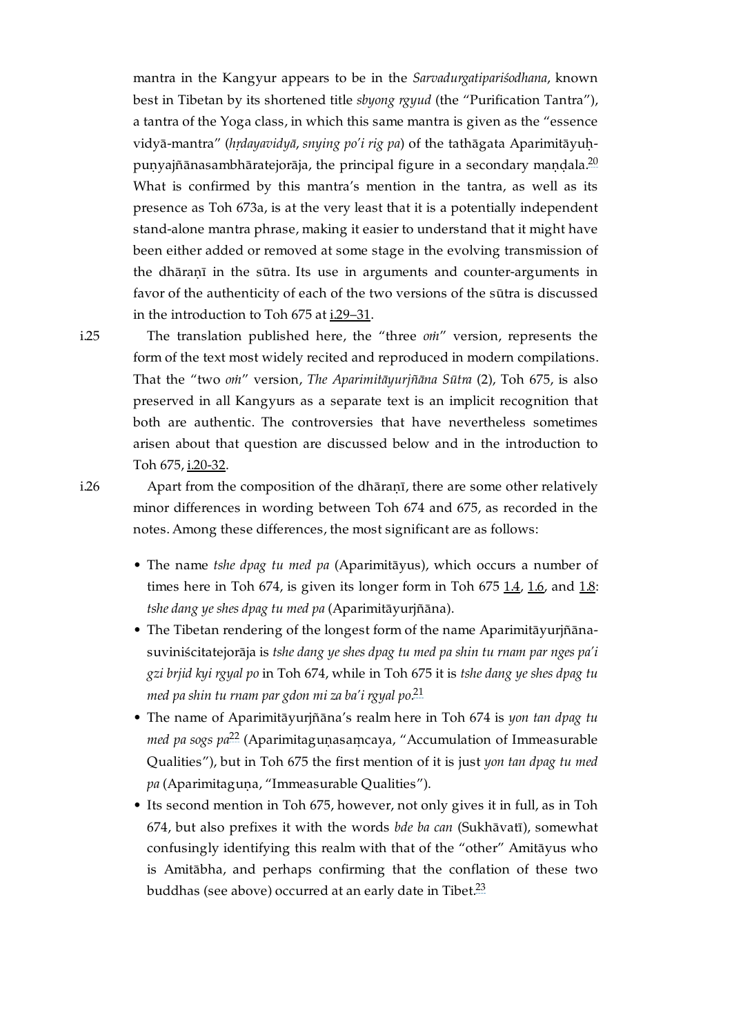mantra in the Kangyur appears to be in the *Sarvadurgatipariśodhana*, known best in Tibetan by its shortened title *sbyong rgyud* (the "Purification Tantra"), a tantra of the Yoga class, in which this same mantra is given as the "essence vidyā-mantra" (*hṛdayavidyā*, *snying po'i rig pa*) of the tathāgata Aparimitāyuḥpuṇyajñānasambhāratejorāja, the principal figure in a secondary maṇḍala.[20] What is confirmed by this mantra's mention in the tantra, as well as its presence as Toh 673a, is at the very least that it is a potentially independent stand-alone mantra phrase, making it easier to understand that it might have been either added or removed at some stage in the evolving transmission of the dhāraṇī in the sūtra. Its use in arguments and counter-arguments in favor of the authenticity of each of the two versions of the sūtra is discussed in the introduction to Toh 675 at i.29–31.

i.25 The translation published here, the "three *oṁ*" version, represents the form of the text most widely recited and reproduced in modern compilations. That the "two *oṁ*" version, *The Aparimitāyurjñāna Sūtra* (2), Toh 675, is also preserved in all Kangyurs as a separate text is an implicit recognition that both are authentic. The controversies that have nevertheless sometimes arisen about that question are discussed below and in the introduction to Toh 675, i.20-32.

i.26 Apart from the composition of the dhāraṇī, there are some other relatively minor differences in wording between Toh 674 and 675, as recorded in the notes. Among these differences, the most significant are as follows:

- The name *tshe dpag tu med pa* (Aparimitāyus), which occurs a number of times here in Toh 674, is given its longer form in Toh 675 1.4, 1.6, and 1.8: *tshe dang ye shes dpag tu med pa* (Aparimitāyurjñāna).
- The Tibetan rendering of the longest form of the name Aparimitāyurjñānasuviniścitatejorāja is *tshe dang ye shes dpag tu med pa shin tu rnam par nges pa'i gzi brjid kyi rgyal po* in Toh 674, while in Toh 675 it is *tshe dang ye shes dpag tu med pa shin tu rnam par gdon mi za ba'i rgyal po*.[21]
- The name of Aparimitāyurjñāna's realm here in Toh 674 is *yon tan dpag tu med pa sogs pa*[22] (Aparimitaguṇasaṃcaya, "Accumulation of Immeasurable Qualities"), but in Toh 675 the first mention of it is just *yon tan dpag tu med pa* (Aparimitaguṇa, "Immeasurable Qualities").
- Its second mention in Toh 675, however, not only gives it in full, as in Toh 674, but also prefixes it with the words *bde ba can* (Sukhāvatī), somewhat confusingly identifying this realm with that of the "other" Amitāyus who is Amitābha, and perhaps confirming that the conflation of these two buddhas (see above) occurred at an early date in Tibet.[23]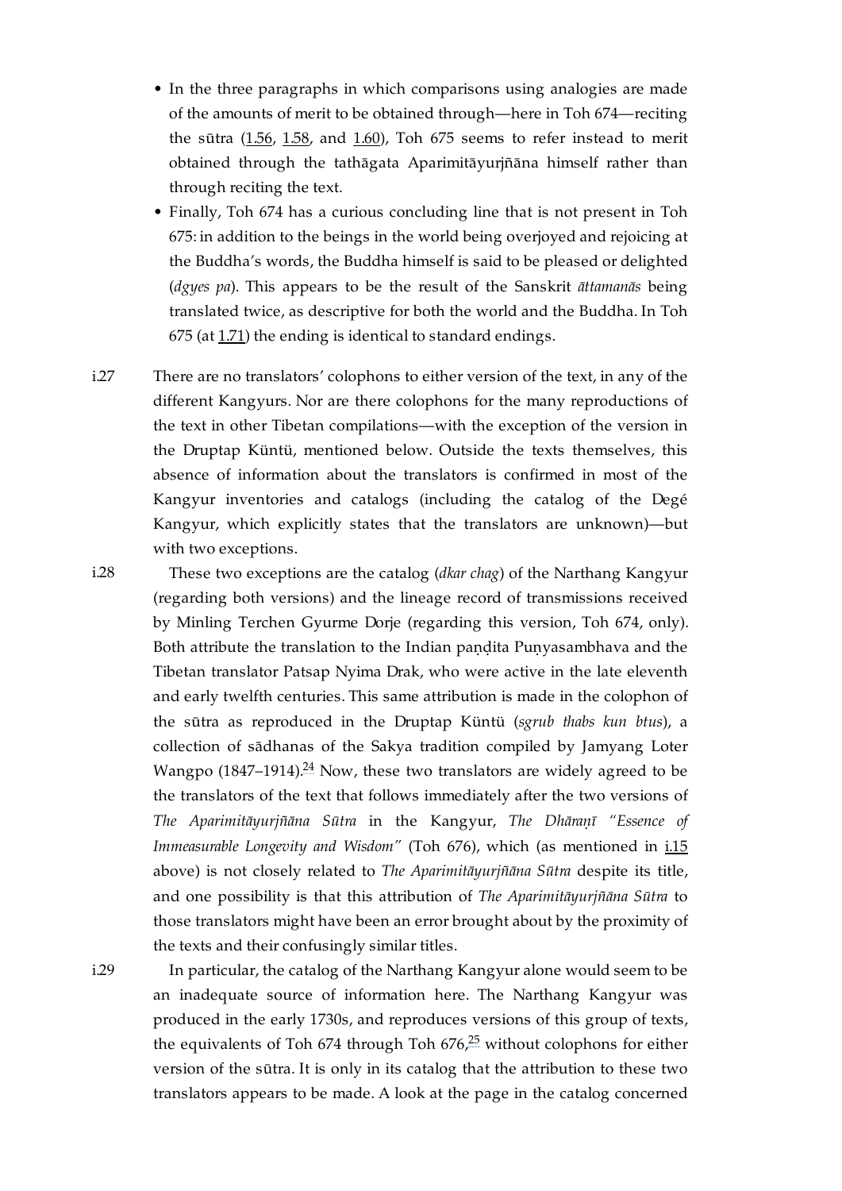- In the three paragraphs in which comparisons using analogies are made of the amounts of merit to be obtained through—here in Toh 674—reciting the sūtra (1.56, 1.58, and 1.60), Toh 675 seems to refer instead to merit obtained through the tathāgata Aparimitāyurjñāna himself rather than through reciting the text.
- Finally, Toh 674 has a curious concluding line that is not present in Toh 675: in addition to the beings in the world being overjoyed and rejoicing at the Buddha's words, the Buddha himself is said to be pleased or delighted (*dgyes pa*). This appears to be the result of the Sanskrit *āttamanās* being translated twice, as descriptive for both the world and the Buddha. In Toh 675 (at 1.71) the ending is identical to standard endings.

i.27 There are no translators' colophons to either version of the text, in any of the different Kangyurs. Nor are there colophons for the many reproductions of the text in other Tibetan compilations—with the exception of the version in the Druptap Küntü, mentioned below. Outside the texts themselves, this absence of information about the translators is confirmed in most of the Kangyur inventories and catalogs (including the catalog of the Degé Kangyur, which explicitly states that the translators are unknown)—but with two exceptions.

i.28 These two exceptions are the catalog (*dkar chag*) of the Narthang Kangyur (regarding both versions) and the lineage record of transmissions received by Minling Terchen Gyurme Dorje (regarding this version, Toh 674, only). Both attribute the translation to the Indian paṇḍita Puṇyasambhava and the Tibetan translator Patsap Nyima Drak, who were active in the late eleventh and early twelfth centuries. This same attribution is made in the colophon of the sūtra as reproduced in the Druptap Küntü (*sgrub thabs kun btus*), a collection of sādhanas of the Sakya tradition compiled by Jamyang Loter Wangpo (1847–1914).[24] Now, these two translators are widely agreed to be the translators of the text that follows immediately after the two versions of *The Aparimitāyurjñāna Sūtra* in the Kangyur, *The Dhāraṇī "Essence of Immeasurable Longevity and Wisdom"* (Toh 676), which (as mentioned in i.15 above) is not closely related to *The Aparimitāyurjñāna Sūtra* despite its title, and one possibility is that this attribution of *The Aparimitāyurjñāna Sūtra* to those translators might have been an error brought about by the proximity of the texts and their confusingly similar titles.

i.29 In particular, the catalog of the Narthang Kangyur alone would seem to be an inadequate source of information here. The Narthang Kangyur was produced in the early 1730s, and reproduces versions of this group of texts, the equivalents of Toh 674 through Toh 676,[25] without colophons for either version of the sūtra. It is only in its catalog that the attribution to these two translators appears to be made. A look at the page in the catalog concerned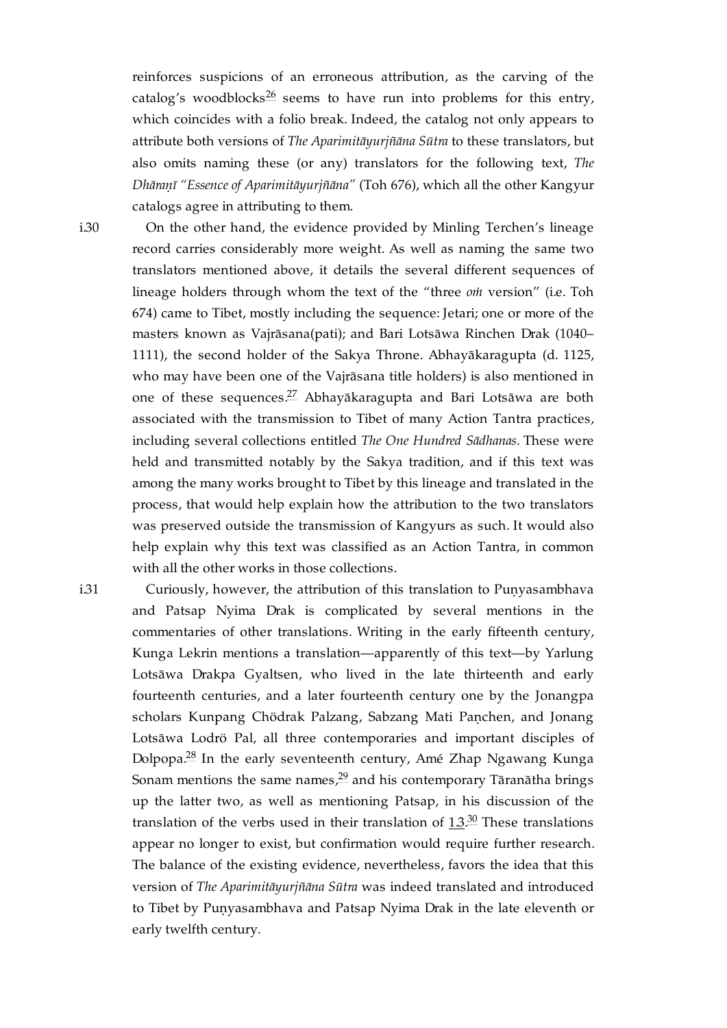reinforces suspicions of an erroneous attribution, as the carving of the catalog's woodblocks[26] seems to have run into problems for this entry, which coincides with a folio break. Indeed, the catalog not only appears to attribute both versions of *The Aparimitāyurjñāna Sūtra* to these translators, but also omits naming these (or any) translators for the following text, *The Dhāraṇī "Essence of Aparimitāyurjñāna"* (Toh 676), which all the other Kangyur catalogs agree in attributing to them.

i.30 On the other hand, the evidence provided by Minling Terchen's lineage record carries considerably more weight. As well as naming the same two translators mentioned above, it details the several different sequences of lineage holders through whom the text of the "three *oṁ* version" (i.e. Toh 674) came to Tibet, mostly including the sequence: Jetari; one or more of the masters known as Vajrāsana(pati); and Bari Lotsāwa Rinchen Drak (1040–1111), the second holder of the Sakya Throne. Abhayākaragupta (d. 1125, who may have been one of the Vajrāsana title holders) is also mentioned in one of these sequences.[27] Abhayākaragupta and Bari Lotsāwa are both associated with the transmission to Tibet of many Action Tantra practices, including several collections entitled *The One Hundred Sādhanas*. These were held and transmitted notably by the Sakya tradition, and if this text was among the many works brought to Tibet by this lineage and translated in the process, that would help explain how the attribution to the two translators was preserved outside the transmission of Kangyurs as such. It would also help explain why this text was classified as an Action Tantra, in common with all the other works in those collections.

i.31 Curiously, however, the attribution of this translation to Puṇyasambhava and Patsap Nyima Drak is complicated by several mentions in the commentaries of other translations. Writing in the early fifteenth century, Kunga Lekrin mentions a translation—apparently of this text—by Yarlung Lotsāwa Drakpa Gyaltsen, who lived in the late thirteenth and early fourteenth centuries, and a later fourteenth century one by the Jonangpa scholars Kunpang Chödrak Palzang, Sabzang Mati Paṇchen, and Jonang Lotsāwa Lodrö Pal, all three contemporaries and important disciples of Dolpopa.[28] In the early seventeenth century, Amé Zhap Ngawang Kunga Sonam mentions the same names,[29] and his contemporary Tāranātha brings up the latter two, as well as mentioning Patsap, in his discussion of the translation of the verbs used in their translation of 1.3.[30] These translations appear no longer to exist, but confirmation would require further research. The balance of the existing evidence, nevertheless, favors the idea that this version of *The Aparimitāyurjñāna Sūtra* was indeed translated and introduced to Tibet by Puṇyasambhava and Patsap Nyima Drak in the late eleventh or early twelfth century.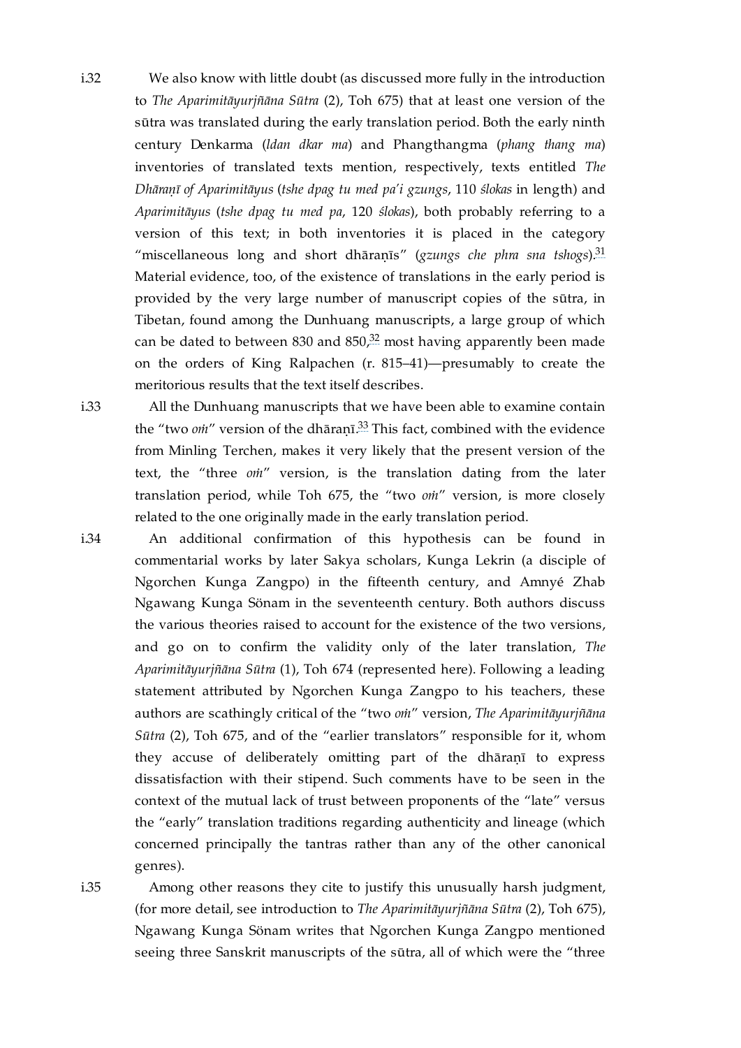i.32 We also know with little doubt (as discussed more fully in the introduction to *The Aparimitāyurjñāna Sūtra* (2), Toh 675) that at least one version of the sūtra was translated during the early translation period. Both the early ninth century Denkarma (*ldan dkar ma*) and Phangthangma (*phang thang ma*) inventories of translated texts mention, respectively, texts entitled *The Dhāraṇī of Aparimitāyus* (*tshe dpag tu med pa'i gzungs*, 110 *ślokas* in length) and *Aparimitāyus* (*tshe dpag tu med pa*, 120 *ślokas*), both probably referring to a version of this text; in both inventories it is placed in the category "miscellaneous long and short dhāraṇīs" (*gzungs che phra sna tshogs*).[31] Material evidence, too, of the existence of translations in the early period is provided by the very large number of manuscript copies of the sūtra, in Tibetan, found among the Dunhuang manuscripts, a large group of which can be dated to between 830 and 850,[32] most having apparently been made on the orders of King Ralpachen (r. 815–41)—presumably to create the meritorious results that the text itself describes.

i.33 All the Dunhuang manuscripts that we have been able to examine contain the "two *oṁ*" version of the dhāraṇī.[33] This fact, combined with the evidence from Minling Terchen, makes it very likely that the present version of the text, the "three *oṁ*" version, is the translation dating from the later translation period, while Toh 675, the "two *oṁ*" version, is more closely related to the one originally made in the early translation period.

i.34 An additional confirmation of this hypothesis can be found in commentarial works by later Sakya scholars, Kunga Lekrin (a disciple of Ngorchen Kunga Zangpo) in the fifteenth century, and Amnyé Zhab Ngawang Kunga Sönam in the seventeenth century. Both authors discuss the various theories raised to account for the existence of the two versions, and go on to confirm the validity only of the later translation, *The Aparimitāyurjñāna Sūtra* (1), Toh 674 (represented here). Following a leading statement attributed by Ngorchen Kunga Zangpo to his teachers, these authors are scathingly critical of the "two *oṁ*" version, *The Aparimitāyurjñāna Sūtra* (2), Toh 675, and of the "earlier translators" responsible for it, whom they accuse of deliberately omitting part of the dhāraṇī to express dissatisfaction with their stipend. Such comments have to be seen in the context of the mutual lack of trust between proponents of the "late" versus the "early" translation traditions regarding authenticity and lineage (which concerned principally the tantras rather than any of the other canonical genres).

i.35 Among other reasons they cite to justify this unusually harsh judgment, (for more detail, see introduction to *The Aparimitāyurjñāna Sūtra* (2), Toh 675), Ngawang Kunga Sönam writes that Ngorchen Kunga Zangpo mentioned seeing three Sanskrit manuscripts of the sūtra, all of which were the "three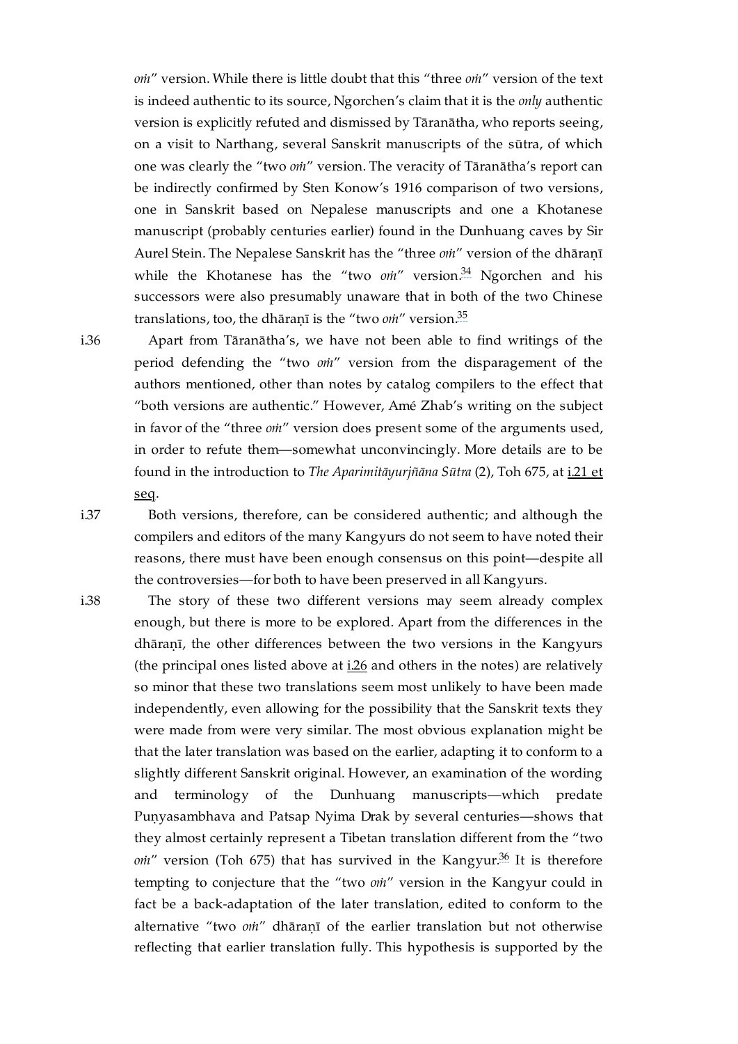*oṁ*” version. While there is little doubt that this “three *oṁ*” version of the text is indeed authentic to its source, Ngorchen’s claim that it is the *only* authentic version is explicitly refuted and dismissed by Tāranātha, who reports seeing, on a visit to Narthang, several Sanskrit manuscripts of the sūtra, of which one was clearly the “two *oṁ*” version. The veracity of Tāranātha’s report can be indirectly confirmed by Sten Konow’s 1916 comparison of two versions, one in Sanskrit based on Nepalese manuscripts and one a Khotanese manuscript (probably centuries earlier) found in the Dunhuang caves by Sir Aurel Stein. The Nepalese Sanskrit has the “three *oṁ*” version of the dhāraṇī while the Khotanese has the “two *oṁ*” version.[34] Ngorchen and his successors were also presumably unaware that in both of the two Chinese translations, too, the dhāraṇī is the “two *oṁ*” version.[35]

i.36 Apart from Tāranātha’s, we have not been able to find writings of the period defending the “two *oṁ*” version from the disparagement of the authors mentioned, other than notes by catalog compilers to the effect that “both versions are authentic.” However, Amé Zhab’s writing on the subject in favor of the “three *oṁ*” version does present some of the arguments used, in order to refute them—somewhat unconvincingly. More details are to be found in the introduction to *The Aparimitāyurjñāna Sūtra* (2), Toh 675, at i.21 et seq.

i.37 Both versions, therefore, can be considered authentic; and although the compilers and editors of the many Kangyurs do not seem to have noted their reasons, there must have been enough consensus on this point—despite all the controversies—for both to have been preserved in all Kangyurs.

i.38 The story of these two different versions may seem already complex enough, but there is more to be explored. Apart from the differences in the dhāraṇī, the other differences between the two versions in the Kangyurs (the principal ones listed above at i.26 and others in the notes) are relatively so minor that these two translations seem most unlikely to have been made independently, even allowing for the possibility that the Sanskrit texts they were made from were very similar. The most obvious explanation might be that the later translation was based on the earlier, adapting it to conform to a slightly different Sanskrit original. However, an examination of the wording and terminology of the Dunhuang manuscripts—which predate Puṇyasambhava and Patsap Nyima Drak by several centuries—shows that they almost certainly represent a Tibetan translation different from the “two *oṁ*” version (Toh 675) that has survived in the Kangyur.[36] It is therefore tempting to conjecture that the “two *oṁ*” version in the Kangyur could in fact be a back-adaptation of the later translation, edited to conform to the alternative “two *oṁ*” dhāraṇī of the earlier translation but not otherwise reflecting that earlier translation fully. This hypothesis is supported by the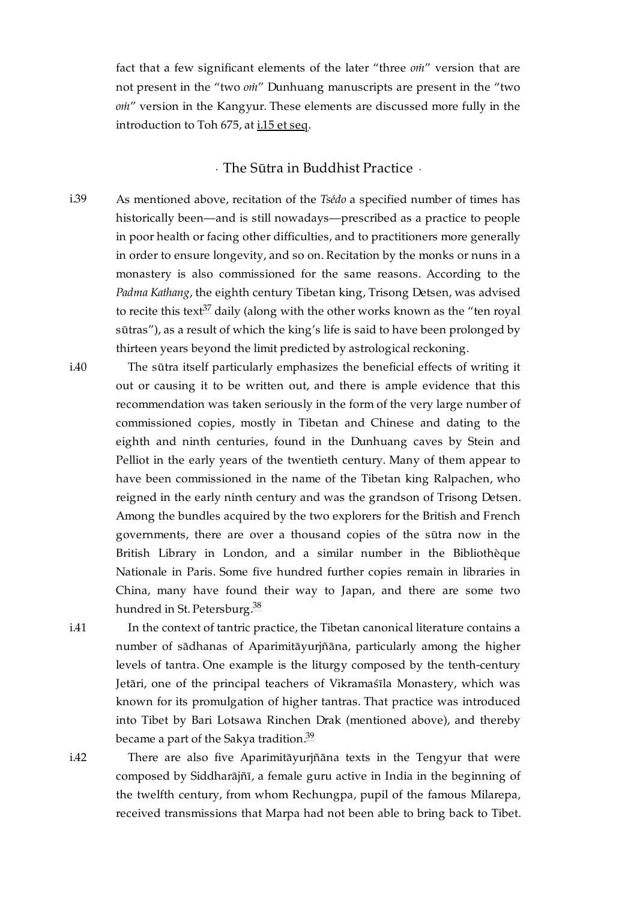fact that a few significant elements of the later "three *oṁ*" version that are not present in the "two *oṁ*" Dunhuang manuscripts are present in the "two *oṁ*" version in the Kangyur. These elements are discussed more fully in the introduction to Toh 675, at i.15 et seq.

## · The Sūtra in Buddhist Practice ·

i.39 As mentioned above, recitation of the *Tsédo* a specified number of times has historically been—and is still nowadays—prescribed as a practice to people in poor health or facing other difficulties, and to practitioners more generally in order to ensure longevity, and so on. Recitation by the monks or nuns in a monastery is also commissioned for the same reasons. According to the *Padma Kathang*, the eighth century Tibetan king, Trisong Detsen, was advised to recite this text[37] daily (along with the other works known as the "ten royal sūtras"), as a result of which the king's life is said to have been prolonged by thirteen years beyond the limit predicted by astrological reckoning.

i.40 The sūtra itself particularly emphasizes the beneficial effects of writing it out or causing it to be written out, and there is ample evidence that this recommendation was taken seriously in the form of the very large number of commissioned copies, mostly in Tibetan and Chinese and dating to the eighth and ninth centuries, found in the Dunhuang caves by Stein and Pelliot in the early years of the twentieth century. Many of them appear to have been commissioned in the name of the Tibetan king Ralpachen, who reigned in the early ninth century and was the grandson of Trisong Detsen. Among the bundles acquired by the two explorers for the British and French governments, there are over a thousand copies of the sūtra now in the British Library in London, and a similar number in the Bibliothèque Nationale in Paris. Some five hundred further copies remain in libraries in China, many have found their way to Japan, and there are some two hundred in St. Petersburg.[38]

i.41 In the context of tantric practice, the Tibetan canonical literature contains a number of sādhanas of Aparimitāyurjñāna, particularly among the higher levels of tantra. One example is the liturgy composed by the tenth-century Jetāri, one of the principal teachers of Vikramaśīla Monastery, which was known for its promulgation of higher tantras. That practice was introduced into Tibet by Bari Lotsawa Rinchen Drak (mentioned above), and thereby became a part of the Sakya tradition.[39]

i.42 There are also five Aparimitāyurjñāna texts in the Tengyur that were composed by Siddharājñī, a female guru active in India in the beginning of the twelfth century, from whom Rechungpa, pupil of the famous Milarepa, received transmissions that Marpa had not been able to bring back to Tibet.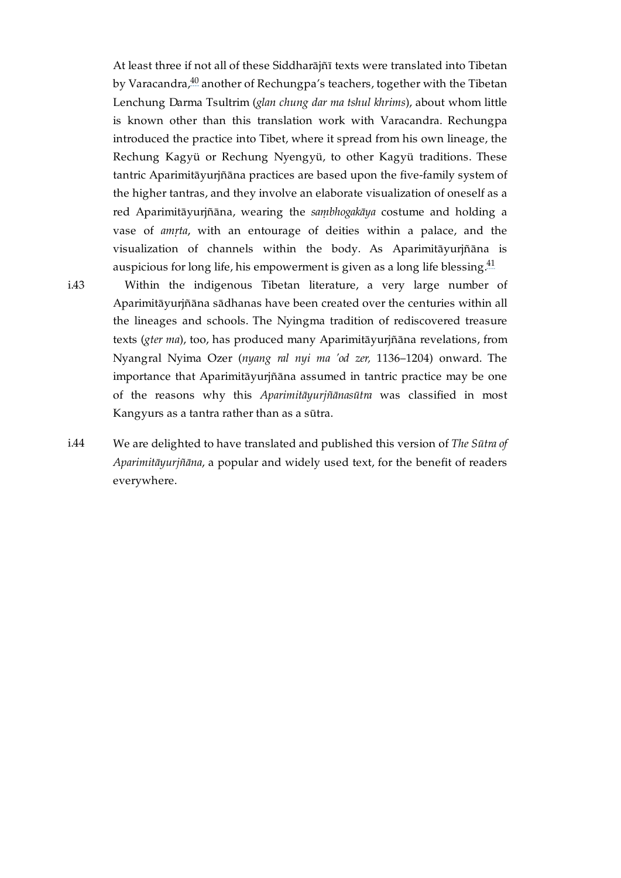At least three if not all of these Siddharājñī texts were translated into Tibetan by Varacandra,[40] another of Rechungpa's teachers, together with the Tibetan Lenchung Darma Tsultrim (*glan chung dar ma tshul khrims*), about whom little is known other than this translation work with Varacandra. Rechungpa introduced the practice into Tibet, where it spread from his own lineage, the Rechung Kagyü or Rechung Nyengyü, to other Kagyü traditions. These tantric Aparimitāyurjñāna practices are based upon the five-family system of the higher tantras, and they involve an elaborate visualization of oneself as a red Aparimitāyurjñāna, wearing the *saṃbhogakāya* costume and holding a vase of *amṛta*, with an entourage of deities within a palace, and the visualization of channels within the body. As Aparimitāyurjñāna is auspicious for long life, his empowerment is given as a long life blessing.[41]

i.43 Within the indigenous Tibetan literature, a very large number of Aparimitāyurjñāna sādhanas have been created over the centuries within all the lineages and schools. The Nyingma tradition of rediscovered treasure texts (*gter ma*), too, has produced many Aparimitāyurjñāna revelations, from Nyangral Nyima Ozer (*nyang ral nyi ma 'od zer,* 1136–1204) onward. The importance that Aparimitāyurjñāna assumed in tantric practice may be one of the reasons why this *Aparimitāyurjñānasūtra* was classified in most Kangyurs as a tantra rather than as a sūtra.

i.44 We are delighted to have translated and published this version of *The Sūtra of Aparimitāyurjñāna*, a popular and widely used text, for the benefit of readers everywhere.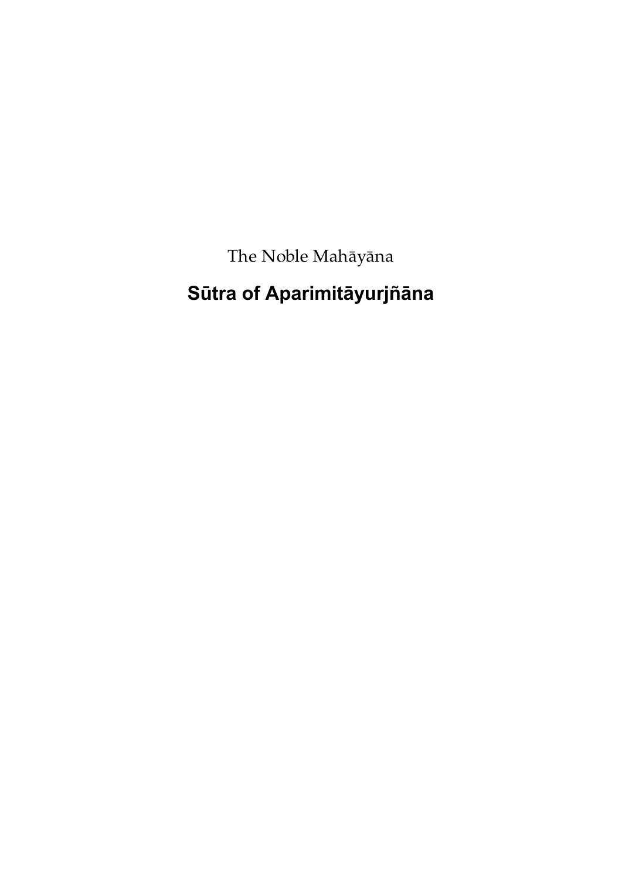The Noble Mahāyāna

# Sūtra of Aparimitāyurjñāna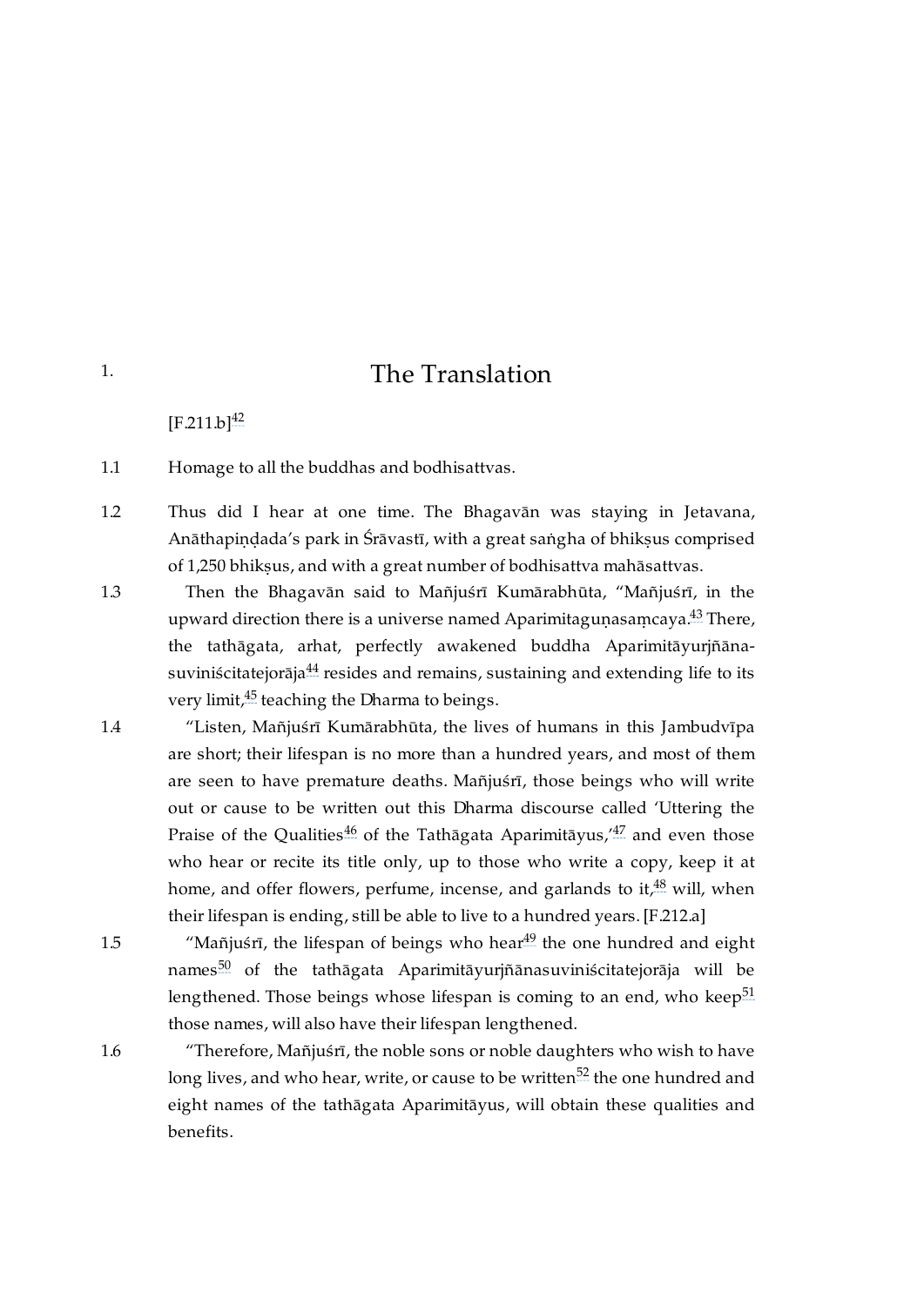# 1. The Translation

[F.211.b][42]

1.1 Homage to all the buddhas and bodhisattvas.

1.2 Thus did I hear at one time. The Bhagavān was staying in Jetavana, Anāthapiṇḍada's park in Śrāvastī, with a great saṅgha of bhikṣus comprised of 1,250 bhikṣus, and with a great number of bodhisattva mahāsattvas.

1.3 Then the Bhagavān said to Mañjuśrī Kumārabhūta, "Mañjuśrī, in the upward direction there is a universe named Aparimitaguṇasaṃcaya.[43] There, the tathāgata, arhat, perfectly awakened buddha Aparimitāyurjñāna-suviniścitatejorāja[44] resides and remains, sustaining and extending life to its very limit,[45] teaching the Dharma to beings.

1.4 "Listen, Mañjuśrī Kumārabhūta, the lives of humans in this Jambudvīpa are short; their lifespan is no more than a hundred years, and most of them are seen to have premature deaths. Mañjuśrī, those beings who will write out or cause to be written out this Dharma discourse called 'Uttering the Praise of the Qualities[46] of the Tathāgata Aparimitāyus,'[47] and even those who hear or recite its title only, up to those who write a copy, keep it at home, and offer flowers, perfume, incense, and garlands to it,[48] will, when their lifespan is ending, still be able to live to a hundred years. [F.212.a]

1.5 "Mañjuśrī, the lifespan of beings who hear[49] the one hundred and eight names[50] of the tathāgata Aparimitāyurjñānasuviniścitatejorāja will be lengthened. Those beings whose lifespan is coming to an end, who keep[51] those names, will also have their lifespan lengthened.

1.6 "Therefore, Mañjuśrī, the noble sons or noble daughters who wish to have long lives, and who hear, write, or cause to be written[52] the one hundred and eight names of the tathāgata Aparimitāyus, will obtain these qualities and benefits.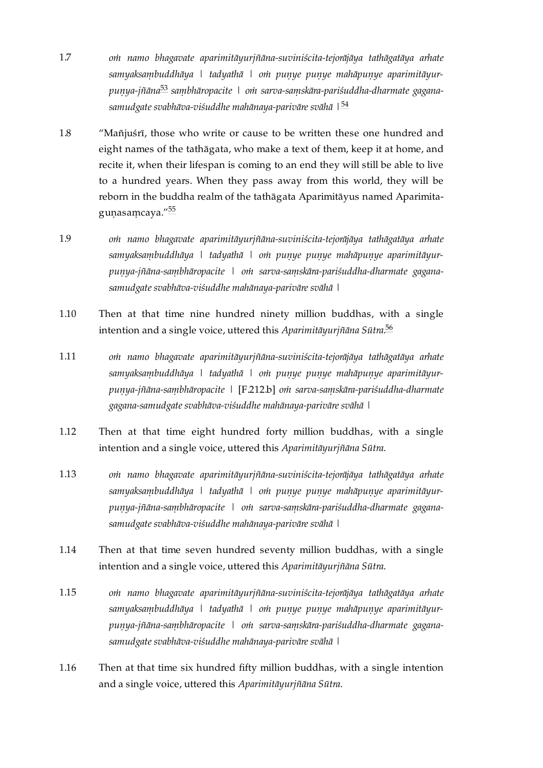1.7 *oṁ namo bhagavate aparimitāyurjñāna-suviniścita-tejorājāya tathāgatāya arhate samyaksaṃbuddhāya | tadyathā | oṁ puṇye puṇye mahāpuṇye aparimitāyur-puṇya-jñāna*[53] *saṃbhāropacite | oṁ sarva-saṃskāra-pariśuddha-dharmate gagana-samudgate svabhāva-viśuddhe mahānaya-parivāre svāhā |*[54]

1.8 "Mañjuśrī, those who write or cause to be written these one hundred and eight names of the tathāgata, who make a text of them, keep it at home, and recite it, when their lifespan is coming to an end they will still be able to live to a hundred years. When they pass away from this world, they will be reborn in the buddha realm of the tathāgata Aparimitāyus named Aparimita-guṇasaṃcaya."[55]

1.9 *oṁ namo bhagavate aparimitāyurjñāna-suviniścita-tejorājāya tathāgatāya arhate samyaksaṃbuddhāya | tadyathā | oṁ puṇye puṇye mahāpuṇye aparimitāyur-puṇya-jñāna-saṃbhāropacite | oṁ sarva-saṃskāra-pariśuddha-dharmate gagana-samudgate svabhāva-viśuddhe mahānaya-parivāre svāhā |*

1.10 Then at that time nine hundred ninety million buddhas, with a single intention and a single voice, uttered this *Aparimitāyurjñāna Sūtra*.[56]

1.11 *oṁ namo bhagavate aparimitāyurjñāna-suviniścita-tejorājāya tathāgatāya arhate samyaksaṃbuddhāya | tadyathā | oṁ puṇye puṇye mahāpuṇye aparimitāyur-puṇya-jñāna-saṃbhāropacite |* [F.212.b] *oṁ sarva-saṃskāra-pariśuddha-dharmate gagana-samudgate svabhāva-viśuddhe mahānaya-parivāre svāhā |*

1.12 Then at that time eight hundred forty million buddhas, with a single intention and a single voice, uttered this *Aparimitāyurjñāna Sūtra*.

1.13 *oṁ namo bhagavate aparimitāyurjñāna-suviniścita-tejorājāya tathāgatāya arhate samyaksaṃbuddhāya | tadyathā | oṁ puṇye puṇye mahāpuṇye aparimitāyur-puṇya-jñāna-saṃbhāropacite | oṁ sarva-saṃskāra-pariśuddha-dharmate gagana-samudgate svabhāva-viśuddhe mahānaya-parivāre svāhā |*

1.14 Then at that time seven hundred seventy million buddhas, with a single intention and a single voice, uttered this *Aparimitāyurjñāna Sūtra*.

1.15 *oṁ namo bhagavate aparimitāyurjñāna-suviniścita-tejorājāya tathāgatāya arhate samyaksaṃbuddhāya | tadyathā | oṁ puṇye puṇye mahāpuṇye aparimitāyur-puṇya-jñāna-saṃbhāropacite | oṁ sarva-saṃskāra-pariśuddha-dharmate gagana-samudgate svabhāva-viśuddhe mahānaya-parivāre svāhā |*

1.16 Then at that time six hundred fifty million buddhas, with a single intention and a single voice, uttered this *Aparimitāyurjñāna Sūtra*.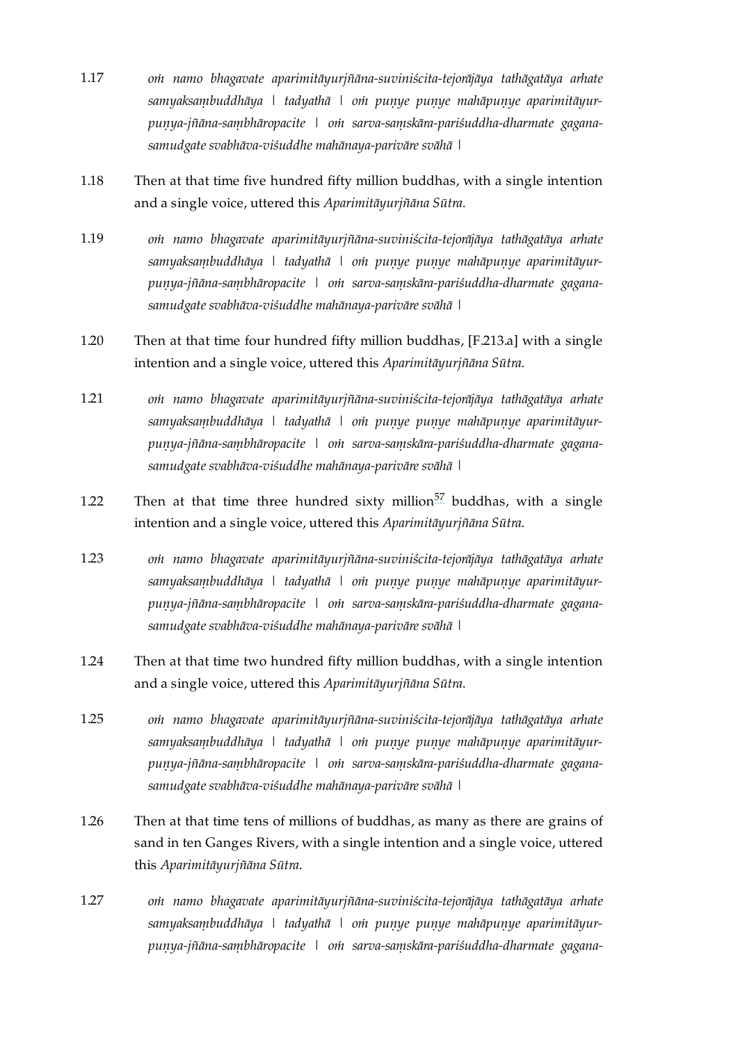1.17 *oṁ namo bhagavate aparimitāyurjñāna-suviniścita-tejorājāya tathāgatāya arhate samyaksaṃbuddhāya | tadyathā | oṁ puṇye puṇye mahāpuṇye aparimitāyur-puṇya-jñāna-saṃbhāropacite | oṁ sarva-saṃskāra-pariśuddha-dharmate gagana-samudgate svabhāva-viśuddhe mahānaya-parivāre svāhā |*

1.18 Then at that time five hundred fifty million buddhas, with a single intention and a single voice, uttered this *Aparimitāyurjñāna Sūtra*.

1.19 *oṁ namo bhagavate aparimitāyurjñāna-suviniścita-tejorājāya tathāgatāya arhate samyaksaṃbuddhāya | tadyathā | oṁ puṇye puṇye mahāpuṇye aparimitāyur-puṇya-jñāna-saṃbhāropacite | oṁ sarva-saṃskāra-pariśuddha-dharmate gagana-samudgate svabhāva-viśuddhe mahānaya-parivāre svāhā |*

1.20 Then at that time four hundred fifty million buddhas, [F.213.a] with a single intention and a single voice, uttered this *Aparimitāyurjñāna Sūtra*.

1.21 *oṁ namo bhagavate aparimitāyurjñāna-suviniścita-tejorājāya tathāgatāya arhate samyaksaṃbuddhāya | tadyathā | oṁ puṇye puṇye mahāpuṇye aparimitāyur-puṇya-jñāna-saṃbhāropacite | oṁ sarva-saṃskāra-pariśuddha-dharmate gagana-samudgate svabhāva-viśuddhe mahānaya-parivāre svāhā |*

1.22 Then at that time three hundred sixty million[57] buddhas, with a single intention and a single voice, uttered this *Aparimitāyurjñāna Sūtra*.

1.23 *oṁ namo bhagavate aparimitāyurjñāna-suviniścita-tejorājāya tathāgatāya arhate samyaksaṃbuddhāya | tadyathā | oṁ puṇye puṇye mahāpuṇye aparimitāyur-puṇya-jñāna-saṃbhāropacite | oṁ sarva-saṃskāra-pariśuddha-dharmate gagana-samudgate svabhāva-viśuddhe mahānaya-parivāre svāhā |*

1.24 Then at that time two hundred fifty million buddhas, with a single intention and a single voice, uttered this *Aparimitāyurjñāna Sūtra*.

1.25 *oṁ namo bhagavate aparimitāyurjñāna-suviniścita-tejorājāya tathāgatāya arhate samyaksaṃbuddhāya | tadyathā | oṁ puṇye puṇye mahāpuṇye aparimitāyur-puṇya-jñāna-saṃbhāropacite | oṁ sarva-saṃskāra-pariśuddha-dharmate gagana-samudgate svabhāva-viśuddhe mahānaya-parivāre svāhā |*

1.26 Then at that time tens of millions of buddhas, as many as there are grains of sand in ten Ganges Rivers, with a single intention and a single voice, uttered this *Aparimitāyurjñāna Sūtra*.

1.27 *oṁ namo bhagavate aparimitāyurjñāna-suviniścita-tejorājāya tathāgatāya arhate samyaksaṃbuddhāya | tadyathā | oṁ puṇye puṇye mahāpuṇye aparimitāyur-puṇya-jñāna-saṃbhāropacite | oṁ sarva-saṃskāra-pariśuddha-dharmate gagana-*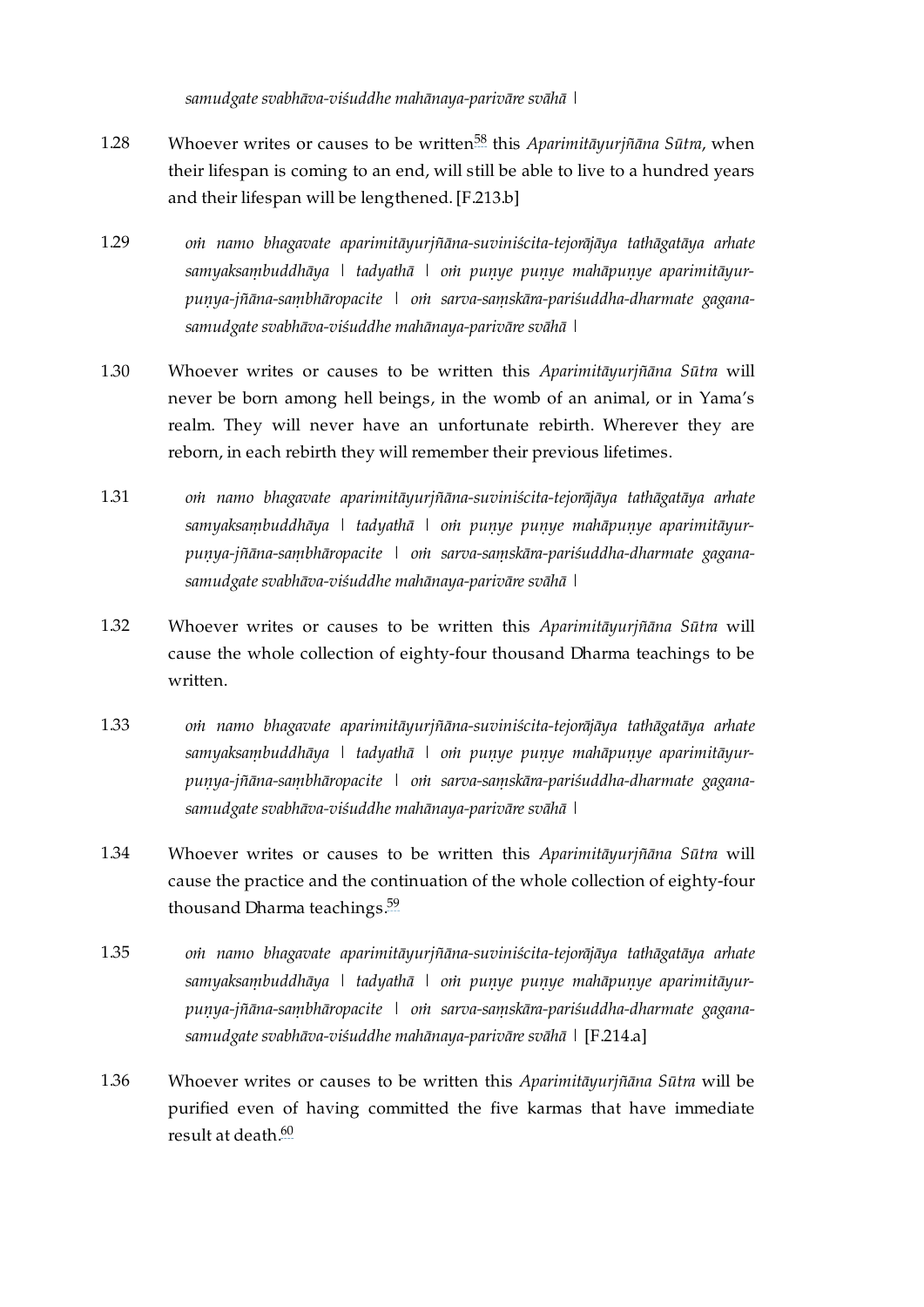*samudgate svabhāva-viśuddhe mahānaya-parivāre svāhā |*

1.28 Whoever writes or causes to be written[58] this *Aparimitāyurjñāna Sūtra*, when their lifespan is coming to an end, will still be able to live to a hundred years and their lifespan will be lengthened. [F.213.b]

1.29 *oṁ namo bhagavate aparimitāyurjñāna-suviniścita-tejorājāya tathāgatāya arhate samyaksaṃbuddhāya | tadyathā | oṁ puṇye puṇye mahāpuṇye aparimitāyur-puṇya-jñāna-saṃbhāropacite | oṁ sarva-saṃskāra-pariśuddha-dharmate gagana-samudgate svabhāva-viśuddhe mahānaya-parivāre svāhā |*

1.30 Whoever writes or causes to be written this *Aparimitāyurjñāna Sūtra* will never be born among hell beings, in the womb of an animal, or in Yama's realm. They will never have an unfortunate rebirth. Wherever they are reborn, in each rebirth they will remember their previous lifetimes.

1.31 *oṁ namo bhagavate aparimitāyurjñāna-suviniścita-tejorājāya tathāgatāya arhate samyaksaṃbuddhāya | tadyathā | oṁ puṇye puṇye mahāpuṇye aparimitāyur-puṇya-jñāna-saṃbhāropacite | oṁ sarva-saṃskāra-pariśuddha-dharmate gagana-samudgate svabhāva-viśuddhe mahānaya-parivāre svāhā |*

1.32 Whoever writes or causes to be written this *Aparimitāyurjñāna Sūtra* will cause the whole collection of eighty-four thousand Dharma teachings to be written.

1.33 *oṁ namo bhagavate aparimitāyurjñāna-suviniścita-tejorājāya tathāgatāya arhate samyaksaṃbuddhāya | tadyathā | oṁ puṇye puṇye mahāpuṇye aparimitāyur-puṇya-jñāna-saṃbhāropacite | oṁ sarva-saṃskāra-pariśuddha-dharmate gagana-samudgate svabhāva-viśuddhe mahānaya-parivāre svāhā |*

1.34 Whoever writes or causes to be written this *Aparimitāyurjñāna Sūtra* will cause the practice and the continuation of the whole collection of eighty-four thousand Dharma teachings.[59]

1.35 *oṁ namo bhagavate aparimitāyurjñāna-suviniścita-tejorājāya tathāgatāya arhate samyaksaṃbuddhāya | tadyathā | oṁ puṇye puṇye mahāpuṇye aparimitāyur-puṇya-jñāna-saṃbhāropacite | oṁ sarva-saṃskāra-pariśuddha-dharmate gagana-samudgate svabhāva-viśuddhe mahānaya-parivāre svāhā |* [F.214.a]

1.36 Whoever writes or causes to be written this *Aparimitāyurjñāna Sūtra* will be purified even of having committed the five karmas that have immediate result at death.[60]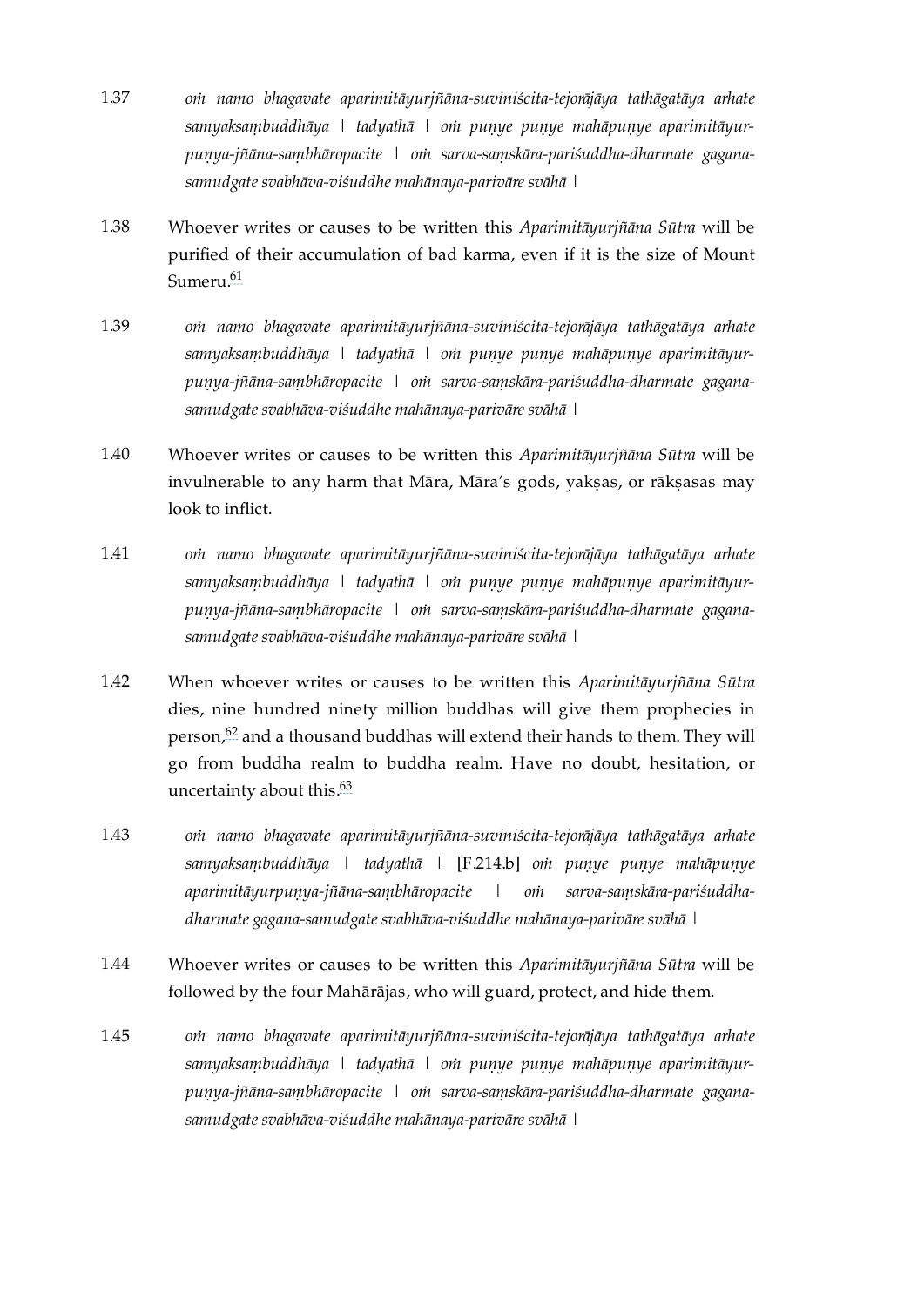1.37 *oṁ namo bhagavate aparimitāyurjñāna-suviniścita-tejorājāya tathāgatāya arhate samyaksaṃbuddhāya | tadyathā | oṁ puṇye puṇye mahāpuṇye aparimitāyur-puṇya-jñāna-saṃbhāropacite | oṁ sarva-saṃskāra-pariśuddha-dharmate gagana-samudgate svabhāva-viśuddhe mahānaya-parivāre svāhā |*

1.38 Whoever writes or causes to be written this *Aparimitāyurjñāna Sūtra* will be purified of their accumulation of bad karma, even if it is the size of Mount Sumeru.[61]

1.39 *oṁ namo bhagavate aparimitāyurjñāna-suviniścita-tejorājāya tathāgatāya arhate samyaksaṃbuddhāya | tadyathā | oṁ puṇye puṇye mahāpuṇye aparimitāyur-puṇya-jñāna-saṃbhāropacite | oṁ sarva-saṃskāra-pariśuddha-dharmate gagana-samudgate svabhāva-viśuddhe mahānaya-parivāre svāhā |*

1.40 Whoever writes or causes to be written this *Aparimitāyurjñāna Sūtra* will be invulnerable to any harm that Māra, Māra's gods, yakṣas, or rākṣasas may look to inflict.

1.41 *oṁ namo bhagavate aparimitāyurjñāna-suviniścita-tejorājāya tathāgatāya arhate samyaksaṃbuddhāya | tadyathā | oṁ puṇye puṇye mahāpuṇye aparimitāyur-puṇya-jñāna-saṃbhāropacite | oṁ sarva-saṃskāra-pariśuddha-dharmate gagana-samudgate svabhāva-viśuddhe mahānaya-parivāre svāhā |*

1.42 When whoever writes or causes to be written this *Aparimitāyurjñāna Sūtra* dies, nine hundred ninety million buddhas will give them prophecies in person,[62] and a thousand buddhas will extend their hands to them. They will go from buddha realm to buddha realm. Have no doubt, hesitation, or uncertainty about this.[63]

1.43 *oṁ namo bhagavate aparimitāyurjñāna-suviniścita-tejorājāya tathāgatāya arhate samyaksaṃbuddhāya | tadyathā |* [F.214.b] *oṁ puṇye puṇye mahāpuṇye aparimitāyurpuṇya-jñāna-saṃbhāropacite | oṁ sarva-saṃskāra-pariśuddha-dharmate gagana-samudgate svabhāva-viśuddhe mahānaya-parivāre svāhā |*

1.44 Whoever writes or causes to be written this *Aparimitāyurjñāna Sūtra* will be followed by the four Mahārājas, who will guard, protect, and hide them.

1.45 *oṁ namo bhagavate aparimitāyurjñāna-suviniścita-tejorājāya tathāgatāya arhate samyaksaṃbuddhāya | tadyathā | oṁ puṇye puṇye mahāpuṇye aparimitāyur-puṇya-jñāna-saṃbhāropacite | oṁ sarva-saṃskāra-pariśuddha-dharmate gagana-samudgate svabhāva-viśuddhe mahānaya-parivāre svāhā |*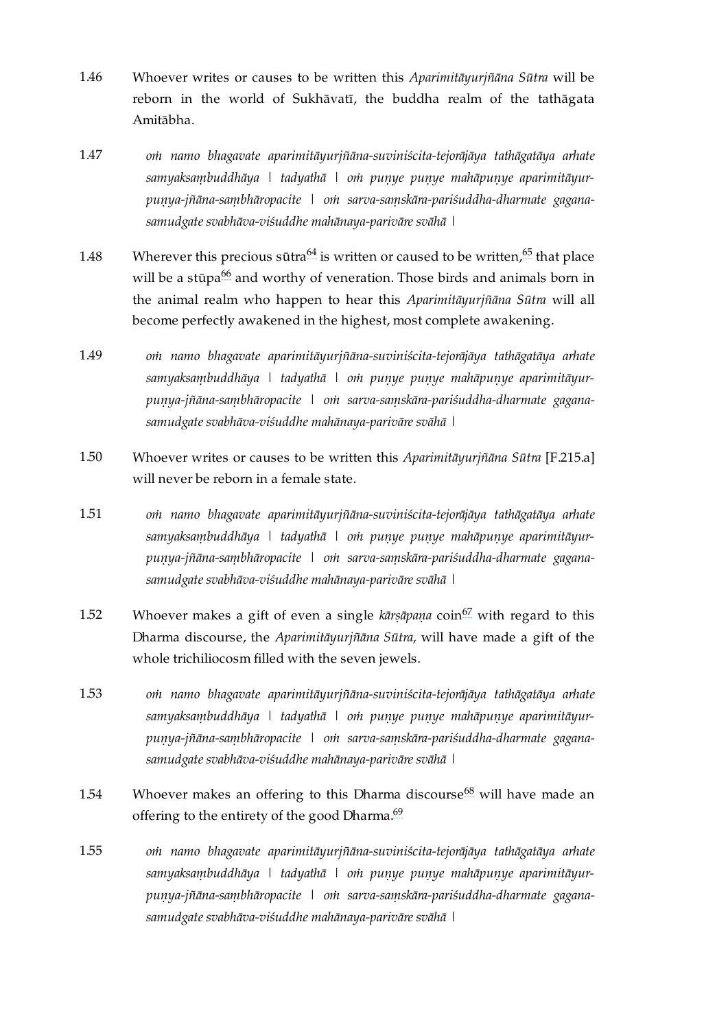1.46 Whoever writes or causes to be written this *Aparimitāyurjñāna Sūtra* will be reborn in the world of Sukhāvatī, the buddha realm of the tathāgata Amitābha.

1.47 *oṁ namo bhagavate aparimitāyurjñāna-suviniścita-tejorājāya tathāgatāya arhate samyaksaṃbuddhāya | tadyathā | oṁ puṇye puṇye mahāpuṇye aparimitāyur-puṇya-jñāna-saṃbhāropacite | oṁ sarva-saṃskāra-pariśuddha-dharmate gagana-samudgate svabhāva-viśuddhe mahānaya-parivāre svāhā |*

1.48 Wherever this precious sūtra[64] is written or caused to be written,[65] that place will be a stūpa[66] and worthy of veneration. Those birds and animals born in the animal realm who happen to hear this *Aparimitāyurjñāna Sūtra* will all become perfectly awakened in the highest, most complete awakening.

1.49 *oṁ namo bhagavate aparimitāyurjñāna-suviniścita-tejorājāya tathāgatāya arhate samyaksaṃbuddhāya | tadyathā | oṁ puṇye puṇye mahāpuṇye aparimitāyur-puṇya-jñāna-saṃbhāropacite | oṁ sarva-saṃskāra-pariśuddha-dharmate gagana-samudgate svabhāva-viśuddhe mahānaya-parivāre svāhā |*

1.50 Whoever writes or causes to be written this *Aparimitāyurjñāna Sūtra* [F.215.a] will never be reborn in a female state.

1.51 *oṁ namo bhagavate aparimitāyurjñāna-suviniścita-tejorājāya tathāgatāya arhate samyaksaṃbuddhāya | tadyathā | oṁ puṇye puṇye mahāpuṇye aparimitāyur-puṇya-jñāna-saṃbhāropacite | oṁ sarva-saṃskāra-pariśuddha-dharmate gagana-samudgate svabhāva-viśuddhe mahānaya-parivāre svāhā |*

1.52 Whoever makes a gift of even a single *kārṣāpaṇa* coin[67] with regard to this Dharma discourse, the *Aparimitāyurjñāna Sūtra*, will have made a gift of the whole trichiliocosm filled with the seven jewels.

1.53 *oṁ namo bhagavate aparimitāyurjñāna-suviniścita-tejorājāya tathāgatāya arhate samyaksaṃbuddhāya | tadyathā | oṁ puṇye puṇye mahāpuṇye aparimitāyur-puṇya-jñāna-saṃbhāropacite | oṁ sarva-saṃskāra-pariśuddha-dharmate gagana-samudgate svabhāva-viśuddhe mahānaya-parivāre svāhā |*

1.54 Whoever makes an offering to this Dharma discourse[68] will have made an offering to the entirety of the good Dharma.[69]

1.55 *oṁ namo bhagavate aparimitāyurjñāna-suviniścita-tejorājāya tathāgatāya arhate samyaksaṃbuddhāya | tadyathā | oṁ puṇye puṇye mahāpuṇye aparimitāyur-puṇya-jñāna-saṃbhāropacite | oṁ sarva-saṃskāra-pariśuddha-dharmate gagana-samudgate svabhāva-viśuddhe mahānaya-parivāre svāhā |*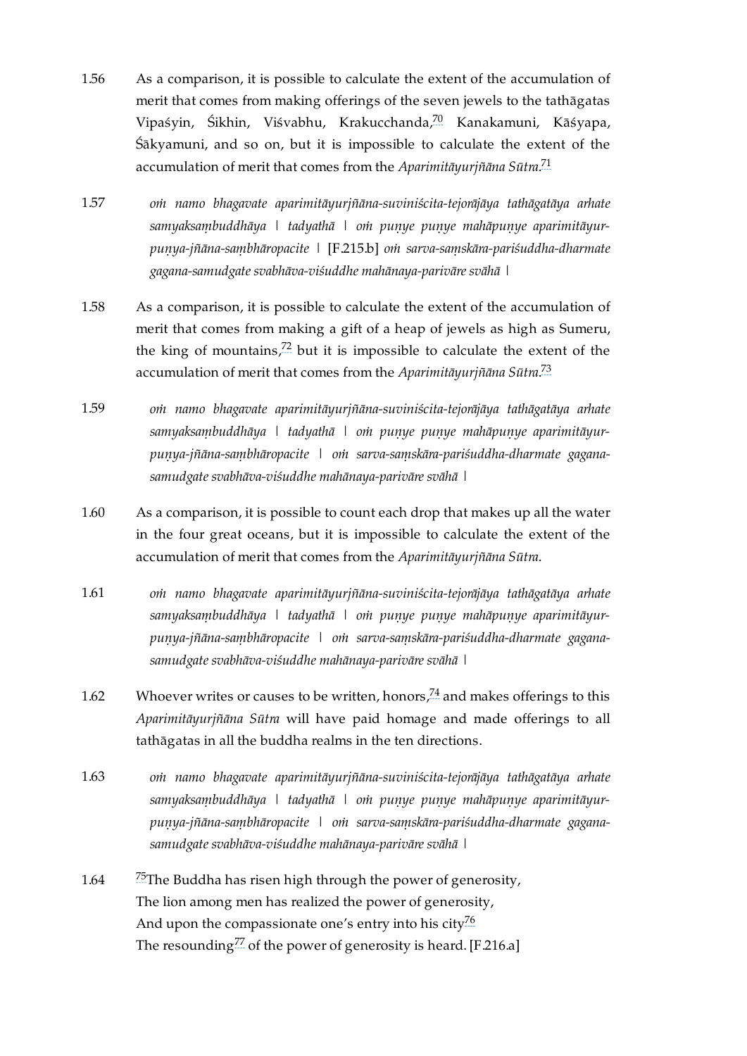1.56 As a comparison, it is possible to calculate the extent of the accumulation of merit that comes from making offerings of the seven jewels to the tathāgatas Vipaśyin, Śikhin, Viśvabhu, Krakucchanda,[70] Kanakamuni, Kāśyapa, Śākyamuni, and so on, but it is impossible to calculate the extent of the accumulation of merit that comes from the *Aparimitāyurjñāna Sūtra*.[71]

1.57 *oṁ namo bhagavate aparimitāyurjñāna-suviniścita-tejorājāya tathāgatāya arhate samyaksaṃbuddhāya | tadyathā | oṁ puṇye puṇye mahāpuṇye aparimitāyur-puṇya-jñāna-saṃbhāropacite |* [F.215.b] *oṁ sarva-saṃskāra-pariśuddha-dharmate gagana-samudgate svabhāva-viśuddhe mahānaya-parivāre svāhā |*

1.58 As a comparison, it is possible to calculate the extent of the accumulation of merit that comes from making a gift of a heap of jewels as high as Sumeru, the king of mountains,[72] but it is impossible to calculate the extent of the accumulation of merit that comes from the *Aparimitāyurjñāna Sūtra*.[73]

1.59 *oṁ namo bhagavate aparimitāyurjñāna-suviniścita-tejorājāya tathāgatāya arhate samyaksaṃbuddhāya | tadyathā | oṁ puṇye puṇye mahāpuṇye aparimitāyur-puṇya-jñāna-saṃbhāropacite | oṁ sarva-saṃskāra-pariśuddha-dharmate gagana-samudgate svabhāva-viśuddhe mahānaya-parivāre svāhā |*

1.60 As a comparison, it is possible to count each drop that makes up all the water in the four great oceans, but it is impossible to calculate the extent of the accumulation of merit that comes from the *Aparimitāyurjñāna Sūtra*.

1.61 *oṁ namo bhagavate aparimitāyurjñāna-suviniścita-tejorājāya tathāgatāya arhate samyaksaṃbuddhāya | tadyathā | oṁ puṇye puṇye mahāpuṇye aparimitāyur-puṇya-jñāna-saṃbhāropacite | oṁ sarva-saṃskāra-pariśuddha-dharmate gagana-samudgate svabhāva-viśuddhe mahānaya-parivāre svāhā |*

1.62 Whoever writes or causes to be written, honors,[74] and makes offerings to this *Aparimitāyurjñāna Sūtra* will have paid homage and made offerings to all tathāgatas in all the buddha realms in the ten directions.

1.63 *oṁ namo bhagavate aparimitāyurjñāna-suviniścita-tejorājāya tathāgatāya arhate samyaksaṃbuddhāya | tadyathā | oṁ puṇye puṇye mahāpuṇye aparimitāyur-puṇya-jñāna-saṃbhāropacite | oṁ sarva-saṃskāra-pariśuddha-dharmate gagana-samudgate svabhāva-viśuddhe mahānaya-parivāre svāhā |*

1.64 [75]The Buddha has risen high through the power of generosity,
The lion among men has realized the power of generosity,
And upon the compassionate one's entry into his city[76]
The resounding[77] of the power of generosity is heard. [F.216.a]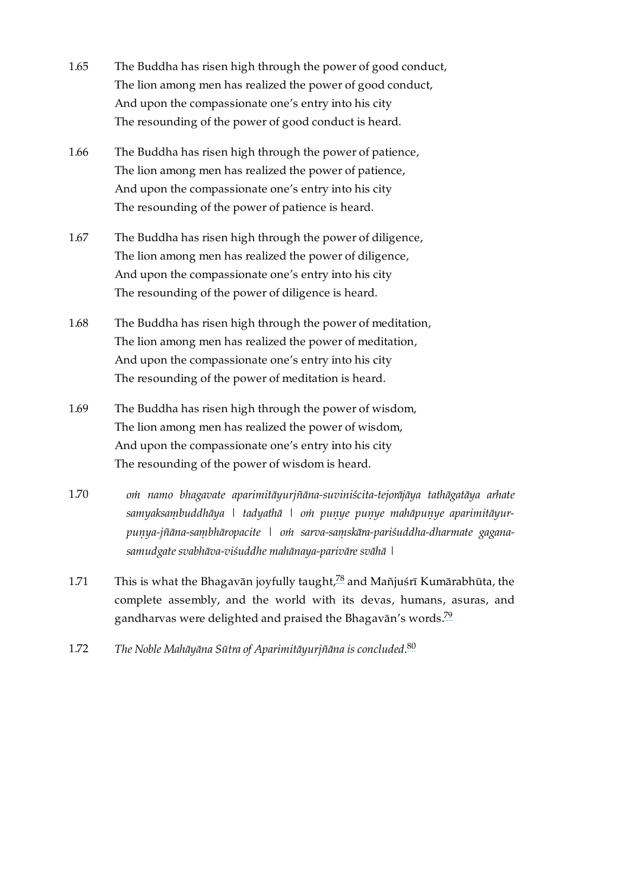1.65 The Buddha has risen high through the power of good conduct,
The lion among men has realized the power of good conduct,
And upon the compassionate one's entry into his city
The resounding of the power of good conduct is heard.

1.66 The Buddha has risen high through the power of patience,
The lion among men has realized the power of patience,
And upon the compassionate one's entry into his city
The resounding of the power of patience is heard.

1.67 The Buddha has risen high through the power of diligence,
The lion among men has realized the power of diligence,
And upon the compassionate one's entry into his city
The resounding of the power of diligence is heard.

1.68 The Buddha has risen high through the power of meditation,
The lion among men has realized the power of meditation,
And upon the compassionate one's entry into his city
The resounding of the power of meditation is heard.

1.69 The Buddha has risen high through the power of wisdom,
The lion among men has realized the power of wisdom,
And upon the compassionate one's entry into his city
The resounding of the power of wisdom is heard.

1.70 *oṁ namo bhagavate aparimitāyurjñāna-suviniścita-tejorājāya tathāgatāya arhate samyaksaṃbuddhāya | tadyathā | oṁ puṇye puṇye mahāpuṇye aparimitāyur-puṇya-jñāna-saṃbhāropacite | oṁ sarva-saṃskāra-pariśuddha-dharmate gagana-samudgate svabhāva-viśuddhe mahānaya-parivāre svāhā |*

1.71 This is what the Bhagavān joyfully taught,[78] and Mañjuśrī Kumārabhūta, the complete assembly, and the world with its devas, humans, asuras, and gandharvas were delighted and praised the Bhagavān's words.[79]

1.72 *The Noble Mahāyāna Sūtra of Aparimitāyurjñāna is concluded.*[80]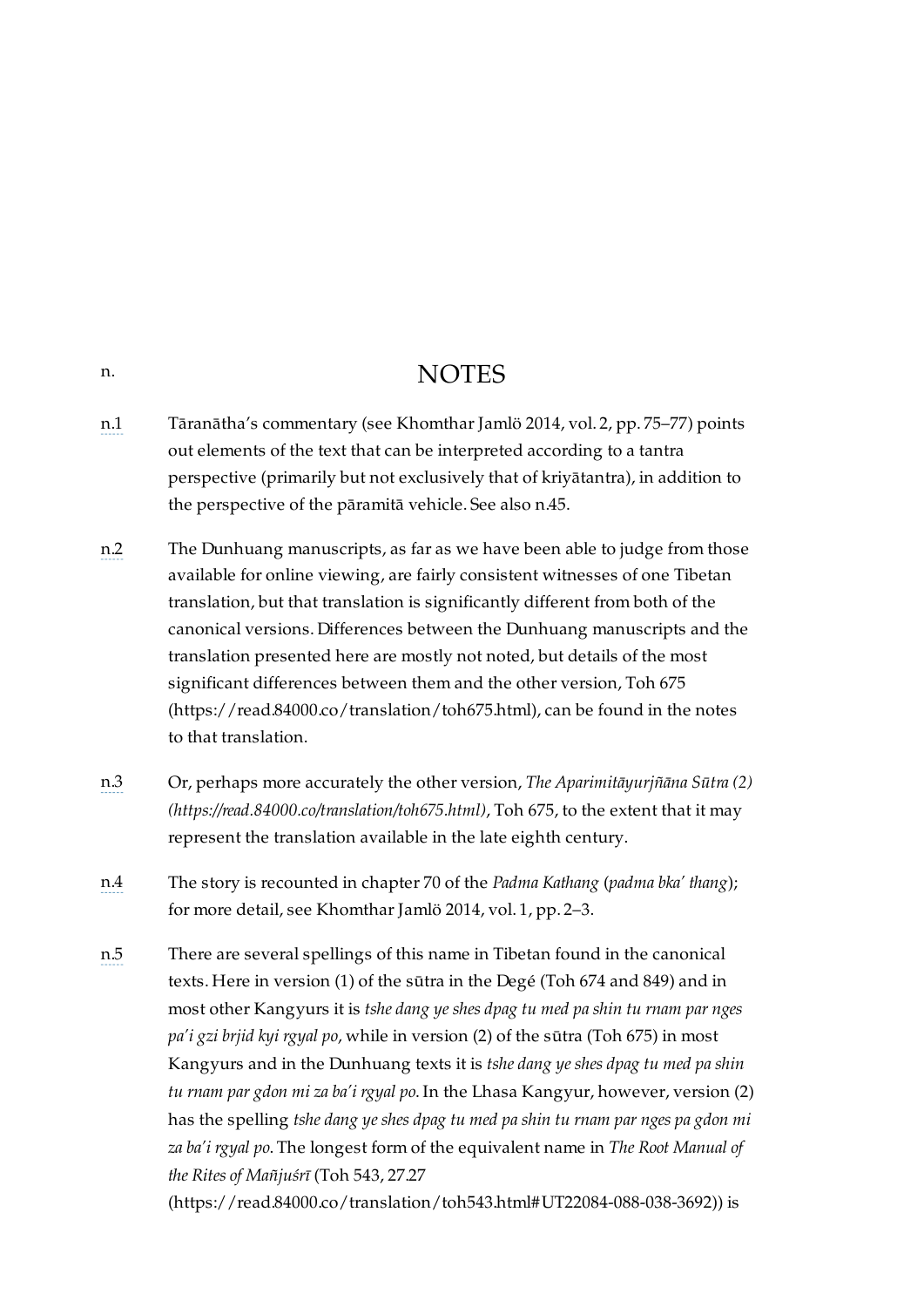# n. NOTES

n.1 Tāranātha's commentary (see Khomthar Jamlö 2014, vol. 2, pp. 75–77) points out elements of the text that can be interpreted according to a tantra perspective (primarily but not exclusively that of kriyātantra), in addition to the perspective of the pāramitā vehicle. See also n.45.

n.2 The Dunhuang manuscripts, as far as we have been able to judge from those available for online viewing, are fairly consistent witnesses of one Tibetan translation, but that translation is significantly different from both of the canonical versions. Differences between the Dunhuang manuscripts and the translation presented here are mostly not noted, but details of the most significant differences between them and the other version, Toh 675 (https://read.84000.co/translation/toh675.html), can be found in the notes to that translation.

n.3 Or, perhaps more accurately the other version, *The Aparimitāyurjñāna Sūtra (2) (https://read.84000.co/translation/toh675.html)*, Toh 675, to the extent that it may represent the translation available in the late eighth century.

n.4 The story is recounted in chapter 70 of the *Padma Kathang* (*padma bka' thang*); for more detail, see Khomthar Jamlö 2014, vol. 1, pp. 2–3.

n.5 There are several spellings of this name in Tibetan found in the canonical texts. Here in version (1) of the sūtra in the Degé (Toh 674 and 849) and in most other Kangyurs it is *tshe dang ye shes dpag tu med pa shin tu rnam par nges pa'i gzi brjid kyi rgyal po*, while in version (2) of the sūtra (Toh 675) in most Kangyurs and in the Dunhuang texts it is *tshe dang ye shes dpag tu med pa shin tu rnam par gdon mi za ba'i rgyal po*. In the Lhasa Kangyur, however, version (2) has the spelling *tshe dang ye shes dpag tu med pa shin tu rnam par nges pa gdon mi za ba'i rgyal po*. The longest form of the equivalent name in *The Root Manual of the Rites of Mañjuśrī* (Toh 543, 27.27 (https://read.84000.co/translation/toh543.html#UT22084-088-038-3692)) is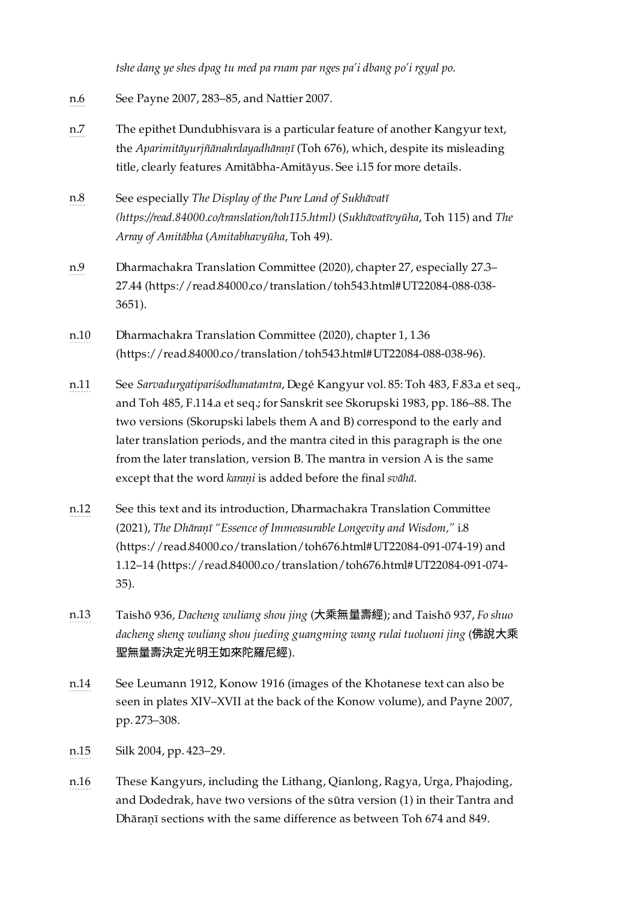*tshe dang ye shes dpag tu med pa rnam par nges pa'i dbang po'i rgyal po*.

n.6 See Payne 2007, 283–85, and Nattier 2007.

n.7 The epithet Dundubhisvara is a particular feature of another Kangyur text, the *Aparimitāyurjñānahṛdayadhāraṇī* (Toh 676), which, despite its misleading title, clearly features Amitābha-Amitāyus. See i.15 for more details.

n.8 See especially *The Display of the Pure Land of Sukhāvatī (https://read.84000.co/translation/toh115.html)* (*Sukhāvatīvyūha*, Toh 115) and *The Array of Amitābha* (*Amitabhavyūha*, Toh 49).

n.9 Dharmachakra Translation Committee (2020), chapter 27, especially 27.3–27.44 (https://read.84000.co/translation/toh543.html#UT22084-088-038-3651).

n.10 Dharmachakra Translation Committee (2020), chapter 1, 1.36 (https://read.84000.co/translation/toh543.html#UT22084-088-038-96).

n.11 See *Sarvadurgatipariśodhanatantra*, Degé Kangyur vol. 85: Toh 483, F.83.a et seq., and Toh 485, F.114.a et seq.; for Sanskrit see Skorupski 1983, pp. 186–88. The two versions (Skorupski labels them A and B) correspond to the early and later translation periods, and the mantra cited in this paragraph is the one from the later translation, version B. The mantra in version A is the same except that the word *karaṇi* is added before the final *svāhā*.

n.12 See this text and its introduction, Dharmachakra Translation Committee (2021), *The Dhāraṇī "Essence of Immeasurable Longevity and Wisdom,"* i.8 (https://read.84000.co/translation/toh676.html#UT22084-091-074-19) and 1.12–14 (https://read.84000.co/translation/toh676.html#UT22084-091-074-35).

n.13 Taishō 936, *Dacheng wuliang shou jing* (大乘無量壽經); and Taishō 937, *Fo shuo dacheng sheng wuliang shou jueding guangming wang rulai tuoluoni jing* (佛說大乘聖無量壽決定光明王如來陀羅尼經).

n.14 See Leumann 1912, Konow 1916 (images of the Khotanese text can also be seen in plates XIV–XVII at the back of the Konow volume), and Payne 2007, pp. 273–308.

n.15 Silk 2004, pp. 423–29.

n.16 These Kangyurs, including the Lithang, Qianlong, Ragya, Urga, Phajoding, and Dodedrak, have two versions of the sūtra version (1) in their Tantra and Dhāraṇī sections with the same difference as between Toh 674 and 849.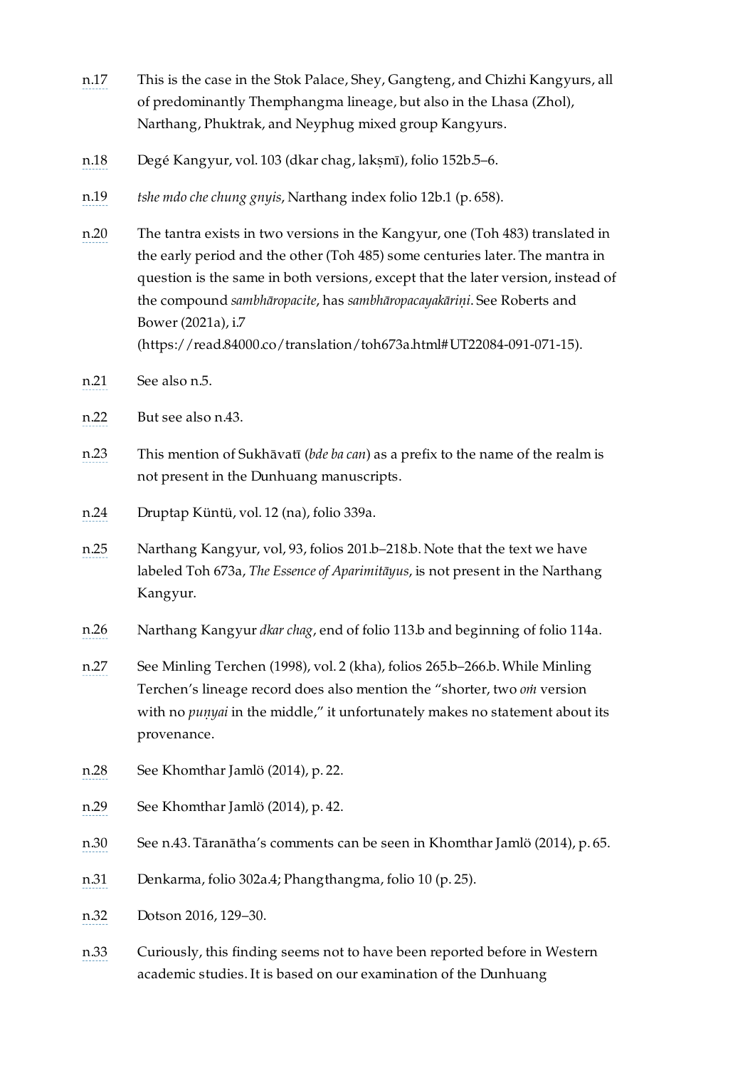n.17 This is the case in the Stok Palace, Shey, Gangteng, and Chizhi Kangyurs, all of predominantly Themphangma lineage, but also in the Lhasa (Zhol), Narthang, Phuktrak, and Neyphug mixed group Kangyurs.

n.18 Degé Kangyur, vol. 103 (dkar chag, lakṣmī), folio 152b.5–6.

n.19 *tshe mdo che chung gnyis*, Narthang index folio 12b.1 (p. 658).

n.20 The tantra exists in two versions in the Kangyur, one (Toh 483) translated in the early period and the other (Toh 485) some centuries later. The mantra in question is the same in both versions, except that the later version, instead of the compound *sambhāropacite*, has *sambhāropacayakāriṇi*. See Roberts and Bower (2021a), i.7 (https://read.84000.co/translation/toh673a.html#UT22084-091-071-15).

n.21 See also n.5.

n.22 But see also n.43.

n.23 This mention of Sukhāvatī (*bde ba can*) as a prefix to the name of the realm is not present in the Dunhuang manuscripts.

n.24 Druptap Küntü, vol. 12 (na), folio 339a.

n.25 Narthang Kangyur, vol, 93, folios 201.b–218.b. Note that the text we have labeled Toh 673a, *The Essence of Aparimitāyus*, is not present in the Narthang Kangyur.

n.26 Narthang Kangyur *dkar chag*, end of folio 113.b and beginning of folio 114a.

n.27 See Minling Terchen (1998), vol. 2 (kha), folios 265.b–266.b. While Minling Terchen's lineage record does also mention the "shorter, two *oṁ* version with no *puṇyai* in the middle," it unfortunately makes no statement about its provenance.

n.28 See Khomthar Jamlö (2014), p. 22.

n.29 See Khomthar Jamlö (2014), p. 42.

n.30 See n.43. Tāranātha's comments can be seen in Khomthar Jamlö (2014), p. 65.

n.31 Denkarma, folio 302a.4; Phangthangma, folio 10 (p. 25).

n.32 Dotson 2016, 129–30.

n.33 Curiously, this finding seems not to have been reported before in Western academic studies. It is based on our examination of the Dunhuang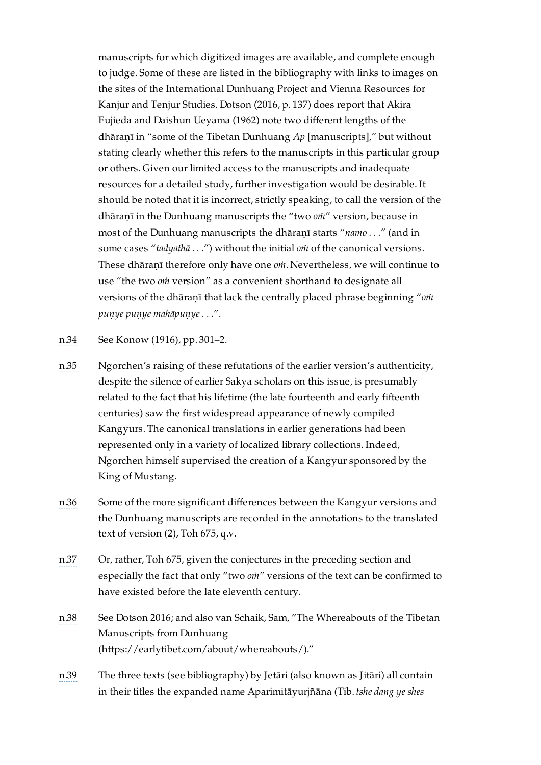manuscripts for which digitized images are available, and complete enough to judge. Some of these are listed in the bibliography with links to images on the sites of the International Dunhuang Project and Vienna Resources for Kanjur and Tenjur Studies. Dotson (2016, p. 137) does report that Akira Fujieda and Daishun Ueyama (1962) note two different lengths of the dhāraṇī in "some of the Tibetan Dunhuang *Ap* [manuscripts]," but without stating clearly whether this refers to the manuscripts in this particular group or others. Given our limited access to the manuscripts and inadequate resources for a detailed study, further investigation would be desirable. It should be noted that it is incorrect, strictly speaking, to call the version of the dhāraṇī in the Dunhuang manuscripts the "two *oṁ*" version, because in most of the Dunhuang manuscripts the dhāraṇī starts "*namo* . . ." (and in some cases "*tadyathā* . . .") without the initial *oṁ* of the canonical versions. These dhāraṇī therefore only have one *oṁ*. Nevertheless, we will continue to use "the two *oṁ* version" as a convenient shorthand to designate all versions of the dhāraṇī that lack the centrally placed phrase beginning "*oṁ puṇye puṇye mahāpuṇye* . . .".

n.34 See Konow (1916), pp. 301–2.

n.35 Ngorchen's raising of these refutations of the earlier version's authenticity, despite the silence of earlier Sakya scholars on this issue, is presumably related to the fact that his lifetime (the late fourteenth and early fifteenth centuries) saw the first widespread appearance of newly compiled Kangyurs. The canonical translations in earlier generations had been represented only in a variety of localized library collections. Indeed, Ngorchen himself supervised the creation of a Kangyur sponsored by the King of Mustang.

n.36 Some of the more significant differences between the Kangyur versions and the Dunhuang manuscripts are recorded in the annotations to the translated text of version (2), Toh 675, q.v.

n.37 Or, rather, Toh 675, given the conjectures in the preceding section and especially the fact that only "two *oṁ*" versions of the text can be confirmed to have existed before the late eleventh century.

n.38 See Dotson 2016; and also van Schaik, Sam, "The Whereabouts of the Tibetan Manuscripts from Dunhuang (https://earlytibet.com/about/whereabouts/)."

n.39 The three texts (see bibliography) by Jetāri (also known as Jitāri) all contain in their titles the expanded name Aparimitāyurjñāna (Tib. *tshe dang ye shes*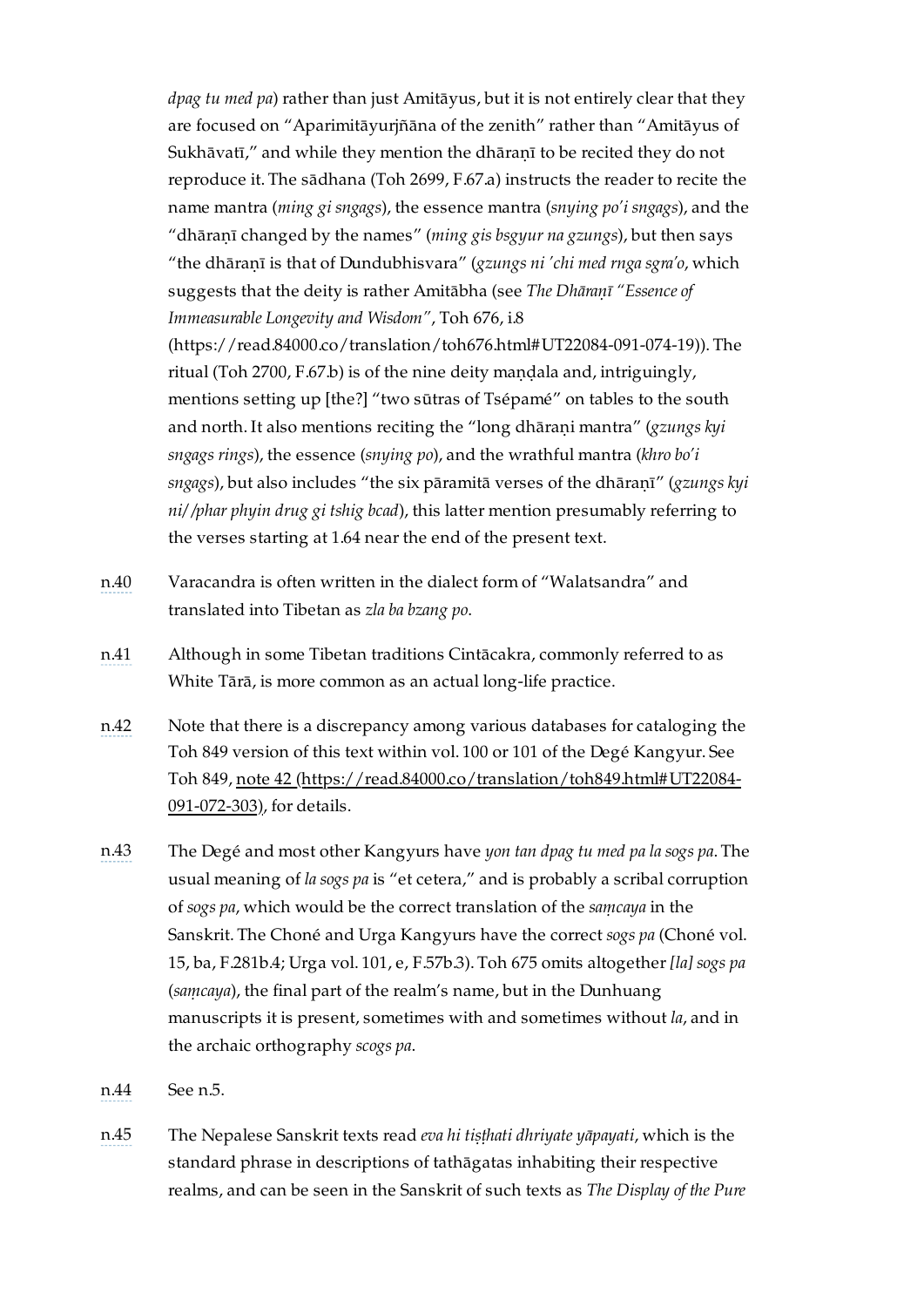*dpag tu med pa*) rather than just Amitāyus, but it is not entirely clear that they are focused on "Aparimitāyurjñāna of the zenith" rather than "Amitāyus of Sukhāvatī," and while they mention the dhāraṇī to be recited they do not reproduce it. The sādhana (Toh 2699, F.67.a) instructs the reader to recite the name mantra (*ming gi sngags*), the essence mantra (*snying po'i sngags*), and the "dhāraṇī changed by the names" (*ming gis bsgyur na gzungs*), but then says "the dhāraṇī is that of Dundubhisvara" (*gzungs ni 'chi med rnga sgra'o*, which suggests that the deity is rather Amitābha (see *The Dhāraṇī "Essence of Immeasurable Longevity and Wisdom"*, Toh 676, i.8 (https://read.84000.co/translation/toh676.html#UT22084-091-074-19)). The ritual (Toh 2700, F.67.b) is of the nine deity maṇḍala and, intriguingly, mentions setting up [the?] "two sūtras of Tsépamé" on tables to the south and north. It also mentions reciting the "long dhāraṇi mantra" (*gzungs kyi sngags rings*), the essence (*snying po*), and the wrathful mantra (*khro bo'i sngags*), but also includes "the six pāramitā verses of the dhāraṇī" (*gzungs kyi ni//phar phyin drug gi tshig bcad*), this latter mention presumably referring to the verses starting at 1.64 near the end of the present text.

n.40 Varacandra is often written in the dialect form of "Walatsandra" and translated into Tibetan as *zla ba bzang po*.

n.41 Although in some Tibetan traditions Cintācakra, commonly referred to as White Tārā, is more common as an actual long-life practice.

n.42 Note that there is a discrepancy among various databases for cataloging the Toh 849 version of this text within vol. 100 or 101 of the Degé Kangyur. See Toh 849, note 42 (https://read.84000.co/translation/toh849.html#UT22084-091-072-303), for details.

n.43 The Degé and most other Kangyurs have *yon tan dpag tu med pa la sogs pa*. The usual meaning of *la sogs pa* is "et cetera," and is probably a scribal corruption of *sogs pa*, which would be the correct translation of the *saṃcaya* in the Sanskrit. The Choné and Urga Kangyurs have the correct *sogs pa* (Choné vol. 15, ba, F.281b.4; Urga vol. 101, e, F.57b.3). Toh 675 omits altogether *[la] sogs pa* (*saṃcaya*), the final part of the realm's name, but in the Dunhuang manuscripts it is present, sometimes with and sometimes without *la*, and in the archaic orthography *scogs pa*.

n.44 See n.5.

n.45 The Nepalese Sanskrit texts read *eva hi tiṣṭhati dhriyate yāpayati*, which is the standard phrase in descriptions of tathāgatas inhabiting their respective realms, and can be seen in the Sanskrit of such texts as *The Display of the Pure*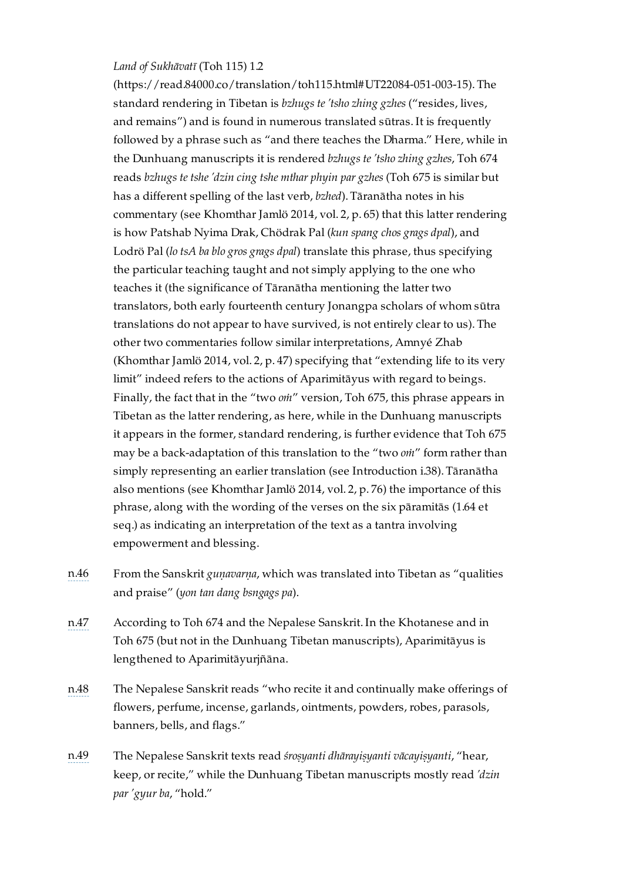*Land of Sukhāvatī* (Toh 115) 1.2 (https://read.84000.co/translation/toh115.html#UT22084-051-003-15). The standard rendering in Tibetan is *bzhugs te 'tsho zhing gzhes* ("resides, lives, and remains") and is found in numerous translated sūtras. It is frequently followed by a phrase such as "and there teaches the Dharma." Here, while in the Dunhuang manuscripts it is rendered *bzhugs te 'tsho zhing gzhes*, Toh 674 reads *bzhugs te tshe 'dzin cing tshe mthar phyin par gzhes* (Toh 675 is similar but has a different spelling of the last verb, *bzhed*). Tāranātha notes in his commentary (see Khomthar Jamlö 2014, vol. 2, p. 65) that this latter rendering is how Patshab Nyima Drak, Chödrak Pal (*kun spang chos grags dpal*), and Lodrö Pal (*lo tsA ba blo gros grags dpal*) translate this phrase, thus specifying the particular teaching taught and not simply applying to the one who teaches it (the significance of Tāranātha mentioning the latter two translators, both early fourteenth century Jonangpa scholars of whom sūtra translations do not appear to have survived, is not entirely clear to us). The other two commentaries follow similar interpretations, Amnyé Zhab (Khomthar Jamlö 2014, vol. 2, p. 47) specifying that "extending life to its very limit" indeed refers to the actions of Aparimitāyus with regard to beings. Finally, the fact that in the "two *oṁ*" version, Toh 675, this phrase appears in Tibetan as the latter rendering, as here, while in the Dunhuang manuscripts it appears in the former, standard rendering, is further evidence that Toh 675 may be a back-adaptation of this translation to the "two *oṁ*" form rather than simply representing an earlier translation (see Introduction i.38). Tāranātha also mentions (see Khomthar Jamlö 2014, vol. 2, p. 76) the importance of this phrase, along with the wording of the verses on the six pāramitās (1.64 et seq.) as indicating an interpretation of the text as a tantra involving empowerment and blessing.

n.46 From the Sanskrit *guṇavarṇa*, which was translated into Tibetan as "qualities and praise" (*yon tan dang bsngags pa*).

n.47 According to Toh 674 and the Nepalese Sanskrit. In the Khotanese and in Toh 675 (but not in the Dunhuang Tibetan manuscripts), Aparimitāyus is lengthened to Aparimitāyurjñāna.

n.48 The Nepalese Sanskrit reads "who recite it and continually make offerings of flowers, perfume, incense, garlands, ointments, powders, robes, parasols, banners, bells, and flags."

n.49 The Nepalese Sanskrit texts read *śroṣyanti dhārayiṣyanti vācayiṣyanti*, "hear, keep, or recite," while the Dunhuang Tibetan manuscripts mostly read *'dzin par 'gyur ba*, "hold."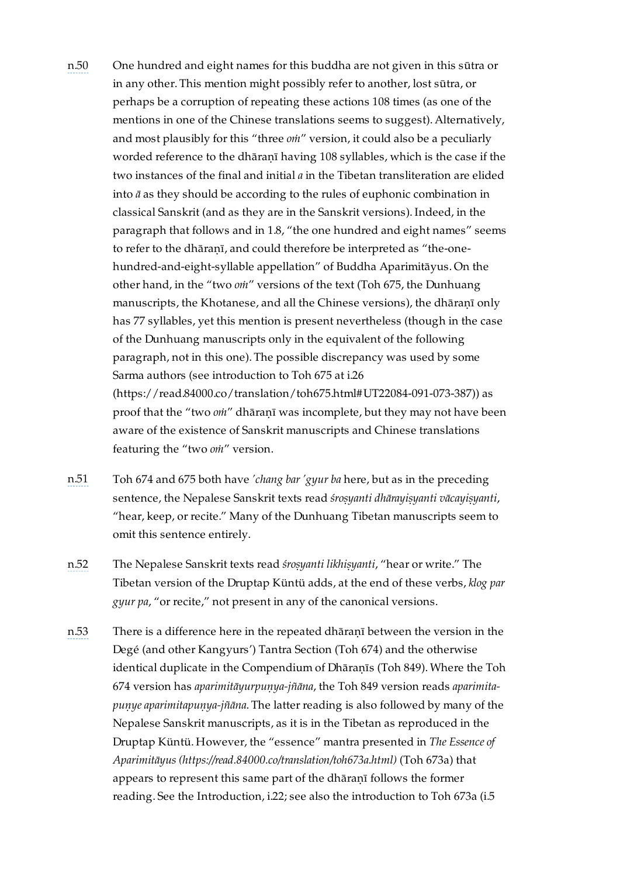n.50 One hundred and eight names for this buddha are not given in this sūtra or in any other. This mention might possibly refer to another, lost sūtra, or perhaps be a corruption of repeating these actions 108 times (as one of the mentions in one of the Chinese translations seems to suggest). Alternatively, and most plausibly for this "three *oṁ*" version, it could also be a peculiarly worded reference to the dhāraṇī having 108 syllables, which is the case if the two instances of the final and initial *a* in the Tibetan transliteration are elided into *ā* as they should be according to the rules of euphonic combination in classical Sanskrit (and as they are in the Sanskrit versions). Indeed, in the paragraph that follows and in 1.8, "the one hundred and eight names" seems to refer to the dhāraṇī, and could therefore be interpreted as "the-one-hundred-and-eight-syllable appellation" of Buddha Aparimitāyus. On the other hand, in the "two *oṁ*" versions of the text (Toh 675, the Dunhuang manuscripts, the Khotanese, and all the Chinese versions), the dhāraṇī only has 77 syllables, yet this mention is present nevertheless (though in the case of the Dunhuang manuscripts only in the equivalent of the following paragraph, not in this one). The possible discrepancy was used by some Sarma authors (see introduction to Toh 675 at i.26 (https://read.84000.co/translation/toh675.html#UT22084-091-073-387)) as proof that the "two *oṁ*" dhāraṇī was incomplete, but they may not have been aware of the existence of Sanskrit manuscripts and Chinese translations featuring the "two *oṁ*" version.

n.51 Toh 674 and 675 both have *'chang bar 'gyur ba* here, but as in the preceding sentence, the Nepalese Sanskrit texts read *śroṣyanti dhārayiṣyanti vācayiṣyanti*, "hear, keep, or recite." Many of the Dunhuang Tibetan manuscripts seem to omit this sentence entirely.

n.52 The Nepalese Sanskrit texts read *śroṣyanti likhiṣyanti*, "hear or write." The Tibetan version of the Druptap Küntü adds, at the end of these verbs, *klog par gyur pa*, "or recite," not present in any of the canonical versions.

n.53 There is a difference here in the repeated dhāraṇī between the version in the Degé (and other Kangyurs') Tantra Section (Toh 674) and the otherwise identical duplicate in the Compendium of Dhāraṇīs (Toh 849). Where the Toh 674 version has *aparimitāyurpuṇya-jñāna*, the Toh 849 version reads *aparimita-puṇye aparimitapuṇya-jñāna*. The latter reading is also followed by many of the Nepalese Sanskrit manuscripts, as it is in the Tibetan as reproduced in the Druptap Küntü. However, the "essence" mantra presented in *The Essence of Aparimitāyus (https://read.84000.co/translation/toh673a.html)* (Toh 673a) that appears to represent this same part of the dhāraṇī follows the former reading. See the Introduction, i.22; see also the introduction to Toh 673a (i.5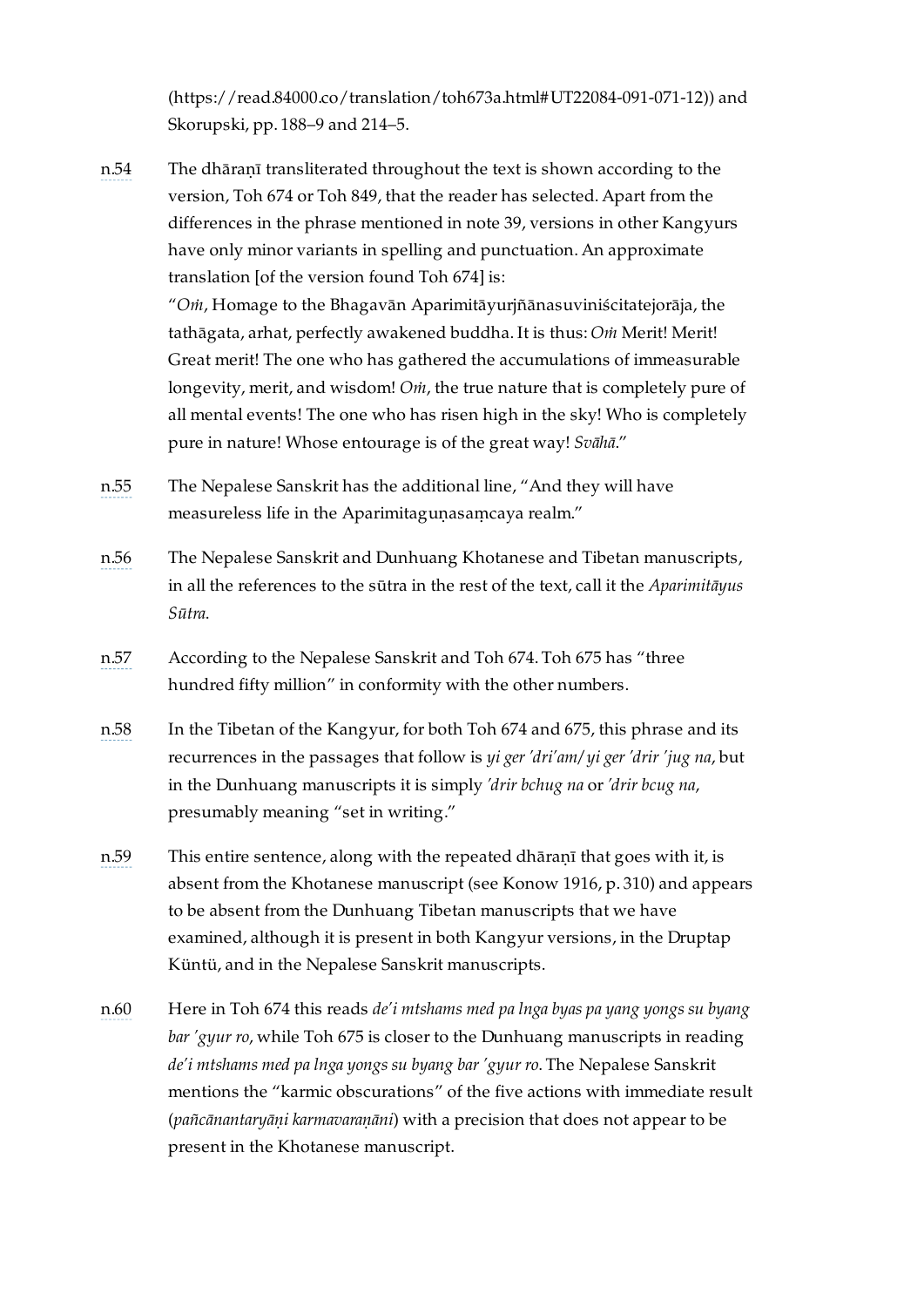(https://read.84000.co/translation/toh673a.html#UT22084-091-071-12)) and Skorupski, pp. 188–9 and 214–5.

n.54 The dhāraṇī transliterated throughout the text is shown according to the version, Toh 674 or Toh 849, that the reader has selected. Apart from the differences in the phrase mentioned in note 39, versions in other Kangyurs have only minor variants in spelling and punctuation. An approximate translation [of the version found Toh 674] is:
"*Oṁ*, Homage to the Bhagavān Aparimitāyurjñānasuviniścitatejorāja, the tathāgata, arhat, perfectly awakened buddha. It is thus: *Oṁ* Merit! Merit! Great merit! The one who has gathered the accumulations of immeasurable longevity, merit, and wisdom! *Oṁ*, the true nature that is completely pure of all mental events! The one who has risen high in the sky! Who is completely pure in nature! Whose entourage is of the great way! *Svāhā*."

n.55 The Nepalese Sanskrit has the additional line, "And they will have measureless life in the Aparimitaguṇasaṃcaya realm."

n.56 The Nepalese Sanskrit and Dunhuang Khotanese and Tibetan manuscripts, in all the references to the sūtra in the rest of the text, call it the *Aparimitāyus Sūtra*.

n.57 According to the Nepalese Sanskrit and Toh 674. Toh 675 has "three hundred fifty million" in conformity with the other numbers.

n.58 In the Tibetan of the Kangyur, for both Toh 674 and 675, this phrase and its recurrences in the passages that follow is *yi ger 'dri'am/ yi ger 'drir 'jug na*, but in the Dunhuang manuscripts it is simply *'drir bchug na* or *'drir bcug na*, presumably meaning "set in writing."

n.59 This entire sentence, along with the repeated dhāraṇī that goes with it, is absent from the Khotanese manuscript (see Konow 1916, p. 310) and appears to be absent from the Dunhuang Tibetan manuscripts that we have examined, although it is present in both Kangyur versions, in the Druptap Küntü, and in the Nepalese Sanskrit manuscripts.

n.60 Here in Toh 674 this reads *de'i mtshams med pa lnga byas pa yang yongs su byang bar 'gyur ro*, while Toh 675 is closer to the Dunhuang manuscripts in reading *de'i mtshams med pa lnga yongs su byang bar 'gyur ro*. The Nepalese Sanskrit mentions the "karmic obscurations" of the five actions with immediate result (*pañcānantaryāṇi karmavaraṇāni*) with a precision that does not appear to be present in the Khotanese manuscript.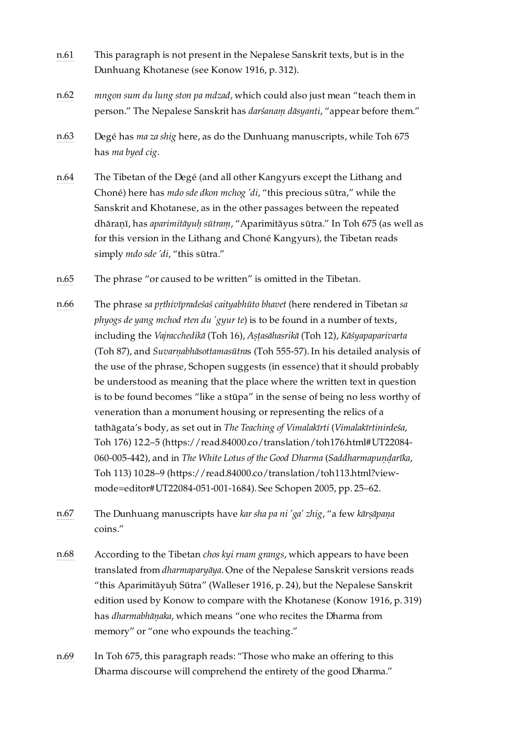n.61 This paragraph is not present in the Nepalese Sanskrit texts, but is in the Dunhuang Khotanese (see Konow 1916, p. 312).

n.62 *mngon sum du lung ston pa mdzad*, which could also just mean "teach them in person." The Nepalese Sanskrit has *darśanaṃ dāsyanti*, "appear before them."

n.63 Degé has *ma za shig* here, as do the Dunhuang manuscripts, while Toh 675 has *ma byed cig*.

n.64 The Tibetan of the Degé (and all other Kangyurs except the Lithang and Choné) here has *mdo sde dkon mchog 'di*, "this precious sūtra," while the Sanskrit and Khotanese, as in the other passages between the repeated dhāraṇī, has *aparimitāyuḥ sūtraṃ*, "Aparimitāyus sūtra." In Toh 675 (as well as for this version in the Lithang and Choné Kangyurs), the Tibetan reads simply *mdo sde 'di*, "this sūtra."

n.65 The phrase "or caused to be written" is omitted in the Tibetan.

n.66 The phrase *sa pṛthivīpradeśaś caityabhūto bhavet* (here rendered in Tibetan *sa phyogs de yang mchod rten du 'gyur te*) is to be found in a number of texts, including the *Vajracchedikā* (Toh 16), *Aṣṭasāhasrikā* (Toh 12), *Kāśyapaparivarta* (Toh 87), and *Suvarṇabhāsottamasūtra*s (Toh 555-57). In his detailed analysis of the use of the phrase, Schopen suggests (in essence) that it should probably be understood as meaning that the place where the written text in question is to be found becomes "like a stūpa" in the sense of being no less worthy of veneration than a monument housing or representing the relics of a tathāgata's body, as set out in *The Teaching of Vimalakīrti* (*Vimalakīrtinirdeśa*, Toh 176) 12.2–5 (https://read.84000.co/translation/toh176.html#UT22084-060-005-442), and in *The White Lotus of the Good Dharma* (*Saddharmapuṇḍarīka*, Toh 113) 10.28–9 (https://read.84000.co/translation/toh113.html?view-mode=editor#UT22084-051-001-1684). See Schopen 2005, pp. 25–62.

n.67 The Dunhuang manuscripts have *kar sha pa ni 'ga' zhig*, "a few *kārṣāpaṇa* coins."

n.68 According to the Tibetan *chos kyi rnam grangs*, which appears to have been translated from *dharmaparyāya*. One of the Nepalese Sanskrit versions reads "this Aparimitāyuḥ Sūtra" (Walleser 1916, p. 24), but the Nepalese Sanskrit edition used by Konow to compare with the Khotanese (Konow 1916, p. 319) has *dharmabhāṇaka*, which means "one who recites the Dharma from memory" or "one who expounds the teaching."

n.69 In Toh 675, this paragraph reads: "Those who make an offering to this Dharma discourse will comprehend the entirety of the good Dharma."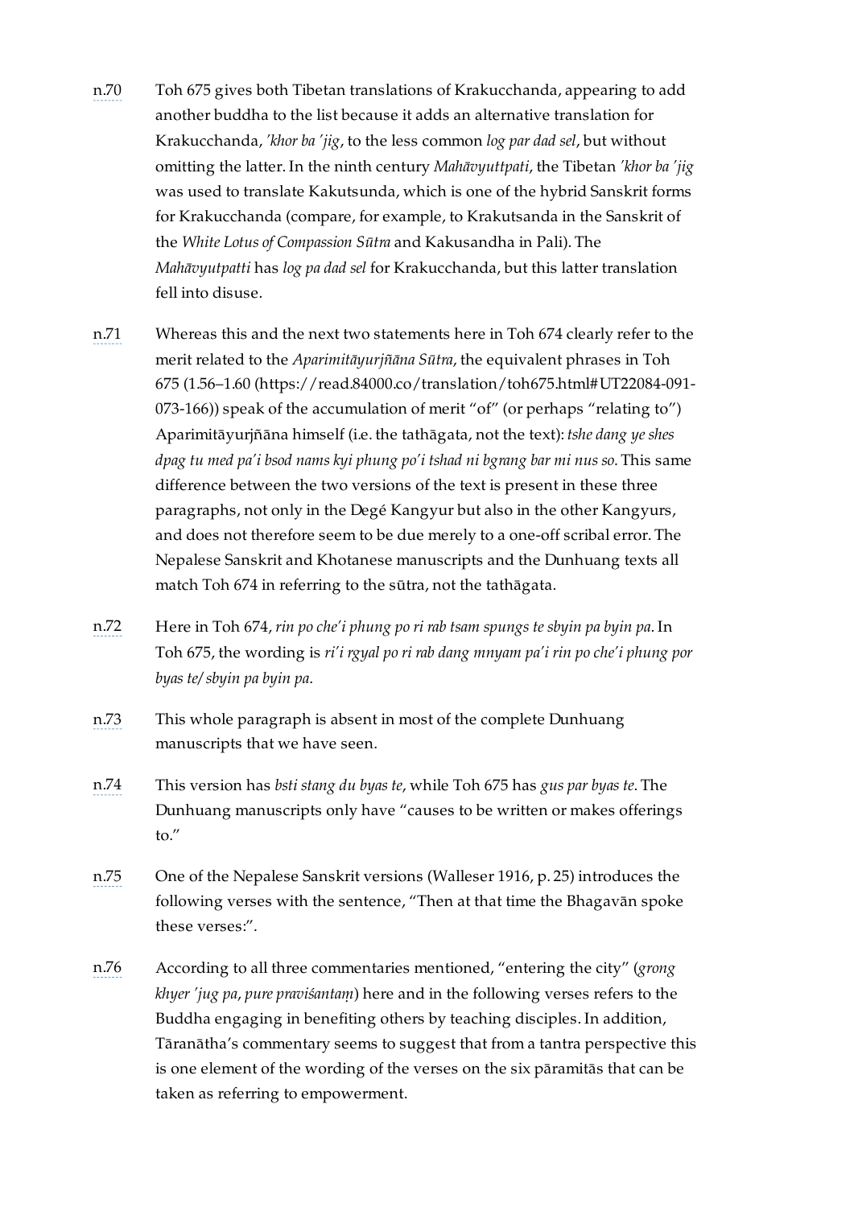n.70 Toh 675 gives both Tibetan translations of Krakucchanda, appearing to add another buddha to the list because it adds an alternative translation for Krakucchanda, *'khor ba 'jig*, to the less common *log par dad sel*, but without omitting the latter. In the ninth century *Mahāvyuttpati*, the Tibetan *'khor ba 'jig* was used to translate Kakutsunda, which is one of the hybrid Sanskrit forms for Krakucchanda (compare, for example, to Krakutsanda in the Sanskrit of the *White Lotus of Compassion Sūtra* and Kakusandha in Pali). The *Mahāvyutpatti* has *log pa dad sel* for Krakucchanda, but this latter translation fell into disuse.

n.71 Whereas this and the next two statements here in Toh 674 clearly refer to the merit related to the *Aparimitāyurjñāna Sūtra*, the equivalent phrases in Toh 675 (1.56–1.60 (https://read.84000.co/translation/toh675.html#UT22084-091-073-166)) speak of the accumulation of merit "of" (or perhaps "relating to") Aparimitāyurjñāna himself (i.e. the tathāgata, not the text): *tshe dang ye shes dpag tu med pa'i bsod nams kyi phung po'i tshad ni bgrang bar mi nus so*. This same difference between the two versions of the text is present in these three paragraphs, not only in the Degé Kangyur but also in the other Kangyurs, and does not therefore seem to be due merely to a one-off scribal error. The Nepalese Sanskrit and Khotanese manuscripts and the Dunhuang texts all match Toh 674 in referring to the sūtra, not the tathāgata.

n.72 Here in Toh 674, *rin po che'i phung po ri rab tsam spungs te sbyin pa byin pa*. In Toh 675, the wording is *ri'i rgyal po ri rab dang mnyam pa'i rin po che'i phung por byas te/ sbyin pa byin pa*.

n.73 This whole paragraph is absent in most of the complete Dunhuang manuscripts that we have seen.

n.74 This version has *bsti stang du byas te*, while Toh 675 has *gus par byas te*. The Dunhuang manuscripts only have "causes to be written or makes offerings to."

n.75 One of the Nepalese Sanskrit versions (Walleser 1916, p. 25) introduces the following verses with the sentence, "Then at that time the Bhagavān spoke these verses:".

n.76 According to all three commentaries mentioned, "entering the city" (*grong khyer 'jug pa*, *pure praviśantaṃ*) here and in the following verses refers to the Buddha engaging in benefiting others by teaching disciples. In addition, Tāranātha's commentary seems to suggest that from a tantra perspective this is one element of the wording of the verses on the six pāramitās that can be taken as referring to empowerment.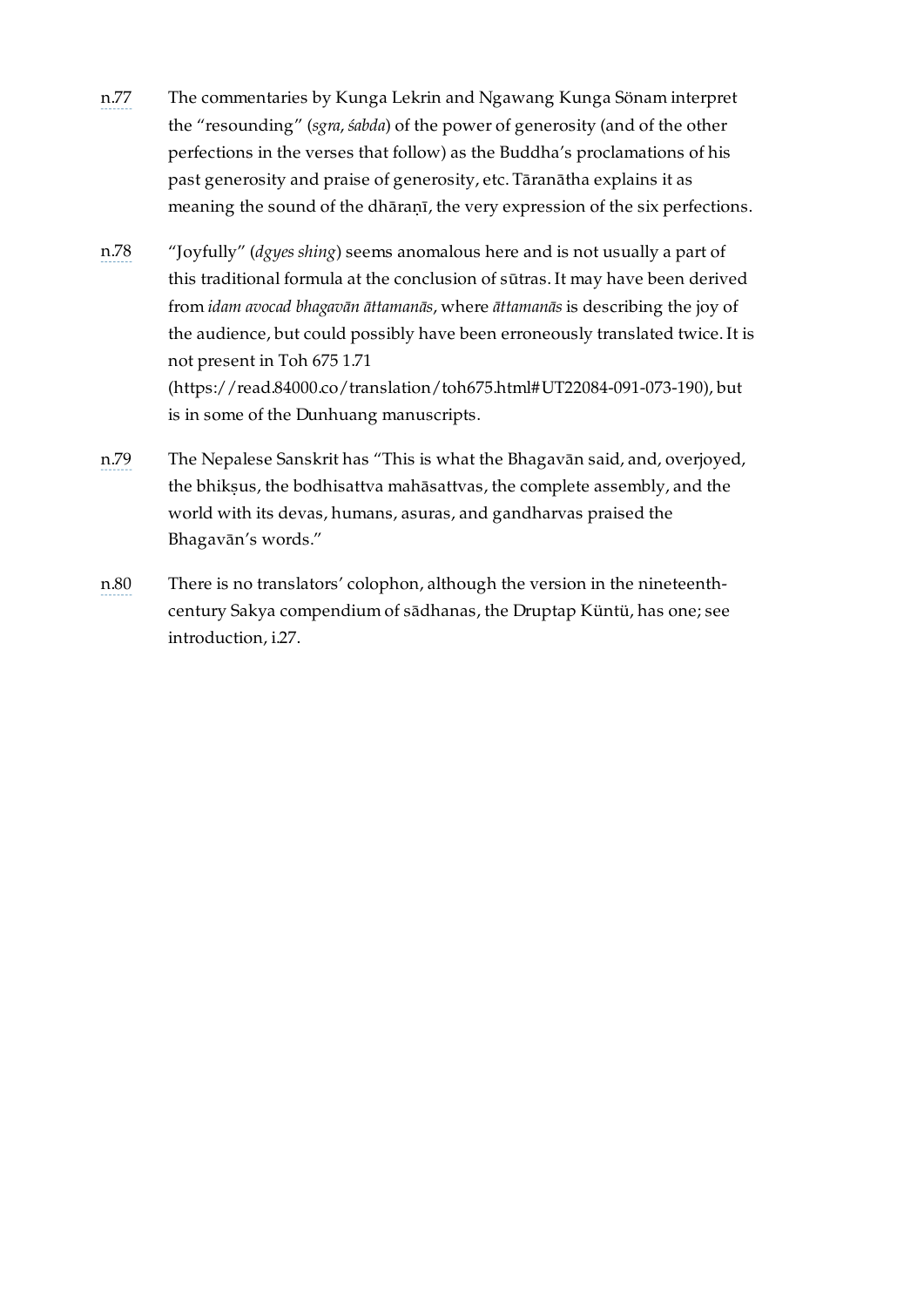n.77 The commentaries by Kunga Lekrin and Ngawang Kunga Sönam interpret the “resounding” (*sgra*, *śabda*) of the power of generosity (and of the other perfections in the verses that follow) as the Buddha’s proclamations of his past generosity and praise of generosity, etc. Tāranātha explains it as meaning the sound of the dhāraṇī, the very expression of the six perfections.

n.78 “Joyfully” (*dgyes shing*) seems anomalous here and is not usually a part of this traditional formula at the conclusion of sūtras. It may have been derived from *idam avocad bhagavān āttamanās*, where *āttamanās* is describing the joy of the audience, but could possibly have been erroneously translated twice. It is not present in Toh 675 1.71 (https://read.84000.co/translation/toh675.html#UT22084-091-073-190), but is in some of the Dunhuang manuscripts.

n.79 The Nepalese Sanskrit has “This is what the Bhagavān said, and, overjoyed, the bhikṣus, the bodhisattva mahāsattvas, the complete assembly, and the world with its devas, humans, asuras, and gandharvas praised the Bhagavān’s words.”

n.80 There is no translators’ colophon, although the version in the nineteenth-century Sakya compendium of sādhanas, the Druptap Küntü, has one; see introduction, i.27.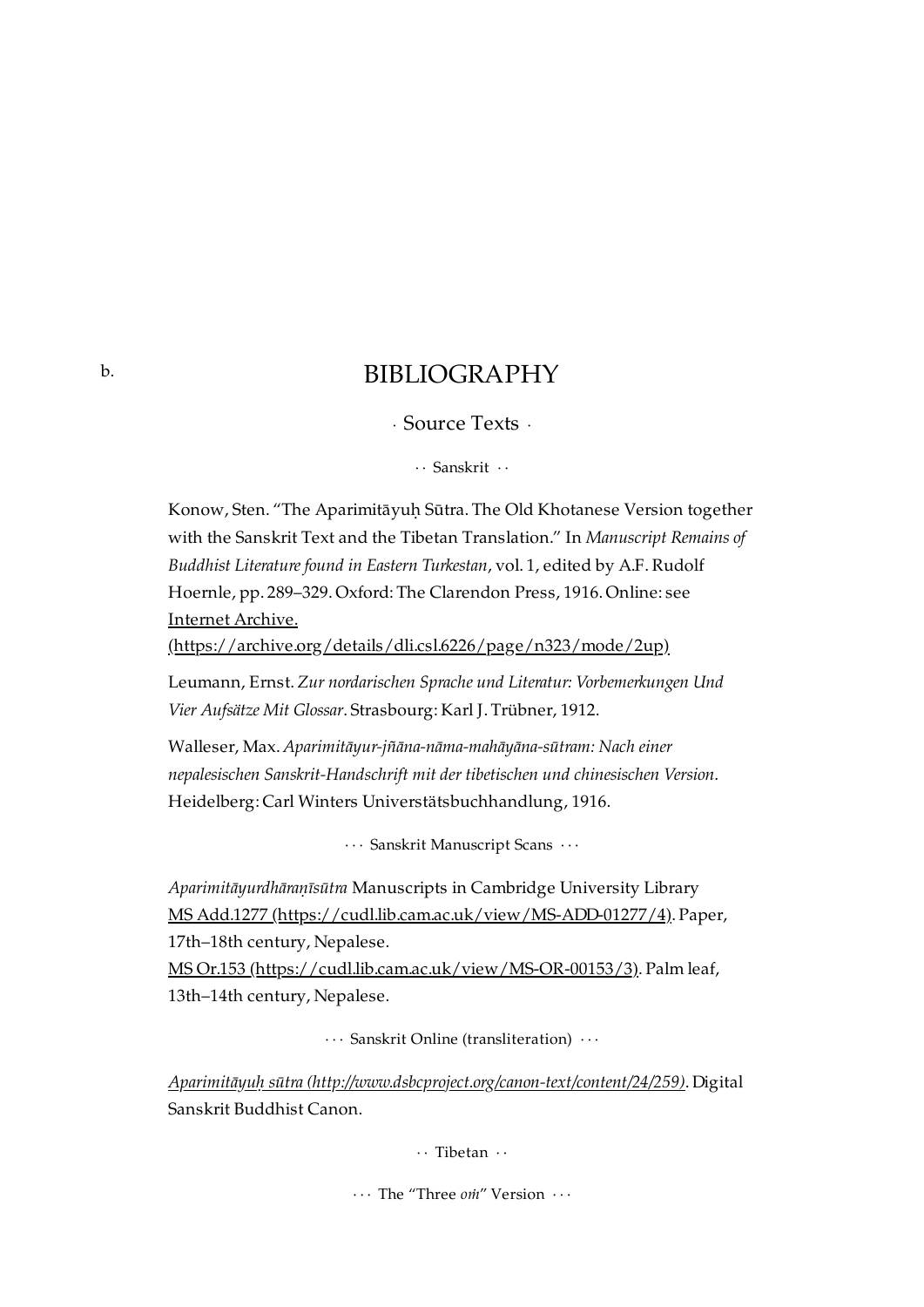b.

# BIBLIOGRAPHY

## · Source Texts ·

### ·· Sanskrit ··

Konow, Sten. "The Aparimitāyuḥ Sūtra. The Old Khotanese Version together with the Sanskrit Text and the Tibetan Translation." In *Manuscript Remains of Buddhist Literature found in Eastern Turkestan*, vol. 1, edited by A.F. Rudolf Hoernle, pp. 289–329. Oxford: The Clarendon Press, 1916. Online: see Internet Archive. (https://archive.org/details/dli.csl.6226/page/n323/mode/2up)

Leumann, Ernst. *Zur nordarischen Sprache und Literatur: Vorbemerkungen Und Vier Aufsätze Mit Glossar*. Strasbourg: Karl J. Trübner, 1912.

Walleser, Max. *Aparimitāyur-jñāna-nāma-mahāyāna-sūtram: Nach einer nepalesischen Sanskrit-Handschrift mit der tibetischen und chinesischen Version*. Heidelberg: Carl Winters Universtätsbuchhandlung, 1916.

#### ··· Sanskrit Manuscript Scans ···

*Aparimitāyurdhāraṇīsūtra* Manuscripts in Cambridge University Library
MS Add.1277 (https://cudl.lib.cam.ac.uk/view/MS-ADD-01277/4). Paper, 17th–18th century, Nepalese.
MS Or.153 (https://cudl.lib.cam.ac.uk/view/MS-OR-00153/3). Palm leaf, 13th–14th century, Nepalese.

#### ··· Sanskrit Online (transliteration) ···

*Aparimitāyuḥ sūtra (http://www.dsbcproject.org/canon-text/content/24/259)*. Digital Sanskrit Buddhist Canon.

### ·· Tibetan ··

#### ··· The "Three *oṁ*" Version ···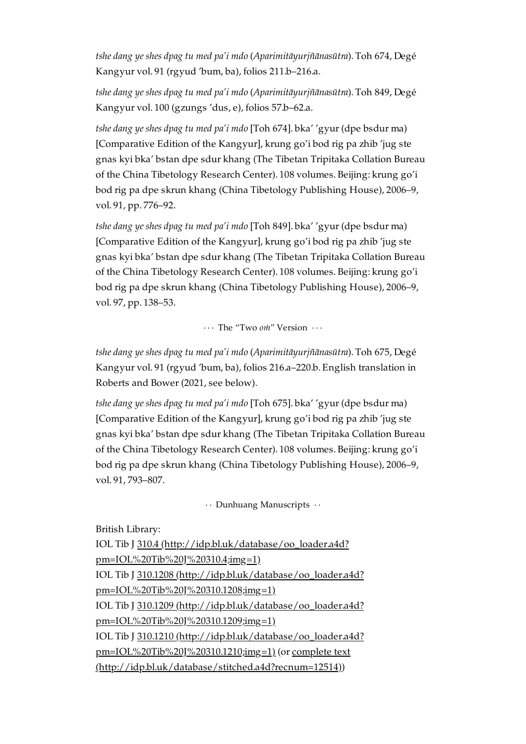*tshe dang ye shes dpag tu med pa'i mdo* (*Aparimitāyurjñānasūtra*). Toh 674, Degé Kangyur vol. 91 (rgyud 'bum, ba), folios 211.b–216.a.

*tshe dang ye shes dpag tu med pa'i mdo* (*Aparimitāyurjñānasūtra*). Toh 849, Degé Kangyur vol. 100 (gzungs 'dus, e), folios 57.b–62.a.

*tshe dang ye shes dpag tu med pa'i mdo* [Toh 674]. bka' 'gyur (dpe bsdur ma) [Comparative Edition of the Kangyur], krung go'i bod rig pa zhib 'jug ste gnas kyi bka' bstan dpe sdur khang (The Tibetan Tripitaka Collation Bureau of the China Tibetology Research Center). 108 volumes. Beijing: krung go'i bod rig pa dpe skrun khang (China Tibetology Publishing House), 2006–9, vol. 91, pp. 776–92.

*tshe dang ye shes dpag tu med pa'i mdo* [Toh 849]. bka' 'gyur (dpe bsdur ma) [Comparative Edition of the Kangyur], krung go'i bod rig pa zhib 'jug ste gnas kyi bka' bstan dpe sdur khang (The Tibetan Tripitaka Collation Bureau of the China Tibetology Research Center). 108 volumes. Beijing: krung go'i bod rig pa dpe skrun khang (China Tibetology Publishing House), 2006–9, vol. 97, pp. 138–53.

··· The "Two *oṁ*" Version ···

*tshe dang ye shes dpag tu med pa'i mdo* (*Aparimitāyurjñānasūtra*). Toh 675, Degé Kangyur vol. 91 (rgyud 'bum, ba), folios 216.a–220.b. English translation in Roberts and Bower (2021, see below).

*tshe dang ye shes dpag tu med pa'i mdo* [Toh 675]. bka' 'gyur (dpe bsdur ma) [Comparative Edition of the Kangyur], krung go'i bod rig pa zhib 'jug ste gnas kyi bka' bstan dpe sdur khang (The Tibetan Tripitaka Collation Bureau of the China Tibetology Research Center). 108 volumes. Beijing: krung go'i bod rig pa dpe skrun khang (China Tibetology Publishing House), 2006–9, vol. 91, 793–807.

·· Dunhuang Manuscripts ··

British Library:
IOL Tib J 310.4 (http://idp.bl.uk/database/oo_loader.a4d?pm=IOL%20Tib%20J%20310.4;img=1)
IOL Tib J 310.1208 (http://idp.bl.uk/database/oo_loader.a4d?pm=IOL%20Tib%20J%20310.1208;img=1)
IOL Tib J 310.1209 (http://idp.bl.uk/database/oo_loader.a4d?pm=IOL%20Tib%20J%20310.1209;img=1)
IOL Tib J 310.1210 (http://idp.bl.uk/database/oo_loader.a4d?pm=IOL%20Tib%20J%20310.1210;img=1) (or complete text (http://idp.bl.uk/database/stitched.a4d?recnum=12514))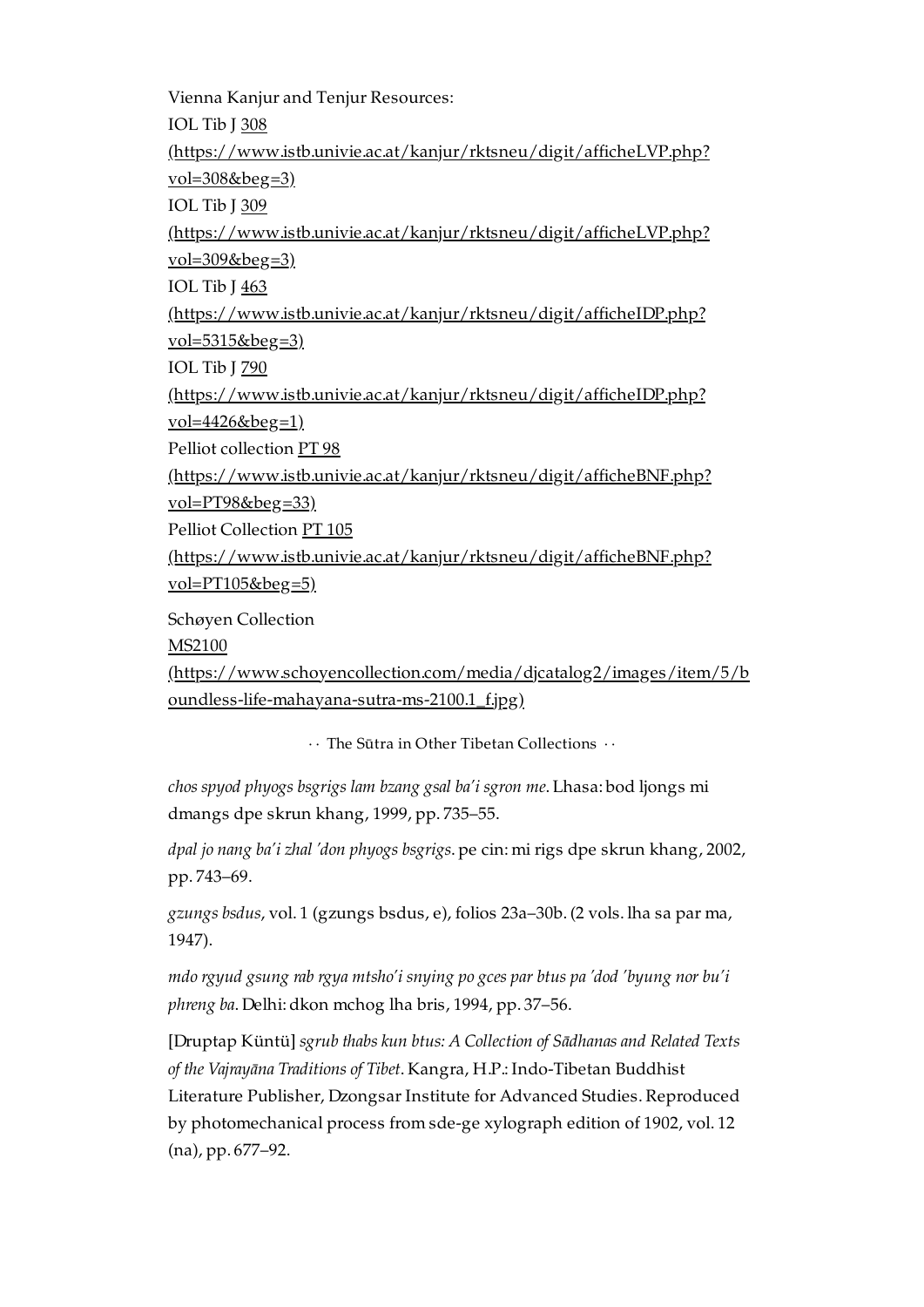Vienna Kanjur and Tenjur Resources:

IOL Tib J 308 (https://www.istb.univie.ac.at/kanjur/rktsneu/digit/afficheLVP.php?vol=308&beg=3)

IOL Tib J 309 (https://www.istb.univie.ac.at/kanjur/rktsneu/digit/afficheLVP.php?vol=309&beg=3)

IOL Tib J 463 (https://www.istb.univie.ac.at/kanjur/rktsneu/digit/afficheIDP.php?vol=5315&beg=3)

IOL Tib J 790 (https://www.istb.univie.ac.at/kanjur/rktsneu/digit/afficheIDP.php?vol=4426&beg=1)

Pelliot collection PT 98 (https://www.istb.univie.ac.at/kanjur/rktsneu/digit/afficheBNF.php?vol=PT98&beg=33)

Pelliot Collection PT 105 (https://www.istb.univie.ac.at/kanjur/rktsneu/digit/afficheBNF.php?vol=PT105&beg=5)

Schøyen Collection

MS2100 (https://www.schoyencollection.com/media/djcatalog2/images/item/5/boundless-life-mahayana-sutra-ms-2100.1_f.jpg)

· · The Sūtra in Other Tibetan Collections · ·

*chos spyod phyogs bsgrigs lam bzang gsal ba'i sgron me*. Lhasa: bod ljongs mi dmangs dpe skrun khang, 1999, pp. 735–55.

*dpal jo nang ba'i zhal 'don phyogs bsgrigs*. pe cin: mi rigs dpe skrun khang, 2002, pp. 743–69.

*gzungs bsdus*, vol. 1 (gzungs bsdus, e), folios 23a–30b. (2 vols. lha sa par ma, 1947).

*mdo rgyud gsung rab rgya mtsho'i snying po gces par btus pa 'dod 'byung nor bu'i phreng ba*. Delhi: dkon mchog lha bris, 1994, pp. 37–56.

[Druptap Küntü] *sgrub thabs kun btus: A Collection of Sādhanas and Related Texts of the Vajrayāna Traditions of Tibet*. Kangra, H.P.: Indo-Tibetan Buddhist Literature Publisher, Dzongsar Institute for Advanced Studies. Reproduced by photomechanical process from sde-ge xylograph edition of 1902, vol. 12 (na), pp. 677–92.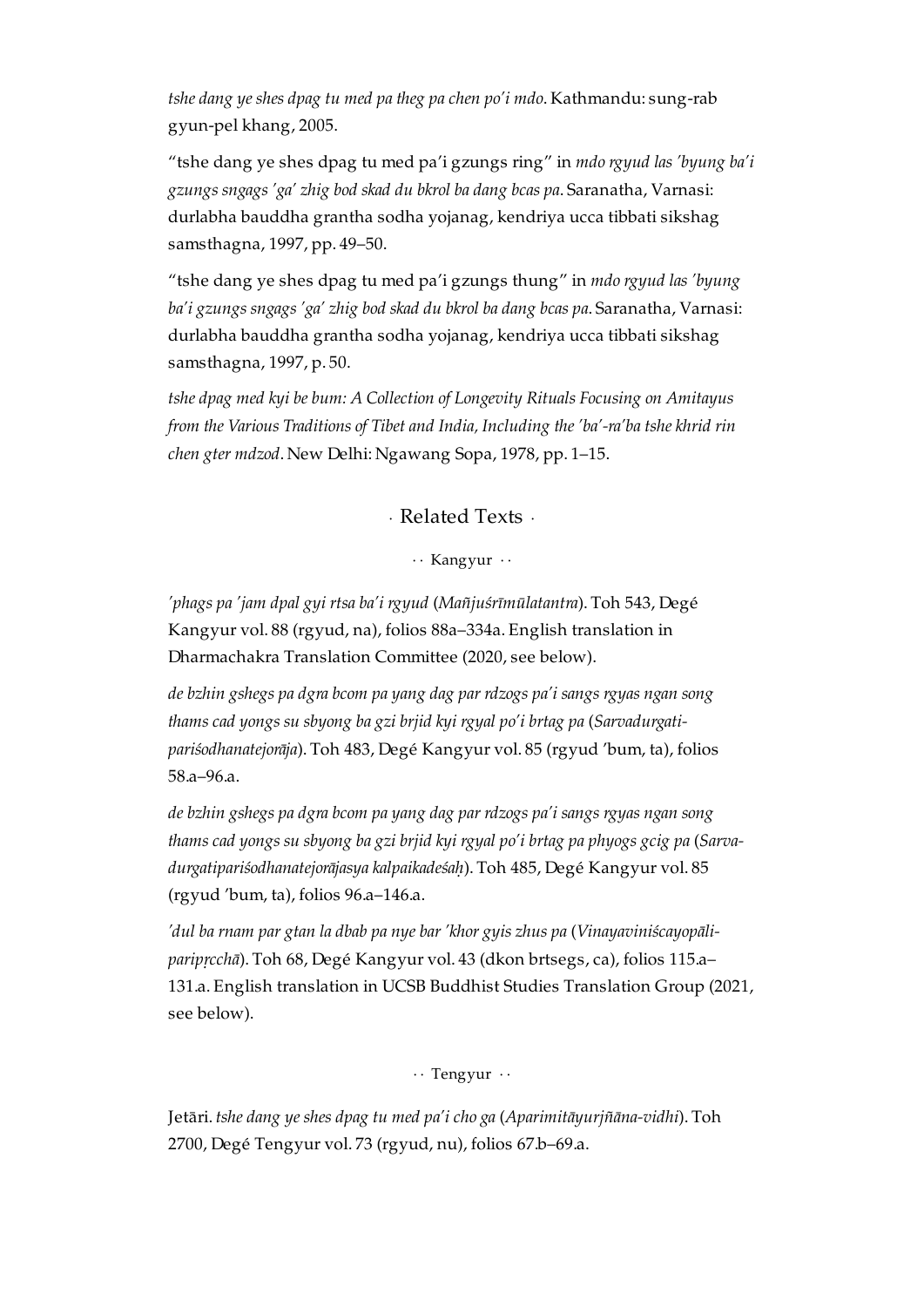*tshe dang ye shes dpag tu med pa theg pa chen po'i mdo*. Kathmandu: sung-rab gyun-pel khang, 2005.

"tshe dang ye shes dpag tu med pa'i gzungs ring" in *mdo rgyud las 'byung ba'i gzungs sngags 'ga' zhig bod skad du bkrol ba dang bcas pa*. Saranatha, Varnasi: durlabha bauddha grantha sodha yojanag, kendriya ucca tibbati sikshag samsthagna, 1997, pp. 49–50.

"tshe dang ye shes dpag tu med pa'i gzungs thung" in *mdo rgyud las 'byung ba'i gzungs sngags 'ga' zhig bod skad du bkrol ba dang bcas pa*. Saranatha, Varnasi: durlabha bauddha grantha sodha yojanag, kendriya ucca tibbati sikshag samsthagna, 1997, p. 50.

*tshe dpag med kyi be bum: A Collection of Longevity Rituals Focusing on Amitayus from the Various Traditions of Tibet and India, Including the 'ba'-ra'ba tshe khrid rin chen gter mdzod*. New Delhi: Ngawang Sopa, 1978, pp. 1–15.

## · Related Texts ·

### · · Kangyur · ·

*'phags pa 'jam dpal gyi rtsa ba'i rgyud* (*Mañjuśrīmūlatantra*). Toh 543, Degé Kangyur vol. 88 (rgyud, na), folios 88a–334a. English translation in Dharmachakra Translation Committee (2020, see below).

*de bzhin gshegs pa dgra bcom pa yang dag par rdzogs pa'i sangs rgyas ngan song thams cad yongs su sbyong ba gzi brjid kyi rgyal po'i brtag pa* (*Sarvadurgatipariśodhanatejorāja*). Toh 483, Degé Kangyur vol. 85 (rgyud 'bum, ta), folios 58.a–96.a.

*de bzhin gshegs pa dgra bcom pa yang dag par rdzogs pa'i sangs rgyas ngan song thams cad yongs su sbyong ba gzi brjid kyi rgyal po'i brtag pa phyogs gcig pa* (*Sarvadurgatipariśodhanatejorājasya kalpaikadeśaḥ*). Toh 485, Degé Kangyur vol. 85 (rgyud 'bum, ta), folios 96.a–146.a.

*'dul ba rnam par gtan la dbab pa nye bar 'khor gyis zhus pa* (*Vinayaviniścayopāliparipṛcchā*). Toh 68, Degé Kangyur vol. 43 (dkon brtsegs, ca), folios 115.a–131.a. English translation in UCSB Buddhist Studies Translation Group (2021, see below).

### · · Tengyur · ·

Jetāri. *tshe dang ye shes dpag tu med pa'i cho ga* (*Aparimitāyurjñāna-vidhi*). Toh 2700, Degé Tengyur vol. 73 (rgyud, nu), folios 67.b–69.a.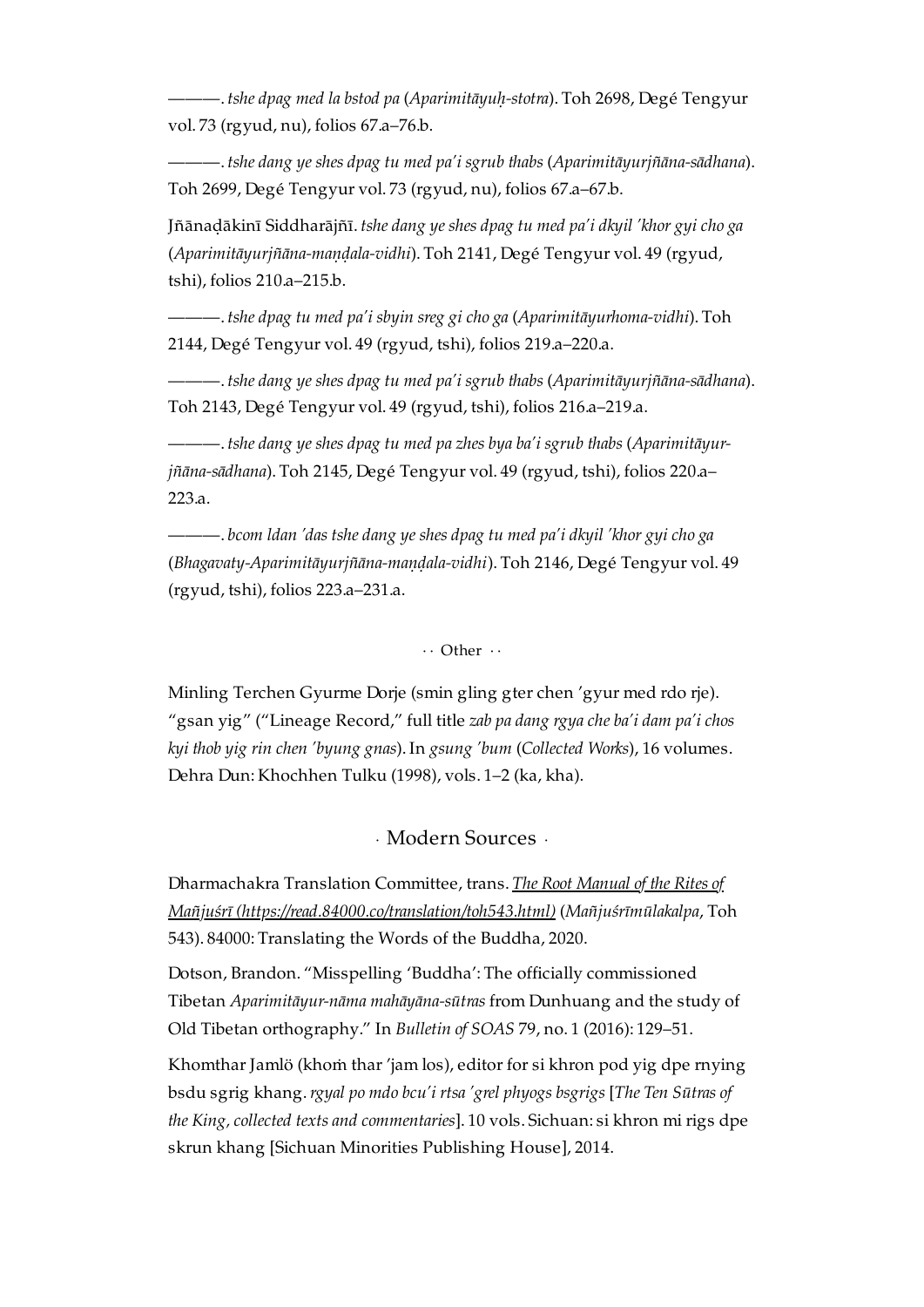———. *tshe dpag med la bstod pa* (*Aparimitāyuḥ-stotra*). Toh 2698, Degé Tengyur vol. 73 (rgyud, nu), folios 67.a–76.b.

———. *tshe dang ye shes dpag tu med pa'i sgrub thabs* (*Aparimitāyurjñāna-sādhana*). Toh 2699, Degé Tengyur vol. 73 (rgyud, nu), folios 67.a–67.b.

Jñānaḍākinī Siddharājñī. *tshe dang ye shes dpag tu med pa'i dkyil 'khor gyi cho ga* (*Aparimitāyurjñāna-maṇḍala-vidhi*). Toh 2141, Degé Tengyur vol. 49 (rgyud, tshi), folios 210.a–215.b.

———. *tshe dpag tu med pa'i sbyin sreg gi cho ga* (*Aparimitāyurhoma-vidhi*). Toh 2144, Degé Tengyur vol. 49 (rgyud, tshi), folios 219.a–220.a.

———. *tshe dang ye shes dpag tu med pa'i sgrub thabs* (*Aparimitāyurjñāna-sādhana*). Toh 2143, Degé Tengyur vol. 49 (rgyud, tshi), folios 216.a–219.a.

———. *tshe dang ye shes dpag tu med pa zhes bya ba'i sgrub thabs* (*Aparimitāyur-jñāna-sādhana*). Toh 2145, Degé Tengyur vol. 49 (rgyud, tshi), folios 220.a–223.a.

———. *bcom ldan 'das tshe dang ye shes dpag tu med pa'i dkyil 'khor gyi cho ga* (*Bhagavaty-Aparimitāyurjñāna-maṇḍala-vidhi*). Toh 2146, Degé Tengyur vol. 49 (rgyud, tshi), folios 223.a–231.a.

· · Other · ·

Minling Terchen Gyurme Dorje (smin gling gter chen 'gyur med rdo rje). "gsan yig" ("Lineage Record," full title *zab pa dang rgya che ba'i dam pa'i chos kyi thob yig rin chen 'byung gnas*). In *gsung 'bum* (*Collected Works*), 16 volumes. Dehra Dun: Khochhen Tulku (1998), vols. 1–2 (ka, kha).

## · Modern Sources ·

Dharmachakra Translation Committee, trans. *The Root Manual of the Rites of Mañjuśrī (https://read.84000.co/translation/toh543.html)* (*Mañjuśrīmūlakalpa*, Toh 543). 84000: Translating the Words of the Buddha, 2020.

Dotson, Brandon. "Misspelling 'Buddha': The officially commissioned Tibetan *Aparimitāyur-nāma mahāyāna-sūtras* from Dunhuang and the study of Old Tibetan orthography." In *Bulletin of SOAS* 79, no. 1 (2016): 129–51.

Khomthar Jamlö (khoṁ thar 'jam los), editor for si khron pod yig dpe rnying bsdu sgrig khang. *rgyal po mdo bcu'i rtsa 'grel phyogs bsgrigs* [*The Ten Sūtras of the King, collected texts and commentaries*]. 10 vols. Sichuan: si khron mi rigs dpe skrun khang [Sichuan Minorities Publishing House], 2014.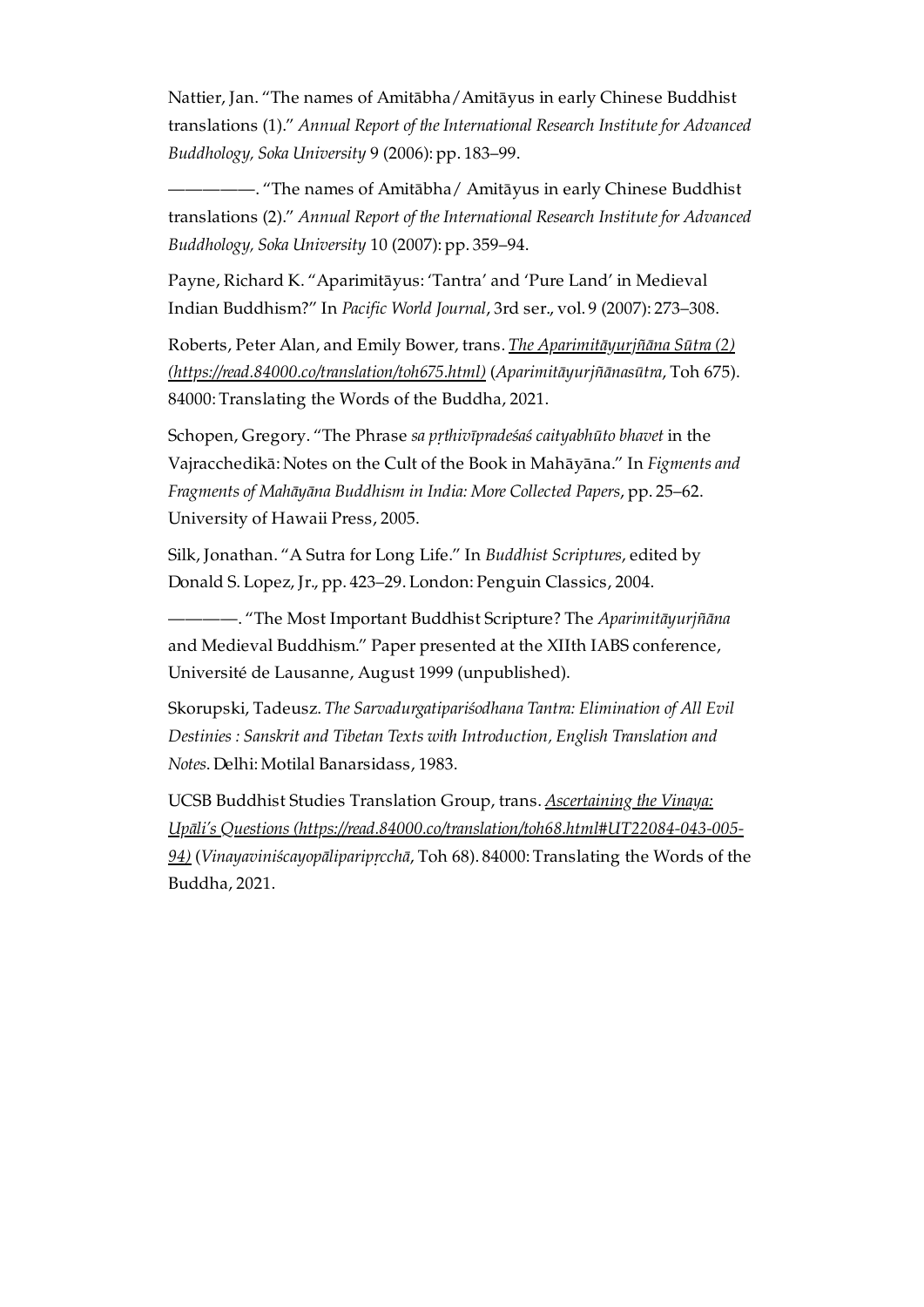Nattier, Jan. "The names of Amitābha/Amitāyus in early Chinese Buddhist translations (1)." *Annual Report of the International Research Institute for Advanced Buddhology, Soka University* 9 (2006): pp. 183–99.

————. "The names of Amitābha/ Amitāyus in early Chinese Buddhist translations (2)." *Annual Report of the International Research Institute for Advanced Buddhology, Soka University* 10 (2007): pp. 359–94.

Payne, Richard K. "Aparimitāyus: 'Tantra' and 'Pure Land' in Medieval Indian Buddhism?" In *Pacific World Journal*, 3rd ser., vol. 9 (2007): 273–308.

Roberts, Peter Alan, and Emily Bower, trans. [*The Aparimitāyurjñāna Sūtra (2)* (https://read.84000.co/translation/toh675.html)](https://read.84000.co/translation/toh675.html) (*Aparimitāyurjñānasūtra*, Toh 675). 84000: Translating the Words of the Buddha, 2021.

Schopen, Gregory. "The Phrase *sa pṛthivīpradeśaś caityabhūto bhavet* in the Vajracchedikā: Notes on the Cult of the Book in Mahāyāna." In *Figments and Fragments of Mahāyāna Buddhism in India: More Collected Papers*, pp. 25–62. University of Hawaii Press, 2005.

Silk, Jonathan. "A Sutra for Long Life." In *Buddhist Scriptures*, edited by Donald S. Lopez, Jr., pp. 423–29. London: Penguin Classics, 2004.

————. "The Most Important Buddhist Scripture? The *Aparimitāyurjñāna* and Medieval Buddhism." Paper presented at the XIIth IABS conference, Université de Lausanne, August 1999 (unpublished).

Skorupski, Tadeusz. *The Sarvadurgatipariśodhana Tantra: Elimination of All Evil Destinies : Sanskrit and Tibetan Texts with Introduction, English Translation and Notes*. Delhi: Motilal Banarsidass, 1983.

UCSB Buddhist Studies Translation Group, trans. [*Ascertaining the Vinaya: Upāli's Questions* (https://read.84000.co/translation/toh68.html#UT22084-043-005-94)](https://read.84000.co/translation/toh68.html#UT22084-043-005-94) (*Vinayaviniścayopālipariprcchā*, Toh 68). 84000: Translating the Words of the Buddha, 2021.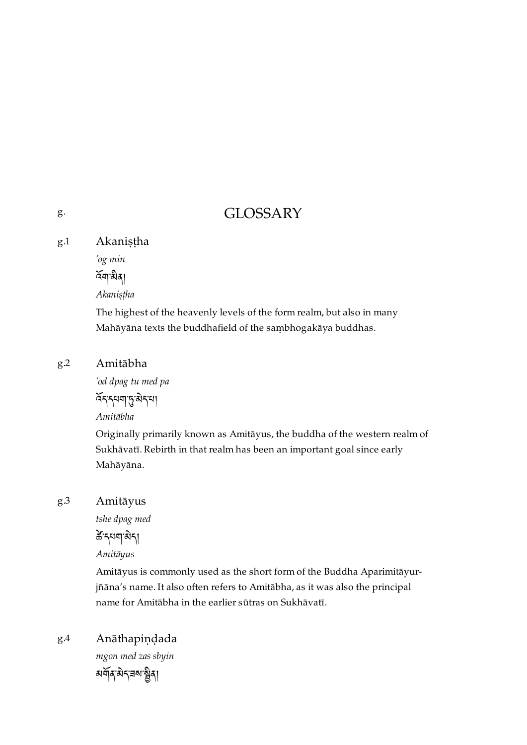# g. GLOSSARY

## g.1 Akaniṣṭha

*'og min*

འོག་མིན།

*Akaniṣṭha*

The highest of the heavenly levels of the form realm, but also in many Mahāyāna texts the buddhafield of the saṃbhogakāya buddhas.

## g.2 Amitābha

*'od dpag tu med pa*

འོད་དཔག་ཏུ་མེད་པ།

*Amitābha*

Originally primarily known as Amitāyus, the buddha of the western realm of Sukhāvatī. Rebirth in that realm has been an important goal since early Mahāyāna.

## g.3 Amitāyus

*tshe dpag med*

ཚེ་དཔག་མེད།

*Amitāyus*

Amitāyus is commonly used as the short form of the Buddha Aparimitāyurjñāna's name. It also often refers to Amitābha, as it was also the principal name for Amitābha in the earlier sūtras on Sukhāvatī.

## g.4 Anāthapiṇḍada

*mgon med zas sbyin*

མགོན་མེད་ཟས་སྦྱིན།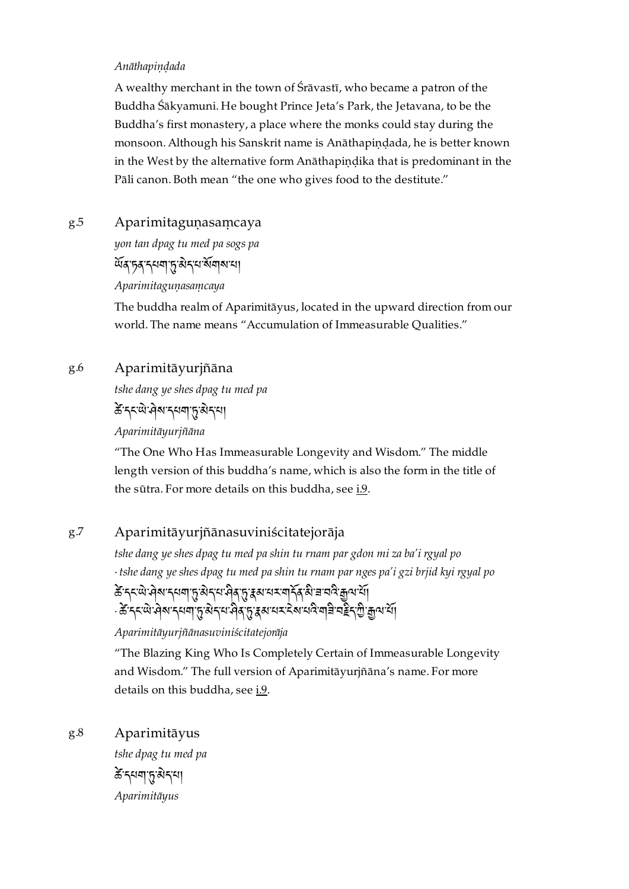*Anāthapiṇḍada*

A wealthy merchant in the town of Śrāvastī, who became a patron of the Buddha Śākyamuni. He bought Prince Jeta's Park, the Jetavana, to be the Buddha's first monastery, a place where the monks could stay during the monsoon. Although his Sanskrit name is Anāthapiṇḍada, he is better known in the West by the alternative form Anāthapiṇḍika that is predominant in the Pāli canon. Both mean "the one who gives food to the destitute."

g.5 Aparimitaguṇasaṃcaya

*yon tan dpag tu med pa sogs pa*

ཡོན་ཏན་དཔག་ཏུ་མེད་པ་སོགས་པ།

*Aparimitaguṇasaṃcaya*

The buddha realm of Aparimitāyus, located in the upward direction from our world. The name means "Accumulation of Immeasurable Qualities."

g.6 Aparimitāyurjñāna

*tshe dang ye shes dpag tu med pa*

ཚེ་དང་ཡེ་ཤེས་དཔག་ཏུ་མེད་པ།

*Aparimitāyurjñāna*

"The One Who Has Immeasurable Longevity and Wisdom." The middle length version of this buddha's name, which is also the form in the title of the sūtra. For more details on this buddha, see i.9.

g.7 Aparimitāyurjñānasuviniścitatejorāja

*tshe dang ye shes dpag tu med pa shin tu rnam par gdon mi za ba'i rgyal po · tshe dang ye shes dpag tu med pa shin tu rnam par nges pa'i gzi brjid kyi rgyal po*

ཚེ་དང་ཡེ་ཤེས་དཔག་ཏུ་མེད་པ་ཤིན་ཏུ་རྣམ་པར་གདོན་མི་ཟ་བའི་རྒྱལ་པོ། · ཚེ་དང་ཡེ་ཤེས་དཔག་ཏུ་མེད་པ་ཤིན་ཏུ་རྣམ་པར་ངེས་པའི་གཟི་བརྗིད་ཀྱི་རྒྱལ་པོ།

*Aparimitāyurjñānasuviniścitatejorāja*

"The Blazing King Who Is Completely Certain of Immeasurable Longevity and Wisdom." The full version of Aparimitāyurjñāna's name. For more details on this buddha, see i.9.

g.8 Aparimitāyus

*tshe dpag tu med pa*

ཚེ་དཔག་ཏུ་མེད་པ།

*Aparimitāyus*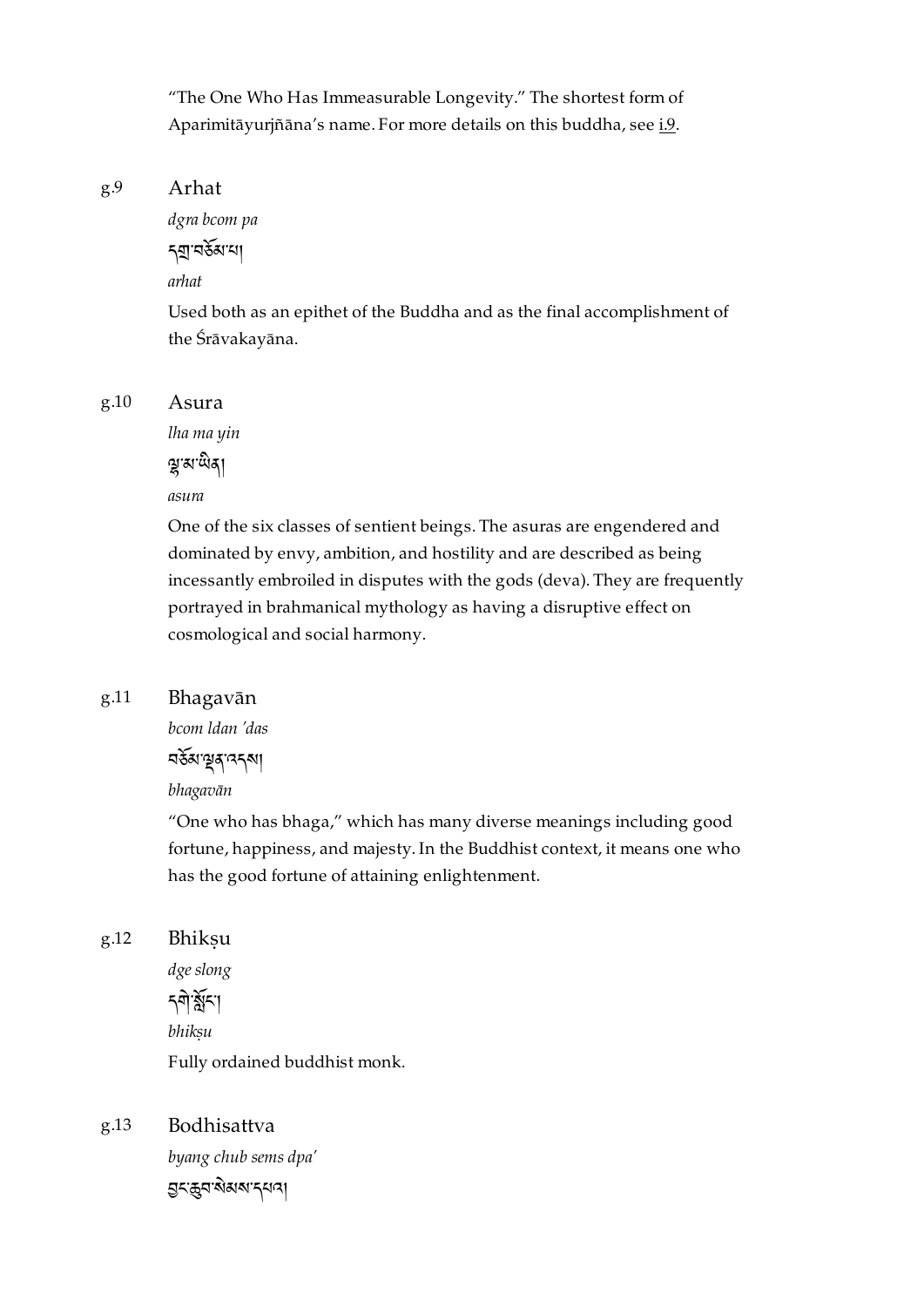"The One Who Has Immeasurable Longevity." The shortest form of Aparimitāyurjñāna's name. For more details on this buddha, see i.9.

g.9 Arhat

*dgra bcom pa*

དགྲ་བཅོམ་པ།

*arhat*

Used both as an epithet of the Buddha and as the final accomplishment of the Śrāvakayāna.

g.10 Asura

*lha ma yin*

ལྷ་མ་ཡིན།

*asura*

One of the six classes of sentient beings. The asuras are engendered and dominated by envy, ambition, and hostility and are described as being incessantly embroiled in disputes with the gods (deva). They are frequently portrayed in brahmanical mythology as having a disruptive effect on cosmological and social harmony.

g.11 Bhagavān

*bcom ldan 'das*

བཅོམ་ལྡན་འདས།

*bhagavān*

"One who has bhaga," which has many diverse meanings including good fortune, happiness, and majesty. In the Buddhist context, it means one who has the good fortune of attaining enlightenment.

g.12 Bhikṣu

*dge slong*

དགེ་སློང་།

*bhikṣu*

Fully ordained buddhist monk.

g.13 Bodhisattva

*byang chub sems dpa'*

བྱང་ཆུབ་སེམས་དཔའ།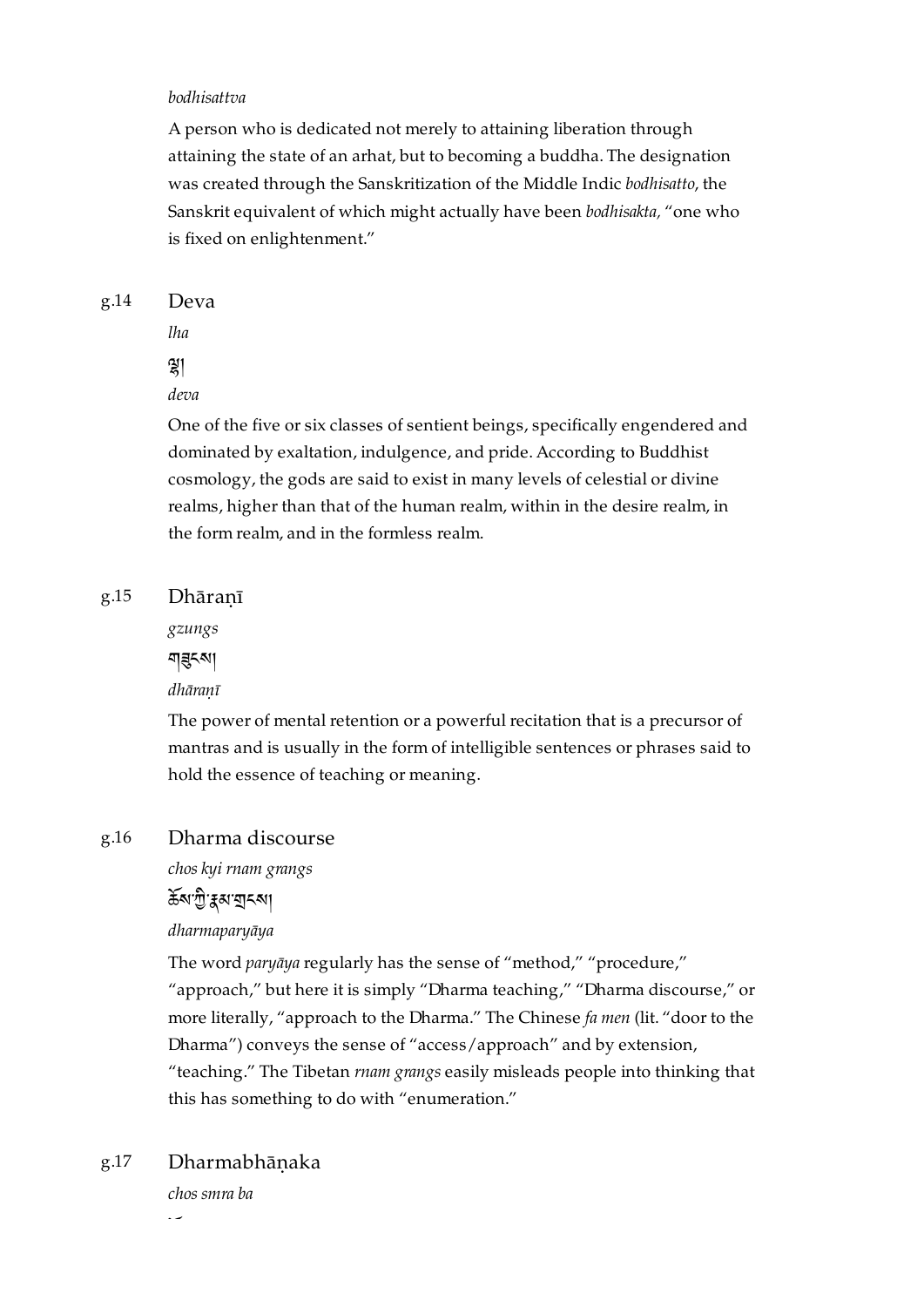*bodhisattva*

A person who is dedicated not merely to attaining liberation through attaining the state of an arhat, but to becoming a buddha. The designation was created through the Sanskritization of the Middle Indic *bodhisatto*, the Sanskrit equivalent of which might actually have been *bodhisakta,* "one who is fixed on enlightenment."

g.14 Deva

*lha*

ལྷ།

*deva*

One of the five or six classes of sentient beings, specifically engendered and dominated by exaltation, indulgence, and pride. According to Buddhist cosmology, the gods are said to exist in many levels of celestial or divine realms, higher than that of the human realm, within in the desire realm, in the form realm, and in the formless realm.

g.15 Dhāraṇī

*gzungs*

གཟུངས།

*dhāraṇī*

The power of mental retention or a powerful recitation that is a precursor of mantras and is usually in the form of intelligible sentences or phrases said to hold the essence of teaching or meaning.

g.16 Dharma discourse

*chos kyi rnam grangs*

ཆོས་ཀྱི་རྣམ་གྲངས།

*dharmaparyāya*

The word *paryāya* regularly has the sense of "method," "procedure," "approach," but here it is simply "Dharma teaching," "Dharma discourse," or more literally, "approach to the Dharma." The Chinese *fa men* (lit. "door to the Dharma") conveys the sense of "access/approach" and by extension, "teaching." The Tibetan *rnam grangs* easily misleads people into thinking that this has something to do with "enumeration."

g.17 Dharmabhāṇaka

*chos smra ba*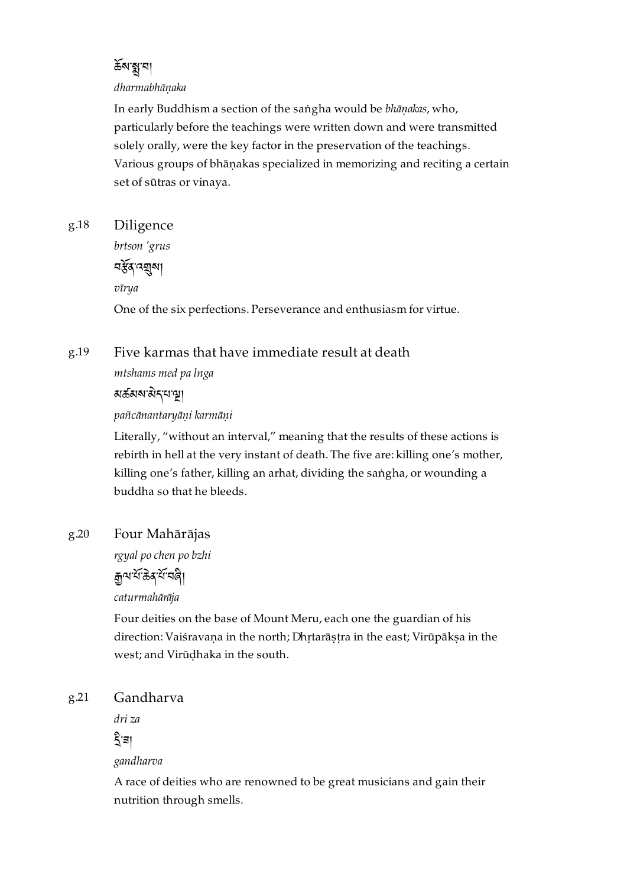ཆོས་སྨྲ་བ།

*dharmabhāṇaka*

In early Buddhism a section of the saṅgha would be *bhāṇakas*, who, particularly before the teachings were written down and were transmitted solely orally, were the key factor in the preservation of the teachings. Various groups of bhāṇakas specialized in memorizing and reciting a certain set of sūtras or vinaya.

g.18 Diligence

*brtson 'grus*

བརྩོན་འགྲུས།

*vīrya*

One of the six perfections. Perseverance and enthusiasm for virtue.

g.19 Five karmas that have immediate result at death

*mtshams med pa lnga*

མཚམས་མེད་པ་ལྔ།

*pañcānantaryāṇi karmāṇi*

Literally, "without an interval," meaning that the results of these actions is rebirth in hell at the very instant of death. The five are: killing one's mother, killing one's father, killing an arhat, dividing the saṅgha, or wounding a buddha so that he bleeds.

g.20 Four Mahārājas

*rgyal po chen po bzhi*

རྒྱལ་པོ་ཆེན་པོ་བཞི།

*caturmahārāja*

Four deities on the base of Mount Meru, each one the guardian of his direction: Vaiśravaṇa in the north; Dhṛtarāṣṭra in the east; Virūpākṣa in the west; and Virūḍhaka in the south.

g.21 Gandharva

*dri za*

དྲི་ཟ།

*gandharva*

A race of deities who are renowned to be great musicians and gain their nutrition through smells.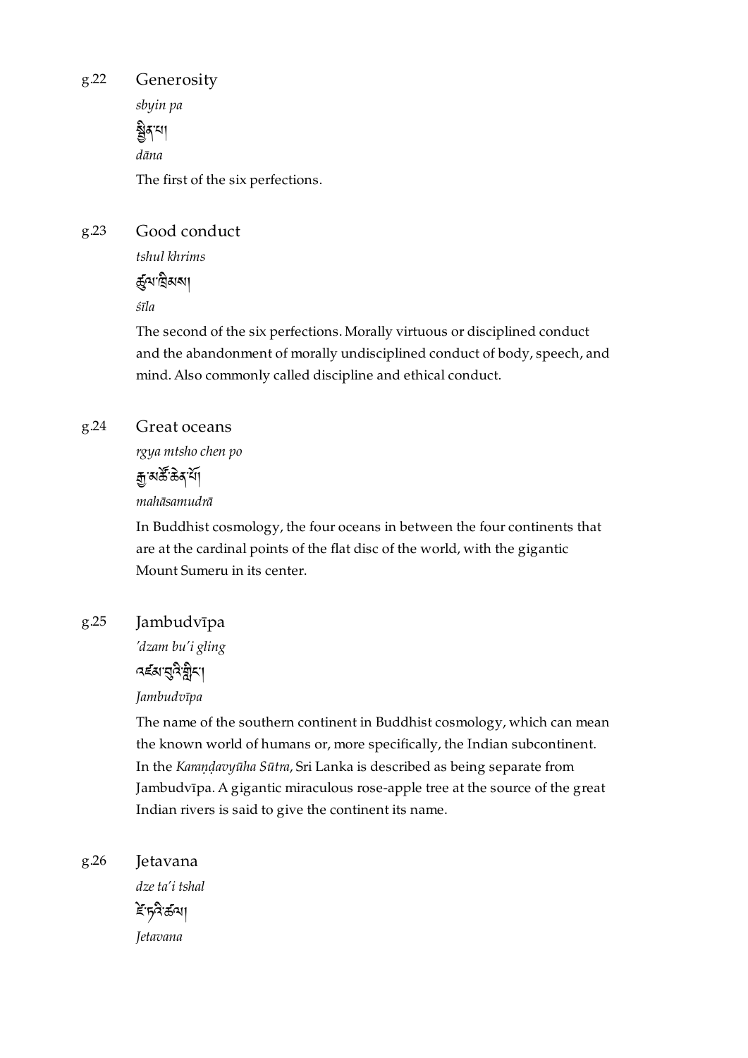g.22 Generosity

*sbyin pa*

སྦྱིན་པ།

*dāna*

The first of the six perfections.

g.23 Good conduct

*tshul khrims*

ཚུལ་ཁྲིམས།

*śīla*

The second of the six perfections. Morally virtuous or disciplined conduct and the abandonment of morally undisciplined conduct of body, speech, and mind. Also commonly called discipline and ethical conduct.

g.24 Great oceans

*rgya mtsho chen po*

རྒྱ་མཚོ་ཆེན་པོ།

*mahāsamudrā*

In Buddhist cosmology, the four oceans in between the four continents that are at the cardinal points of the flat disc of the world, with the gigantic Mount Sumeru in its center.

g.25 Jambudvīpa

*'dzam bu'i gling*

འཛམ་བུའི་གླིང་།

*Jambudvīpa*

The name of the southern continent in Buddhist cosmology, which can mean the known world of humans or, more specifically, the Indian subcontinent. In the *Karaṇḍavyūha Sūtra*, Sri Lanka is described as being separate from Jambudvīpa. A gigantic miraculous rose-apple tree at the source of the great Indian rivers is said to give the continent its name.

g.26 Jetavana

*dze ta'i tshal*

ཛེ་ཏའི་ཚལ།

*Jetavana*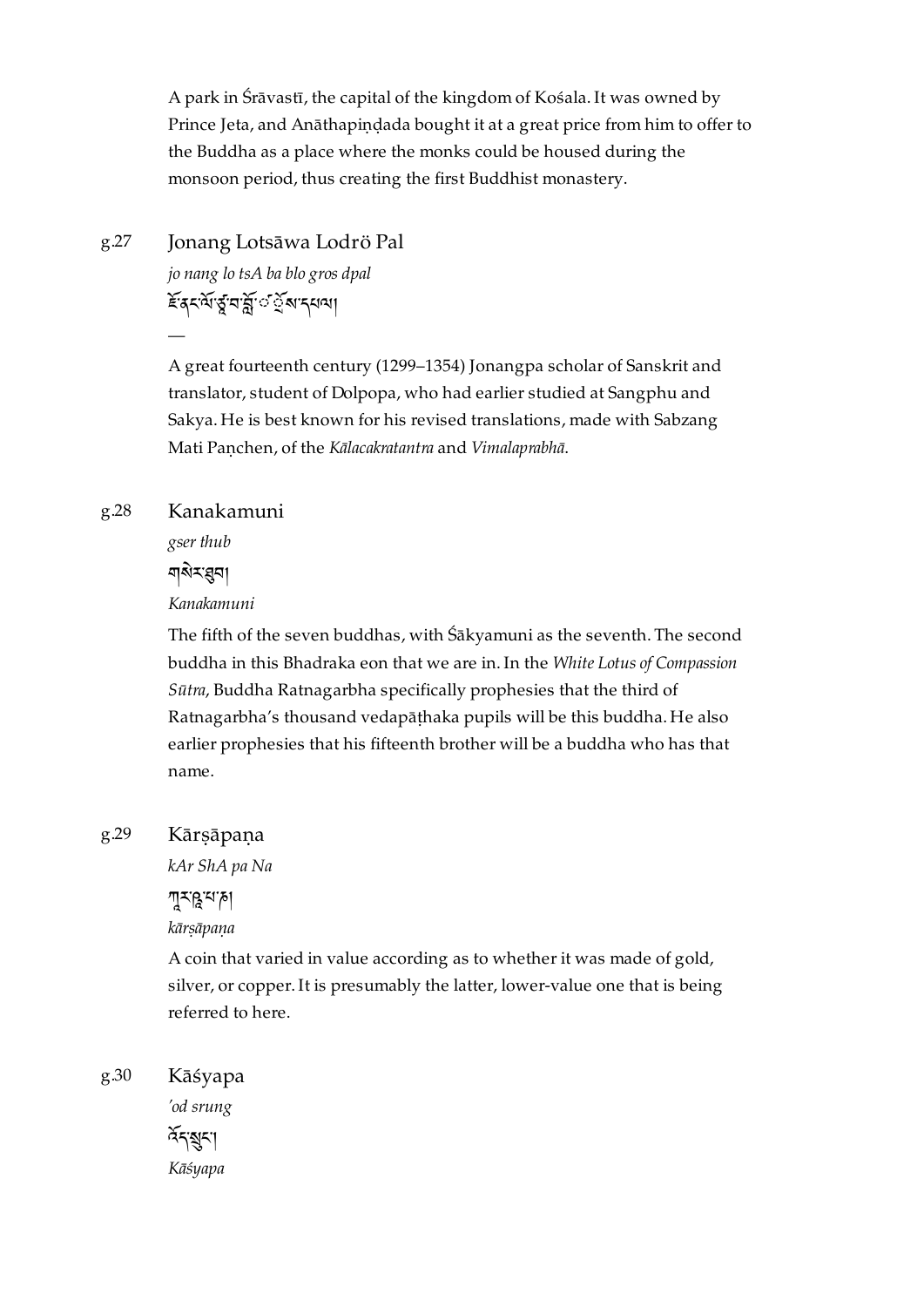A park in Śrāvastī, the capital of the kingdom of Kośala. It was owned by Prince Jeta, and Anāthapiṇḍada bought it at a great price from him to offer to the Buddha as a place where the monks could be housed during the monsoon period, thus creating the first Buddhist monastery.

g.27 Jonang Lotsāwa Lodrö Pal

*jo nang lo tsA ba blo gros dpal*

ཇོ་ནང་ལོ་ཙཱ་བ་བློ་གྲོས་དཔལ།

—

A great fourteenth century (1299–1354) Jonangpa scholar of Sanskrit and translator, student of Dolpopa, who had earlier studied at Sangphu and Sakya. He is best known for his revised translations, made with Sabzang Mati Paṇchen, of the *Kālacakratantra* and *Vimalaprabhā*.

g.28 Kanakamuni

*gser thub*

གསེར་ཐུབ།

*Kanakamuni*

The fifth of the seven buddhas, with Śākyamuni as the seventh. The second buddha in this Bhadraka eon that we are in. In the *White Lotus of Compassion Sūtra*, Buddha Ratnagarbha specifically prophesies that the third of Ratnagarbha's thousand vedapāṭhaka pupils will be this buddha. He also earlier prophesies that his fifteenth brother will be a buddha who has that name.

g.29 Kārṣāpaṇa

*kAr ShA pa Na*

ཀཱར་ཥཱ་པ་ཎ།

*kārṣāpaṇa*

A coin that varied in value according as to whether it was made of gold, silver, or copper. It is presumably the latter, lower-value one that is being referred to here.

g.30 Kāśyapa

*'od srung*

འོད་སྲུང་།

*Kāśyapa*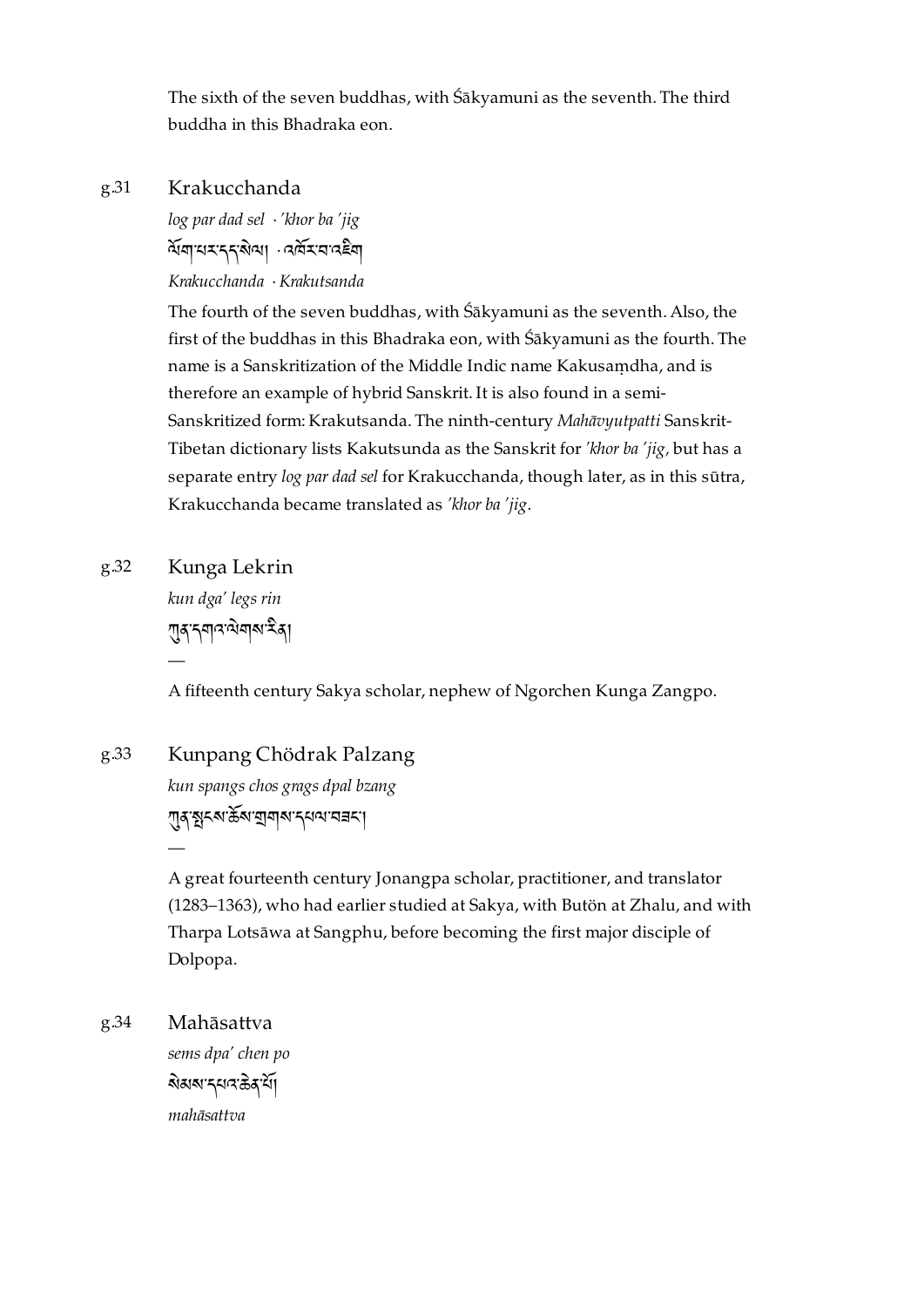The sixth of the seven buddhas, with Śākyamuni as the seventh. The third buddha in this Bhadraka eon.

g.31 Krakucchanda

*log par dad sel · 'khor ba 'jig*

ལོག་པར་དད་སེལ། · འཁོར་བ་འཇིག

*Krakucchanda · Krakutsanda*

The fourth of the seven buddhas, with Śākyamuni as the seventh. Also, the first of the buddhas in this Bhadraka eon, with Śākyamuni as the fourth. The name is a Sanskritization of the Middle Indic name Kakusaṃdha, and is therefore an example of hybrid Sanskrit. It is also found in a semi-Sanskritized form: Krakutsanda. The ninth-century *Mahāvyutpatti* Sanskrit-Tibetan dictionary lists Kakutsunda as the Sanskrit for *'khor ba 'jig,* but has a separate entry *log par dad sel* for Krakucchanda, though later, as in this sūtra, Krakucchanda became translated as *'khor ba 'jig*.

g.32 Kunga Lekrin

*kun dga' legs rin*

ཀུན་དགའ་ལེགས་རིན།

—

A fifteenth century Sakya scholar, nephew of Ngorchen Kunga Zangpo.

g.33 Kunpang Chödrak Palzang

*kun spangs chos grags dpal bzang*

ཀུན་སྤངས་ཆོས་གྲགས་དཔལ་བཟང་།

—

A great fourteenth century Jonangpa scholar, practitioner, and translator (1283–1363), who had earlier studied at Sakya, with Butön at Zhalu, and with Tharpa Lotsāwa at Sangphu, before becoming the first major disciple of Dolpopa.

g.34 Mahāsattva

*sems dpa' chen po*

སེམས་དཔའ་ཆེན་པོ།

*mahāsattva*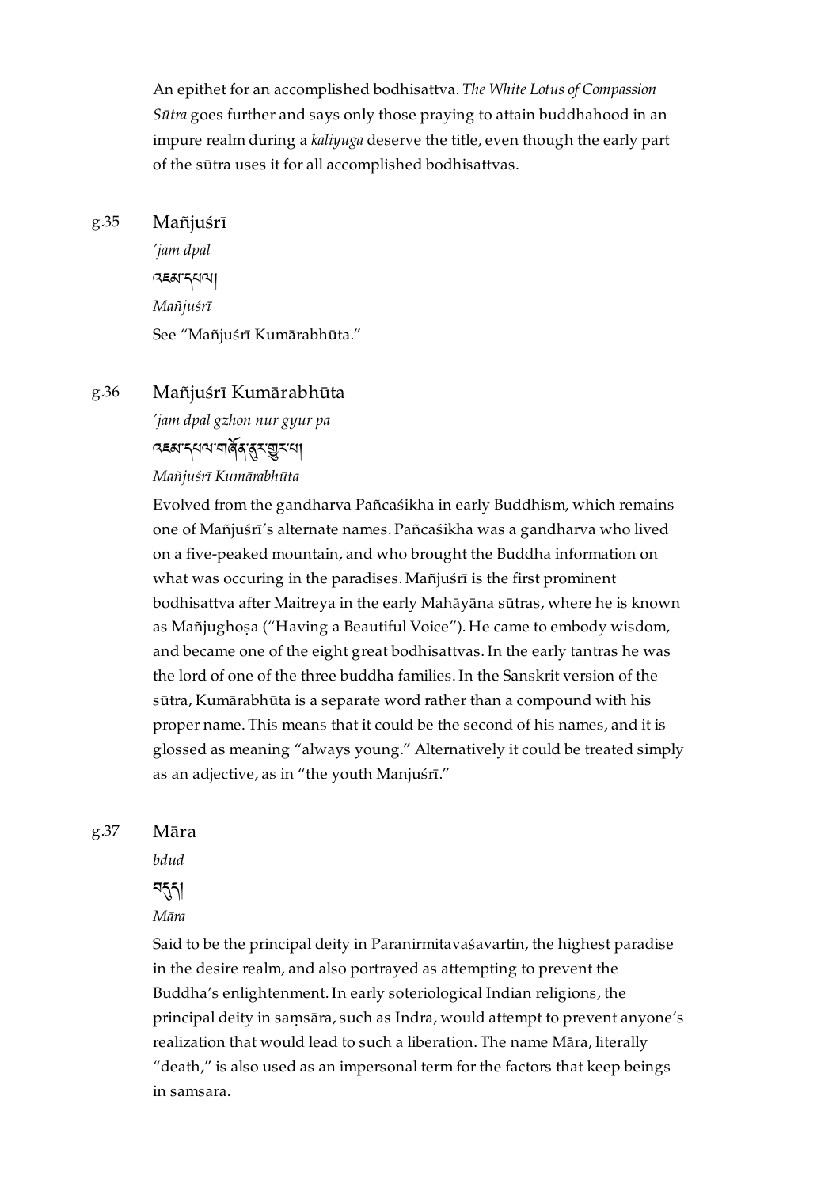An epithet for an accomplished bodhisattva. *The White Lotus of Compassion Sūtra* goes further and says only those praying to attain buddhahood in an impure realm during a *kaliyuga* deserve the title, even though the early part of the sūtra uses it for all accomplished bodhisattvas.

g.35 Mañjuśrī

*'jam dpal*

འཇམ་དཔལ།

*Mañjuśrī*

See "Mañjuśrī Kumārabhūta."

g.36 Mañjuśrī Kumārabhūta

*'jam dpal gzhon nur gyur pa*

འཇམ་དཔལ་གཞོན་ནུར་གྱུར་པ།

*Mañjuśrī Kumārabhūta*

Evolved from the gandharva Pañcaśikha in early Buddhism, which remains one of Mañjuśrī's alternate names. Pañcaśikha was a gandharva who lived on a five-peaked mountain, and who brought the Buddha information on what was occuring in the paradises. Mañjuśrī is the first prominent bodhisattva after Maitreya in the early Mahāyāna sūtras, where he is known as Mañjughoṣa ("Having a Beautiful Voice"). He came to embody wisdom, and became one of the eight great bodhisattvas. In the early tantras he was the lord of one of the three buddha families. In the Sanskrit version of the sūtra, Kumārabhūta is a separate word rather than a compound with his proper name. This means that it could be the second of his names, and it is glossed as meaning "always young." Alternatively it could be treated simply as an adjective, as in "the youth Manjuśrī."

g.37 Māra

*bdud*

བདུད།

*Māra*

Said to be the principal deity in Paranirmitavaśavartin, the highest paradise in the desire realm, and also portrayed as attempting to prevent the Buddha's enlightenment. In early soteriological Indian religions, the principal deity in saṃsāra, such as Indra, would attempt to prevent anyone's realization that would lead to such a liberation. The name Māra, literally "death," is also used as an impersonal term for the factors that keep beings in samsara.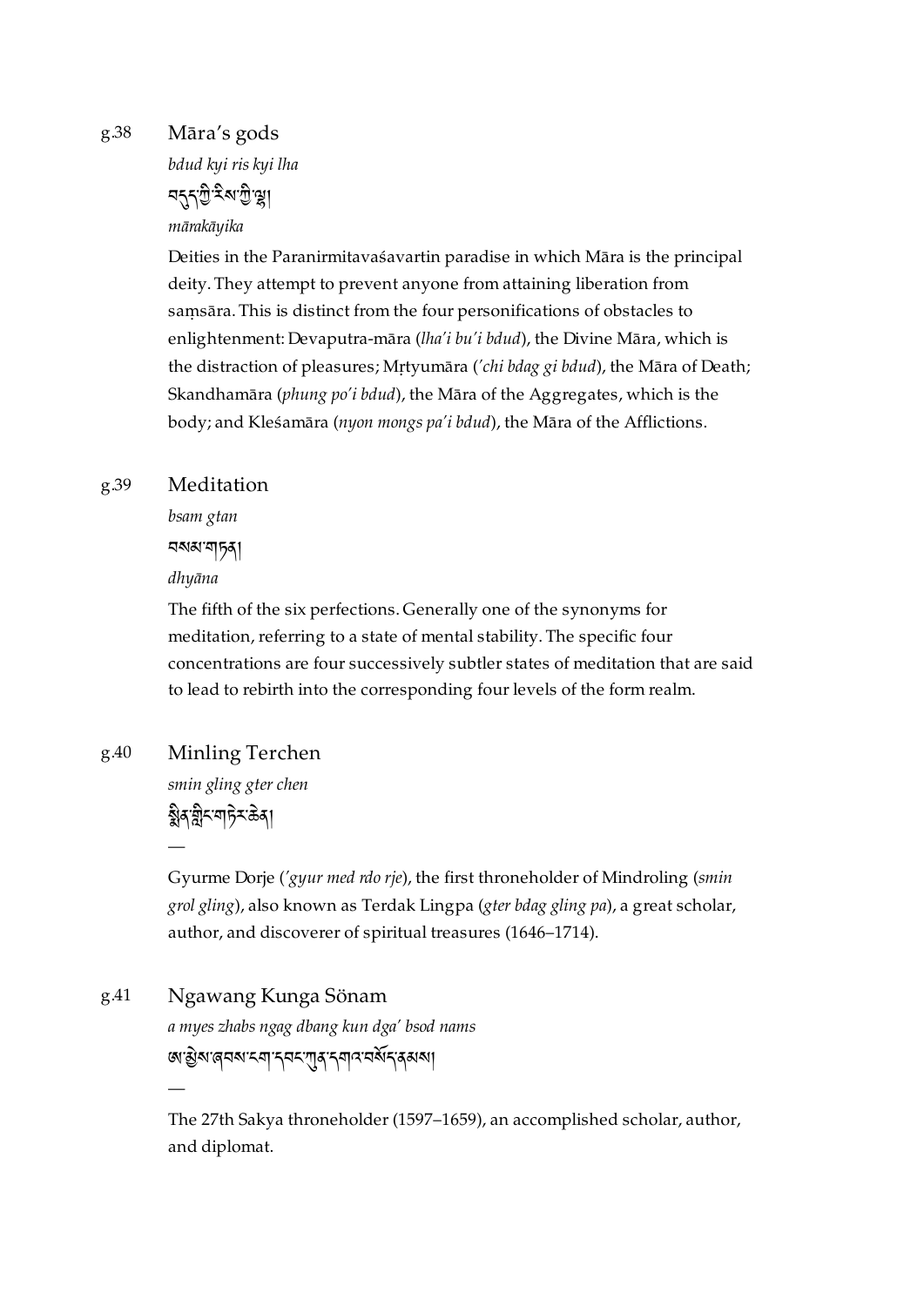g.38 Māra's gods

*bdud kyi ris kyi lha*

བདུད་ཀྱི་རིས་ཀྱི་ལྷ།

*mārakāyika*

Deities in the Paranirmitavaśavartin paradise in which Māra is the principal deity. They attempt to prevent anyone from attaining liberation from saṃsāra. This is distinct from the four personifications of obstacles to enlightenment: Devaputra-māra (*lha'i bu'i bdud*), the Divine Māra, which is the distraction of pleasures; Mṛtyumāra (*'chi bdag gi bdud*), the Māra of Death; Skandhamāra (*phung po'i bdud*), the Māra of the Aggregates, which is the body; and Kleśamāra (*nyon mongs pa'i bdud*), the Māra of the Afflictions.

g.39 Meditation

*bsam gtan*

བསམ་གཏན།

*dhyāna*

The fifth of the six perfections. Generally one of the synonyms for meditation, referring to a state of mental stability. The specific four concentrations are four successively subtler states of meditation that are said to lead to rebirth into the corresponding four levels of the form realm.

g.40 Minling Terchen

*smin gling gter chen*

སྨིན་གླིང་གཏེར་ཆེན།

—

Gyurme Dorje (*'gyur med rdo rje*), the first throneholder of Mindroling (*smin grol gling*), also known as Terdak Lingpa (*gter bdag gling pa*), a great scholar, author, and discoverer of spiritual treasures (1646–1714).

g.41 Ngawang Kunga Sönam

*a myes zhabs ngag dbang kun dga' bsod nams*

ཨ་མྱེས་ཞབས་ངག་དབང་ཀུན་དགའ་བསོད་ནམས།

—

The 27th Sakya throneholder (1597–1659), an accomplished scholar, author, and diplomat.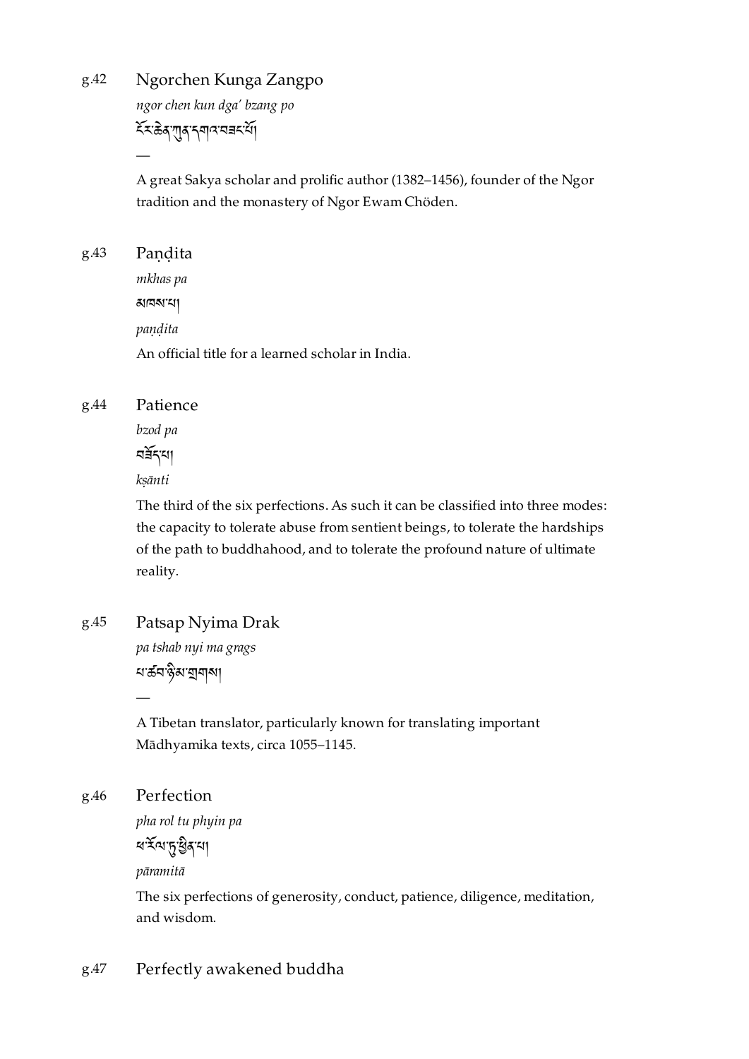g.42 Ngorchen Kunga Zangpo

*ngor chen kun dga' bzang po*

ངོར་ཆེན་ཀུན་དགའ་བཟང་པོ།

—

A great Sakya scholar and prolific author (1382–1456), founder of the Ngor tradition and the monastery of Ngor Ewam Chöden.

g.43 Paṇḍita

*mkhas pa*

མཁས་པ།

*paṇḍita*

An official title for a learned scholar in India.

g.44 Patience

*bzod pa*

བཟོད་པ།

*kṣānti*

The third of the six perfections. As such it can be classified into three modes: the capacity to tolerate abuse from sentient beings, to tolerate the hardships of the path to buddhahood, and to tolerate the profound nature of ultimate reality.

g.45 Patsap Nyima Drak

*pa tshab nyi ma grags*

པ་ཚབ་ཉི་མ་གྲགས།

—

A Tibetan translator, particularly known for translating important Mādhyamika texts, circa 1055–1145.

g.46 Perfection

*pha rol tu phyin pa*

ཕ་རོལ་ཏུ་ཕྱིན་པ།

*pāramitā*

The six perfections of generosity, conduct, patience, diligence, meditation, and wisdom.

g.47 Perfectly awakened buddha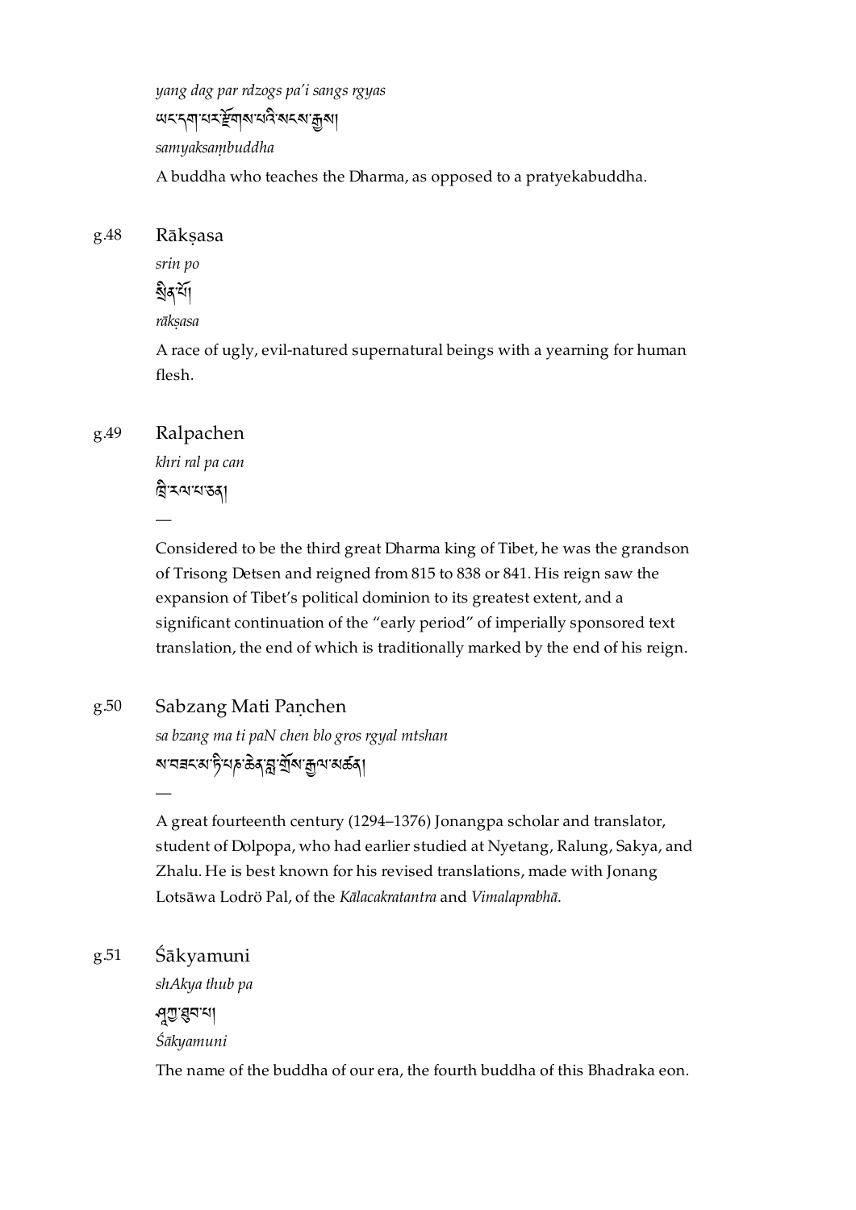*yang dag par rdzogs pa'i sangs rgyas*

ཡང་དག་པར་རྫོགས་པའི་སངས་རྒྱས།

*samyaksaṃbuddha*

A buddha who teaches the Dharma, as opposed to a pratyekabuddha.

g.48 Rākṣasa

*srin po*

སྲིན་པོ།

*rākṣasa*

A race of ugly, evil-natured supernatural beings with a yearning for human flesh.

g.49 Ralpachen

*khri ral pa can*

ཁྲི་རལ་པ་ཅན།

—

Considered to be the third great Dharma king of Tibet, he was the grandson of Trisong Detsen and reigned from 815 to 838 or 841. His reign saw the expansion of Tibet's political dominion to its greatest extent, and a significant continuation of the "early period" of imperially sponsored text translation, the end of which is traditionally marked by the end of his reign.

g.50 Sabzang Mati Paṇchen

*sa bzang ma ti paN chen blo gros rgyal mtshan*

ས་བཟང་མ་ཏི་པཎ་ཆེན་བློ་གྲོས་རྒྱལ་མཚན།

—

A great fourteenth century (1294–1376) Jonangpa scholar and translator, student of Dolpopa, who had earlier studied at Nyetang, Ralung, Sakya, and Zhalu. He is best known for his revised translations, made with Jonang Lotsāwa Lodrö Pal, of the *Kālacakratantra* and *Vimalaprabhā*.

g.51 Śākyamuni

*shAkya thub pa*

ཤཱཀྱ་ཐུབ་པ།

*Śākyamuni*

The name of the buddha of our era, the fourth buddha of this Bhadraka eon.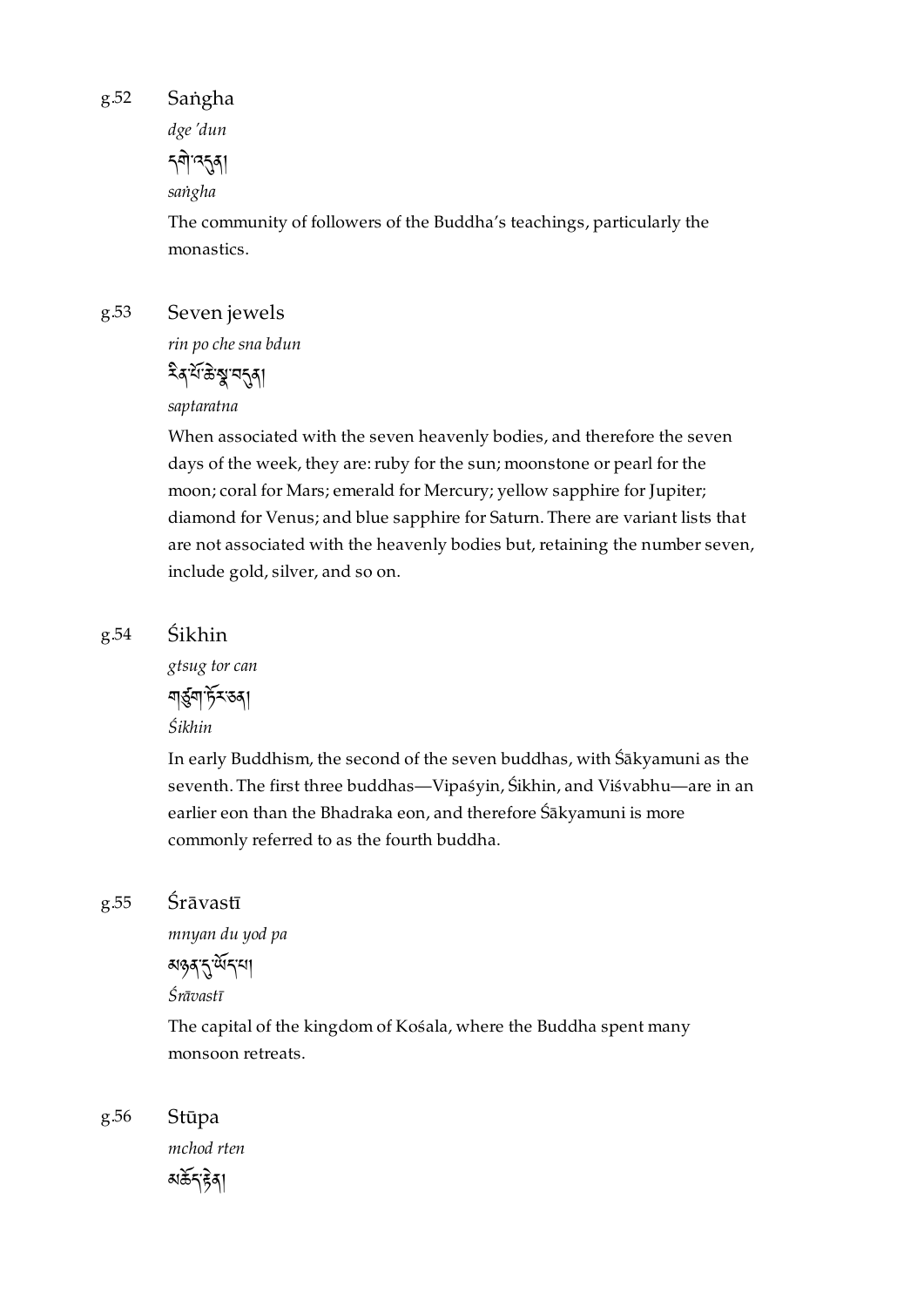g.52 Saṅgha

*dge 'dun*

དགེ་འདུན།

*saṅgha*

The community of followers of the Buddha's teachings, particularly the monastics.

g.53 Seven jewels

*rin po che sna bdun*

རིན་པོ་ཆེ་སྣ་བདུན།

*saptaratna*

When associated with the seven heavenly bodies, and therefore the seven days of the week, they are: ruby for the sun; moonstone or pearl for the moon; coral for Mars; emerald for Mercury; yellow sapphire for Jupiter; diamond for Venus; and blue sapphire for Saturn. There are variant lists that are not associated with the heavenly bodies but, retaining the number seven, include gold, silver, and so on.

g.54 Śikhin

*gtsug tor can*

གཙུག་ཏོར་ཅན།

*Śikhin*

In early Buddhism, the second of the seven buddhas, with Śākyamuni as the seventh. The first three buddhas—Vipaśyin, Śikhin, and Viśvabhu—are in an earlier eon than the Bhadraka eon, and therefore Śākyamuni is more commonly referred to as the fourth buddha.

g.55 Śrāvastī

*mnyan du yod pa*

མཉན་དུ་ཡོད་པ།

*Śrāvastī*

The capital of the kingdom of Kośala, where the Buddha spent many monsoon retreats.

g.56 Stūpa

*mchod rten*

མཆོད་རྟེན།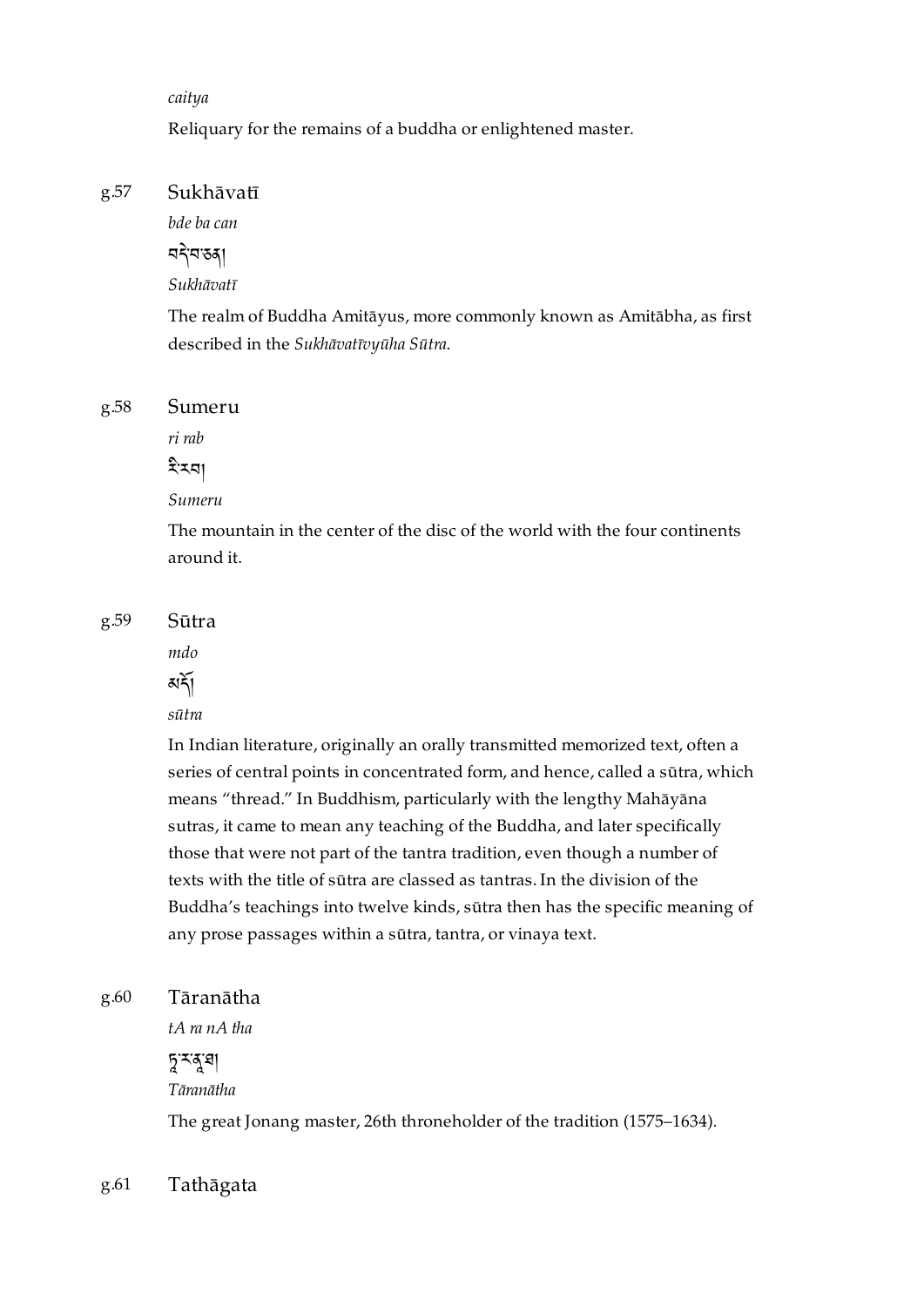*caitya*

Reliquary for the remains of a buddha or enlightened master.

g.57 Sukhāvatī

*bde ba can*

བདེ་བ་ཅན།

*Sukhāvatī*

The realm of Buddha Amitāyus, more commonly known as Amitābha, as first described in the *Sukhāvatīvyūha Sūtra*.

g.58 Sumeru

*ri rab*

རི་རབ།

*Sumeru*

The mountain in the center of the disc of the world with the four continents around it.

g.59 Sūtra

*mdo*

མདོ།

*sūtra*

In Indian literature, originally an orally transmitted memorized text, often a series of central points in concentrated form, and hence, called a sūtra, which means "thread." In Buddhism, particularly with the lengthy Mahāyāna sutras, it came to mean any teaching of the Buddha, and later specifically those that were not part of the tantra tradition, even though a number of texts with the title of sūtra are classed as tantras. In the division of the Buddha's teachings into twelve kinds, sūtra then has the specific meaning of any prose passages within a sūtra, tantra, or vinaya text.

g.60 Tāranātha

*tA ra nA tha*

ཏཱ་ར་ནཱ་ཐ།

*Tāranātha*

The great Jonang master, 26th throneholder of the tradition (1575–1634).

g.61 Tathāgata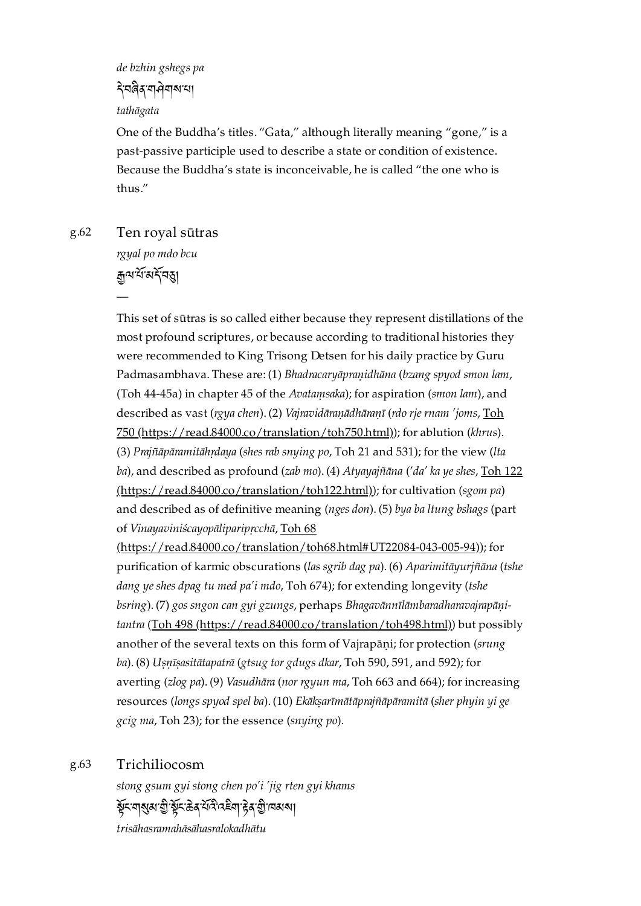*de bzhin gshegs pa*

དེ་བཞིན་གཤེགས་པ།

*tathāgata*

One of the Buddha's titles. "Gata," although literally meaning "gone," is a past-passive participle used to describe a state or condition of existence. Because the Buddha's state is inconceivable, he is called "the one who is thus."

g.62 Ten royal sūtras

*rgyal po mdo bcu*

རྒྱལ་པོ་མདོ་བཅུ།

—

This set of sūtras is so called either because they represent distillations of the most profound scriptures, or because according to traditional histories they were recommended to King Trisong Detsen for his daily practice by Guru Padmasambhava. These are: (1) *Bhadracaryāpraṇidhāna* (*bzang spyod smon lam*, (Toh 44-45a) in chapter 45 of the *Avataṃsaka*); for aspiration (*smon lam*), and described as vast (*rgya chen*). (2) *Vajravidāraṇādhāraṇī* (*rdo rje rnam 'joms*, Toh 750 (https://read.84000.co/translation/toh750.html)); for ablution (*khrus*). (3) *Prajñāpāramitāhṛdaya* (*shes rab snying po*, Toh 21 and 531); for the view (*lta ba*), and described as profound (*zab mo*). (4) *Atyayajñāna* (*'da' ka ye shes*, Toh 122 (https://read.84000.co/translation/toh122.html)); for cultivation (*sgom pa*) and described as of definitive meaning (*nges don*). (5) *bya ba ltung bshags* (part of *Vinayaviniścayopāliparipṛcchā*, Toh 68 (https://read.84000.co/translation/toh68.html#UT22084-043-005-94)); for purification of karmic obscurations (*las sgrib dag pa*). (6) *Aparimitāyurjñāna* (*tshe dang ye shes dpag tu med pa'i mdo*, Toh 674); for extending longevity (*tshe bsring*). (7) *gos sngon can gyi gzungs*, perhaps *Bhagavānnīlāmbaradharavajrapāṇi-tantra* (Toh 498 (https://read.84000.co/translation/toh498.html)) but possibly another of the several texts on this form of Vajrapāṇi; for protection (*srung ba*). (8) *Uṣṇīṣasitātapatrā* (*gtsug tor gdugs dkar*, Toh 590, 591, and 592); for averting (*zlog pa*). (9) *Vasudhāra* (*nor rgyun ma*, Toh 663 and 664); for increasing resources (*longs spyod spel ba*). (10) *Ekākṣarīmātāprajñāpāramitā* (*sher phyin yi ge gcig ma*, Toh 23); for the essence (*snying po*).

g.63 Trichiliocosm

*stong gsum gyi stong chen po'i 'jig rten gyi khams*

སྟོང་གསུམ་གྱི་སྟོང་ཆེན་པོའི་འཇིག་རྟེན་གྱི་ཁམས།

*trisāhasramahāsāhasralokadhātu*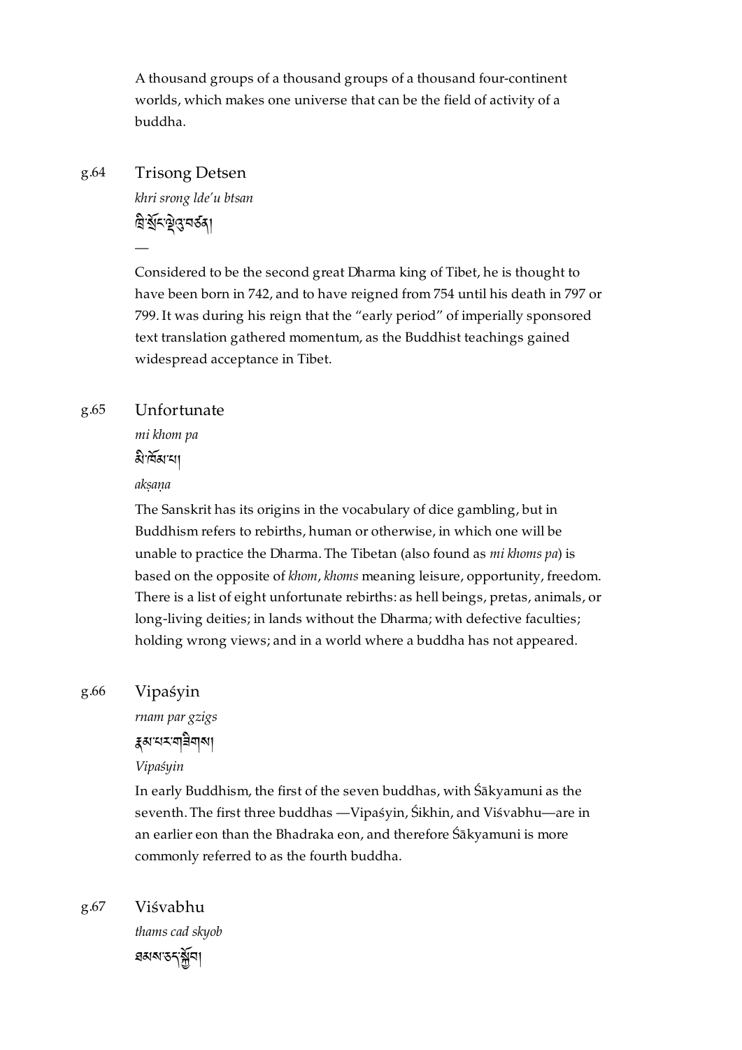A thousand groups of a thousand groups of a thousand four-continent worlds, which makes one universe that can be the field of activity of a buddha.

g.64 Trisong Detsen

*khri srong lde'u btsan*

ཁྲི་སྲོང་ལྡེའུ་བཙན།

—

Considered to be the second great Dharma king of Tibet, he is thought to have been born in 742, and to have reigned from 754 until his death in 797 or 799. It was during his reign that the “early period” of imperially sponsored text translation gathered momentum, as the Buddhist teachings gained widespread acceptance in Tibet.

g.65 Unfortunate

*mi khom pa*

མི་ཁོམ་པ།

*akṣaṇa*

The Sanskrit has its origins in the vocabulary of dice gambling, but in Buddhism refers to rebirths, human or otherwise, in which one will be unable to practice the Dharma. The Tibetan (also found as *mi khoms pa*) is based on the opposite of *khom*, *khoms* meaning leisure, opportunity, freedom. There is a list of eight unfortunate rebirths: as hell beings, pretas, animals, or long-living deities; in lands without the Dharma; with defective faculties; holding wrong views; and in a world where a buddha has not appeared.

g.66 Vipaśyin

*rnam par gzigs*

རྣམ་པར་གཟིགས།

*Vipaśyin*

In early Buddhism, the first of the seven buddhas, with Śākyamuni as the seventh. The first three buddhas —Vipaśyin, Śikhin, and Viśvabhu—are in an earlier eon than the Bhadraka eon, and therefore Śākyamuni is more commonly referred to as the fourth buddha.

g.67 Viśvabhu

*thams cad skyob*

ཐམས་ཅད་སྐྱོབ།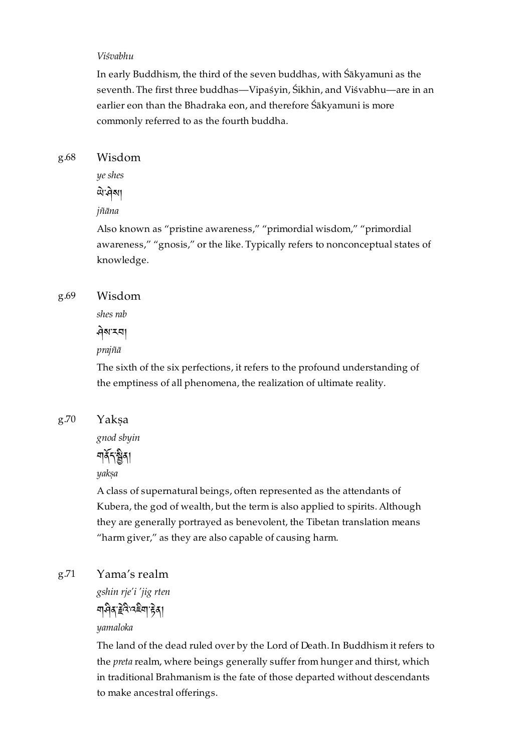*Viśvabhu*

In early Buddhism, the third of the seven buddhas, with Śākyamuni as the seventh. The first three buddhas—Vipaśyin, Śikhin, and Viśvabhu—are in an earlier eon than the Bhadraka eon, and therefore Śākyamuni is more commonly referred to as the fourth buddha.

g.68 Wisdom

*ye shes*

ཡེ་ཤེས།

*jñāna*

Also known as “pristine awareness,” “primordial wisdom,” “primordial awareness,” “gnosis,” or the like. Typically refers to nonconceptual states of knowledge.

g.69 Wisdom

*shes rab*

ཤེས་རབ།

*prajñā*

The sixth of the six perfections, it refers to the profound understanding of the emptiness of all phenomena, the realization of ultimate reality.

g.70 Yakṣa

*gnod sbyin*

གནོད་སྦྱིན།

*yakṣa*

A class of supernatural beings, often represented as the attendants of Kubera, the god of wealth, but the term is also applied to spirits. Although they are generally portrayed as benevolent, the Tibetan translation means “harm giver,” as they are also capable of causing harm.

g.71 Yama’s realm

*gshin rje’i ’jig rten*

གཤིན་རྗེའི་འཇིག་རྟེན།

*yamaloka*

The land of the dead ruled over by the Lord of Death. In Buddhism it refers to the *preta* realm, where beings generally suffer from hunger and thirst, which in traditional Brahmanism is the fate of those departed without descendants to make ancestral offerings.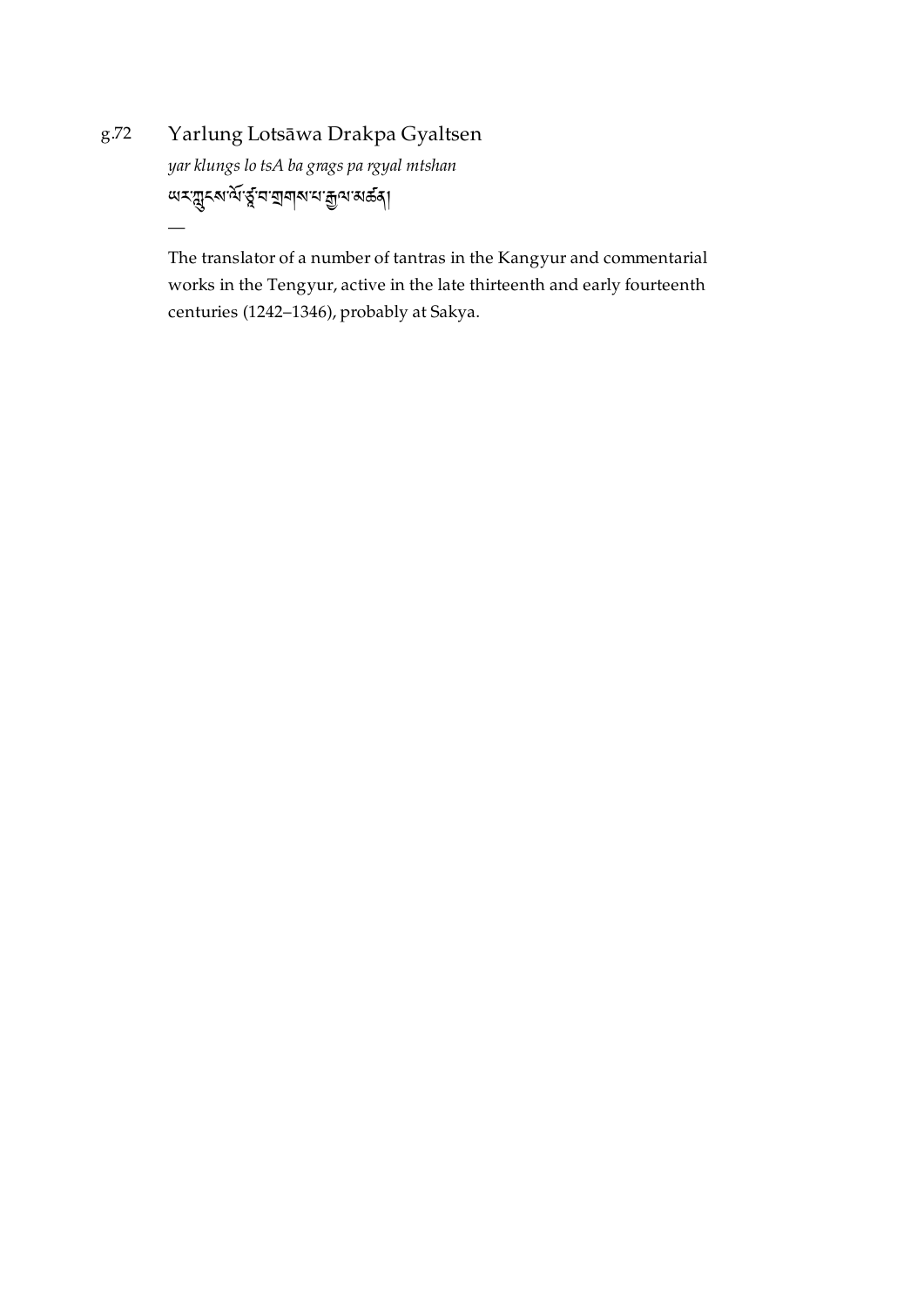g.72 Yarlung Lotsāwa Drakpa Gyaltsen

*yar klungs lo tsA ba grags pa rgyal mtshan*

ཡར་ཀླུངས་ལོ་ཙཱ་བ་གྲགས་པ་རྒྱལ་མཚན།

—

The translator of a number of tantras in the Kangyur and commentarial works in the Tengyur, active in the late thirteenth and early fourteenth centuries (1242–1346), probably at Sakya.